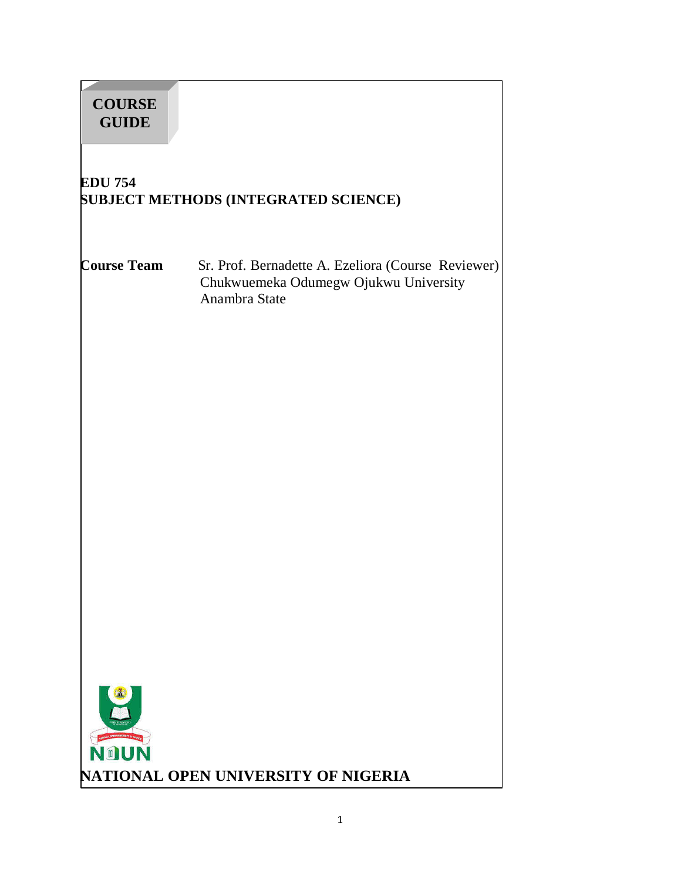# COURSE GUIDE

## EDU 754
## SUBJECT METHODS (INTEGRATED SCIENCE)

**Course Team** Sr. Prof. Bernadette A. Ezeliora (Course Reviewer)
Chukwuemeka Odumegw Ojukwu University
Anambra State

NOUN

**NATIONAL OPEN UNIVERSITY OF NIGERIA**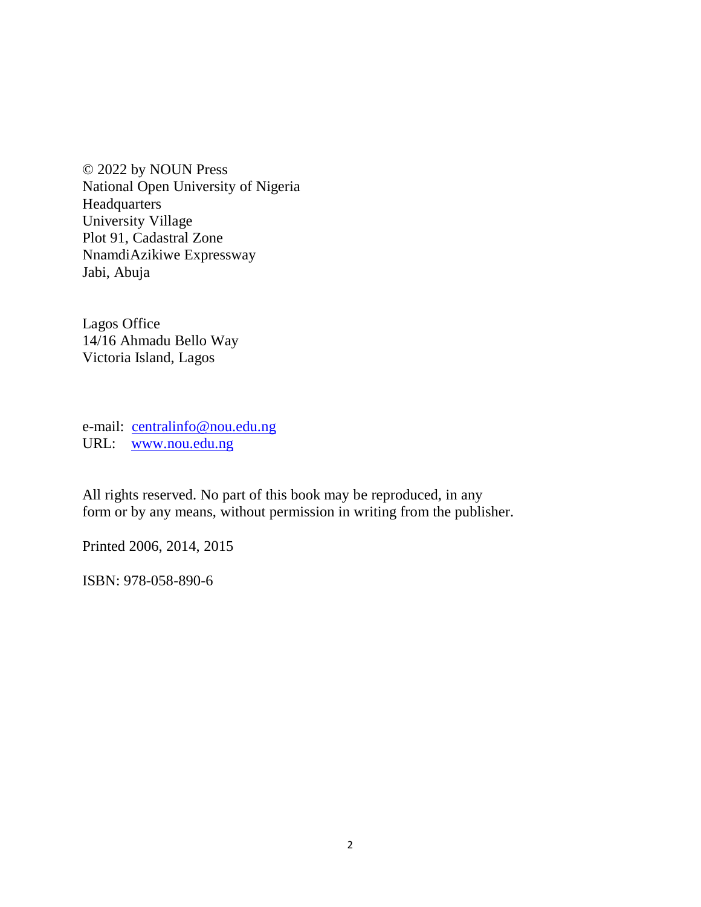© 2022 by NOUN Press
National Open University of Nigeria
Headquarters
University Village
Plot 91, Cadastral Zone
NnamdiAzikiwe Expressway
Jabi, Abuja

Lagos Office
14/16 Ahmadu Bello Way
Victoria Island, Lagos

e-mail: centralinfo@nou.edu.ng
URL: www.nou.edu.ng

All rights reserved. No part of this book may be reproduced, in any form or by any means, without permission in writing from the publisher.

Printed 2006, 2014, 2015

ISBN: 978-058-890-6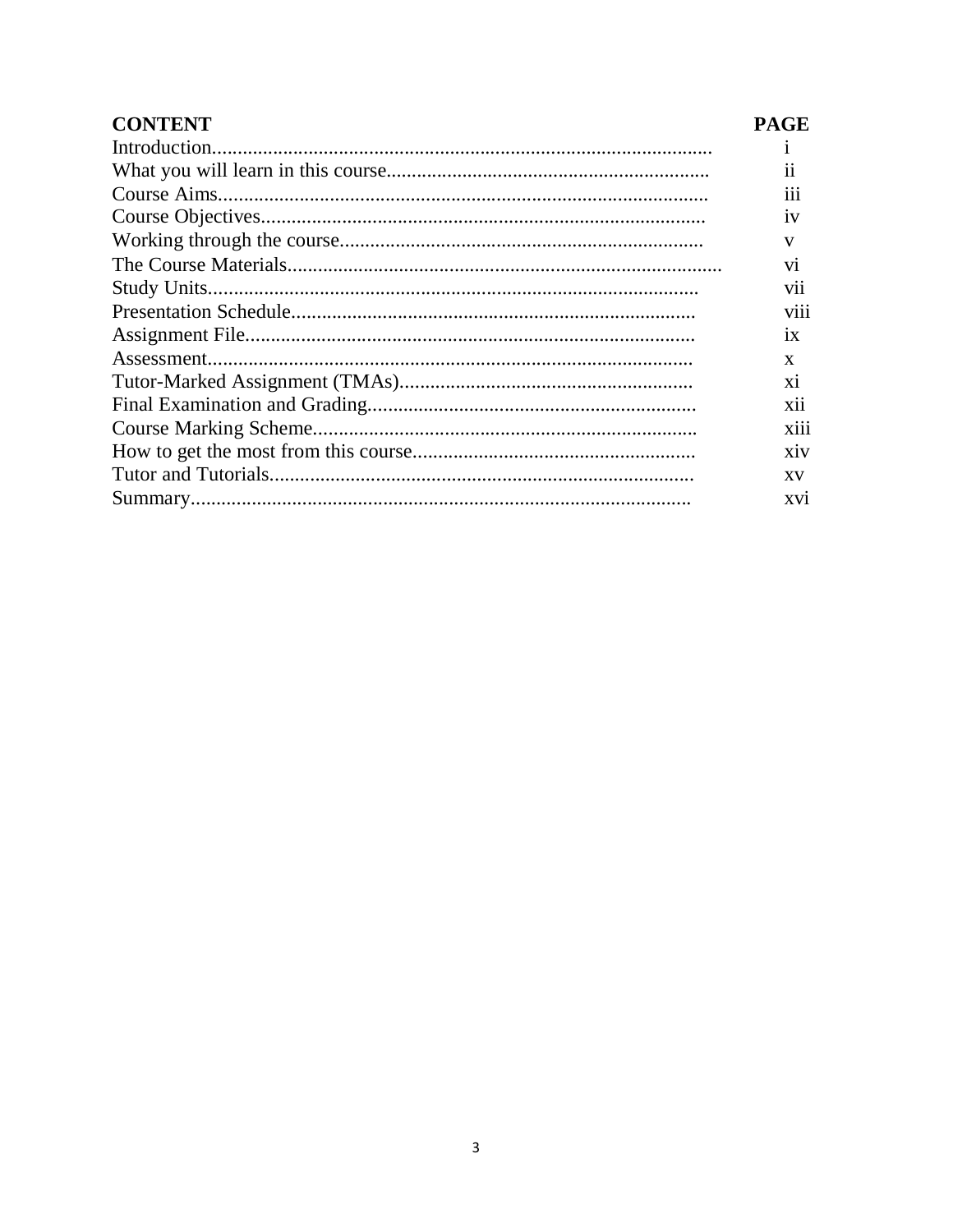| CONTENT | PAGE |
|---|---|
| Introduction | i |
| What you will learn in this course | ii |
| Course Aims | iii |
| Course Objectives | iv |
| Working through the course | v |
| The Course Materials | vi |
| Study Units | vii |
| Presentation Schedule | viii |
| Assignment File | ix |
| Assessment | x |
| Tutor-Marked Assignment (TMAs) | xi |
| Final Examination and Grading | xii |
| Course Marking Scheme | xiii |
| How to get the most from this course | xiv |
| Tutor and Tutorials | xv |
| Summary | xvi |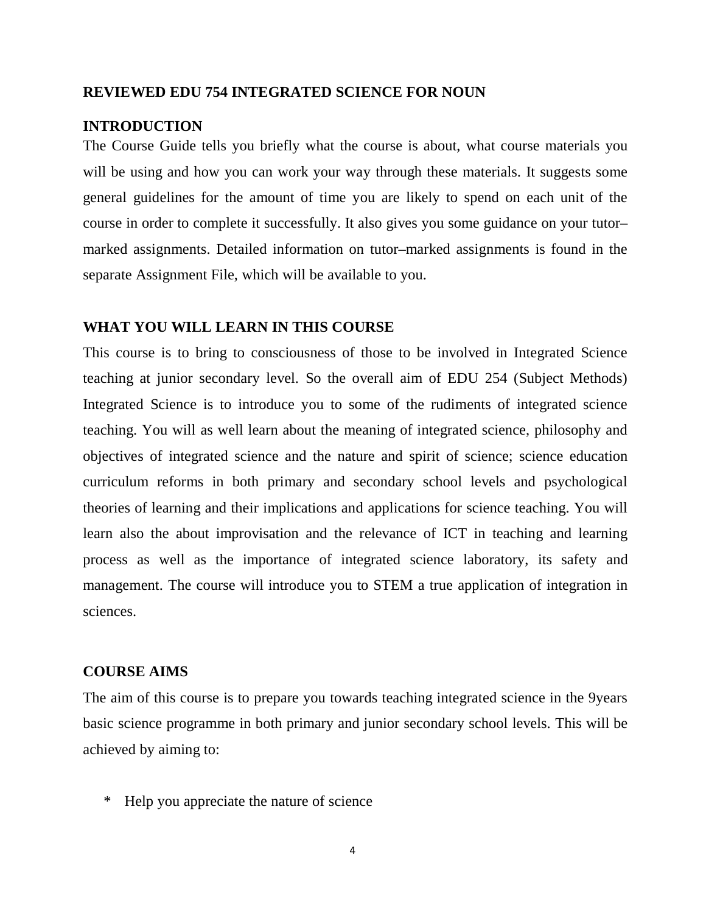**REVIEWED EDU 754 INTEGRATED SCIENCE FOR NOUN**

## INTRODUCTION

The Course Guide tells you briefly what the course is about, what course materials you will be using and how you can work your way through these materials. It suggests some general guidelines for the amount of time you are likely to spend on each unit of the course in order to complete it successfully. It also gives you some guidance on your tutor–marked assignments. Detailed information on tutor–marked assignments is found in the separate Assignment File, which will be available to you.

## WHAT YOU WILL LEARN IN THIS COURSE

This course is to bring to consciousness of those to be involved in Integrated Science teaching at junior secondary level. So the overall aim of EDU 254 (Subject Methods) Integrated Science is to introduce you to some of the rudiments of integrated science teaching. You will as well learn about the meaning of integrated science, philosophy and objectives of integrated science and the nature and spirit of science; science education curriculum reforms in both primary and secondary school levels and psychological theories of learning and their implications and applications for science teaching. You will learn also the about improvisation and the relevance of ICT in teaching and learning process as well as the importance of integrated science laboratory, its safety and management. The course will introduce you to STEM a true application of integration in sciences.

## COURSE AIMS

The aim of this course is to prepare you towards teaching integrated science in the 9years basic science programme in both primary and junior secondary school levels. This will be achieved by aiming to:

* Help you appreciate the nature of science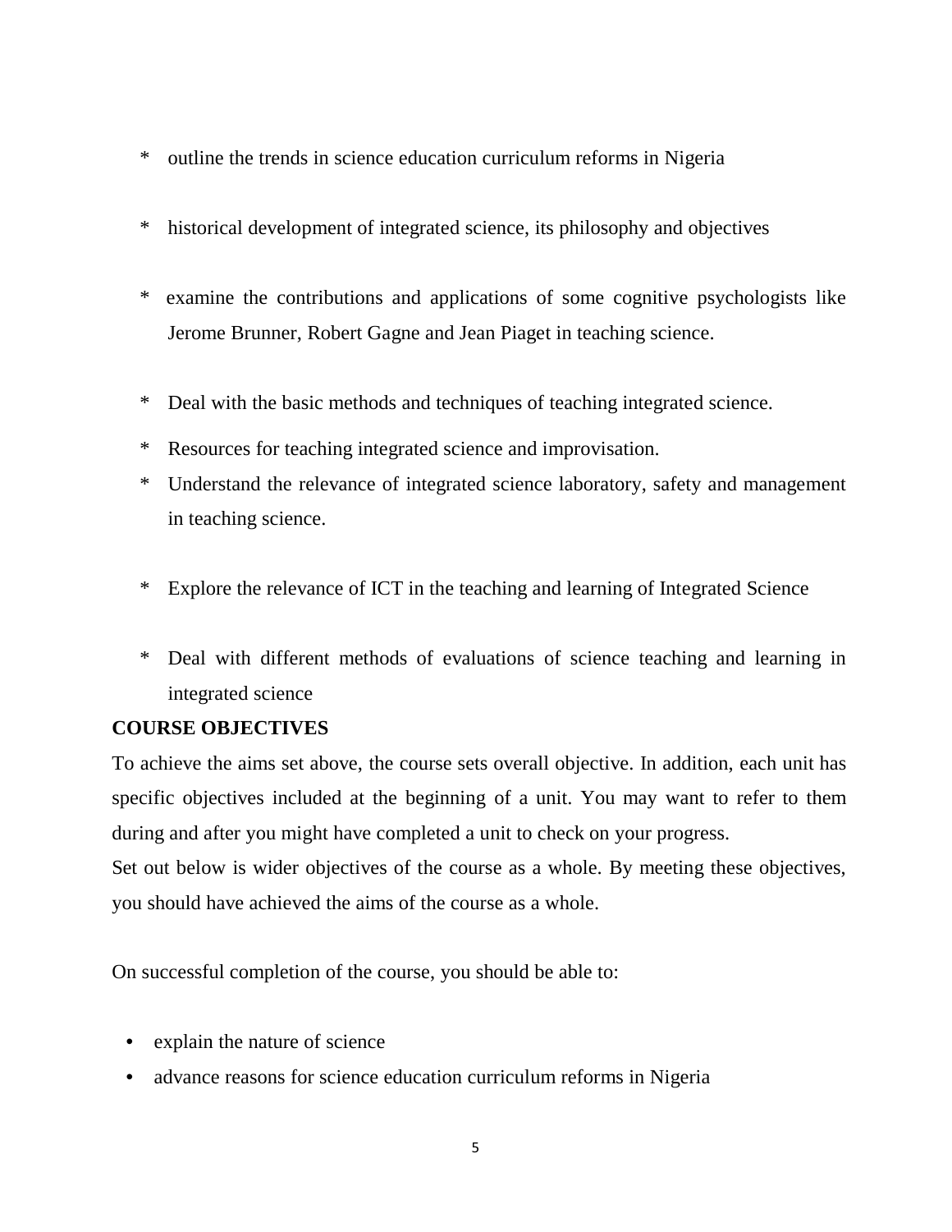* outline the trends in science education curriculum reforms in Nigeria

* historical development of integrated science, its philosophy and objectives

* examine the contributions and applications of some cognitive psychologists like Jerome Brunner, Robert Gagne and Jean Piaget in teaching science.

* Deal with the basic methods and techniques of teaching integrated science.
* Resources for teaching integrated science and improvisation.
* Understand the relevance of integrated science laboratory, safety and management in teaching science.

* Explore the relevance of ICT in the teaching and learning of Integrated Science

* Deal with different methods of evaluations of science teaching and learning in integrated science

**COURSE OBJECTIVES**

To achieve the aims set above, the course sets overall objective. In addition, each unit has specific objectives included at the beginning of a unit. You may want to refer to them during and after you might have completed a unit to check on your progress.

Set out below is wider objectives of the course as a whole. By meeting these objectives, you should have achieved the aims of the course as a whole.

On successful completion of the course, you should be able to:

- explain the nature of science
- advance reasons for science education curriculum reforms in Nigeria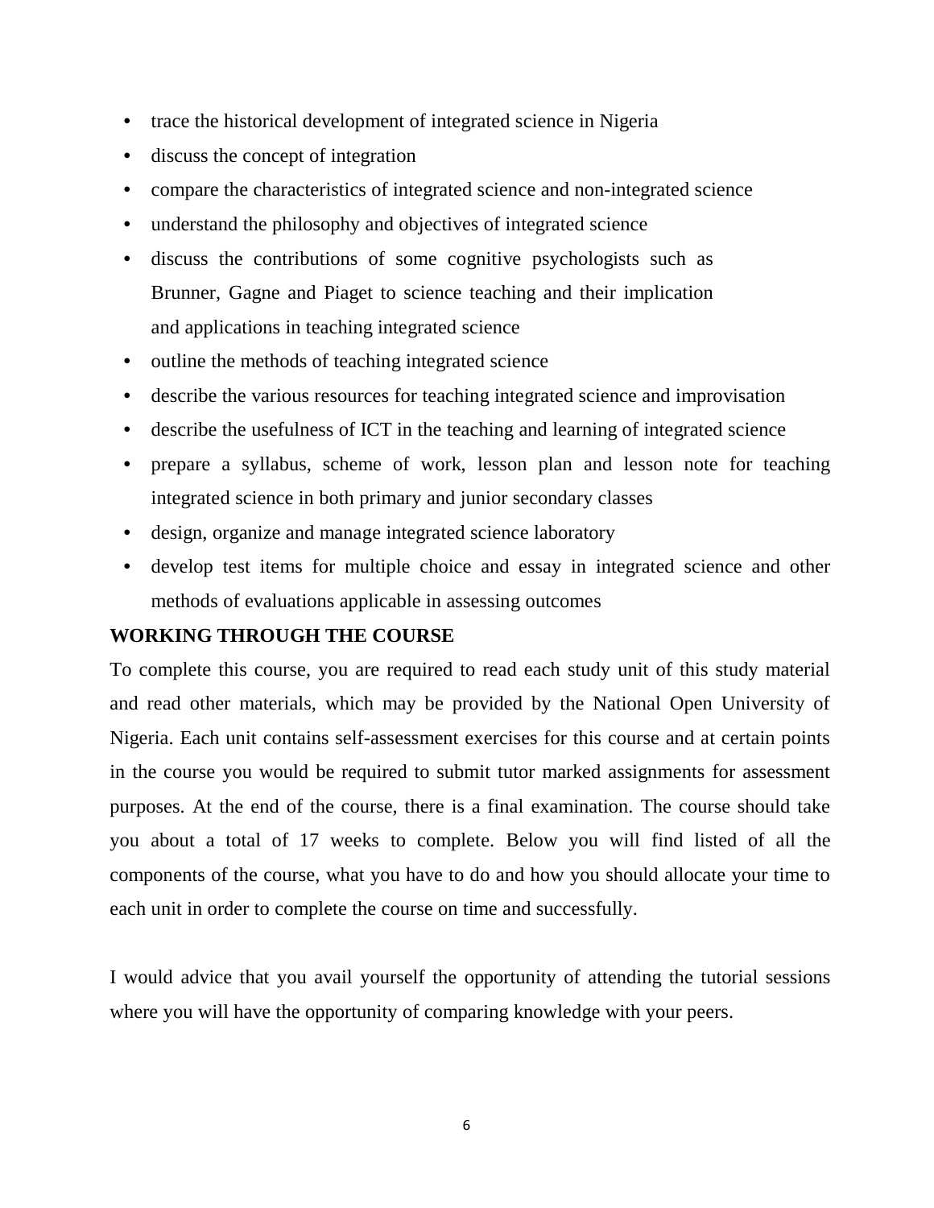- trace the historical development of integrated science in Nigeria
- discuss the concept of integration
- compare the characteristics of integrated science and non-integrated science
- understand the philosophy and objectives of integrated science
- discuss the contributions of some cognitive psychologists such as Brunner, Gagne and Piaget to science teaching and their implication and applications in teaching integrated science
- outline the methods of teaching integrated science
- describe the various resources for teaching integrated science and improvisation
- describe the usefulness of ICT in the teaching and learning of integrated science
- prepare a syllabus, scheme of work, lesson plan and lesson note for teaching integrated science in both primary and junior secondary classes
- design, organize and manage integrated science laboratory
- develop test items for multiple choice and essay in integrated science and other methods of evaluations applicable in assessing outcomes

**WORKING THROUGH THE COURSE**

To complete this course, you are required to read each study unit of this study material and read other materials, which may be provided by the National Open University of Nigeria. Each unit contains self-assessment exercises for this course and at certain points in the course you would be required to submit tutor marked assignments for assessment purposes. At the end of the course, there is a final examination. The course should take you about a total of 17 weeks to complete. Below you will find listed of all the components of the course, what you have to do and how you should allocate your time to each unit in order to complete the course on time and successfully.

I would advice that you avail yourself the opportunity of attending the tutorial sessions where you will have the opportunity of comparing knowledge with your peers.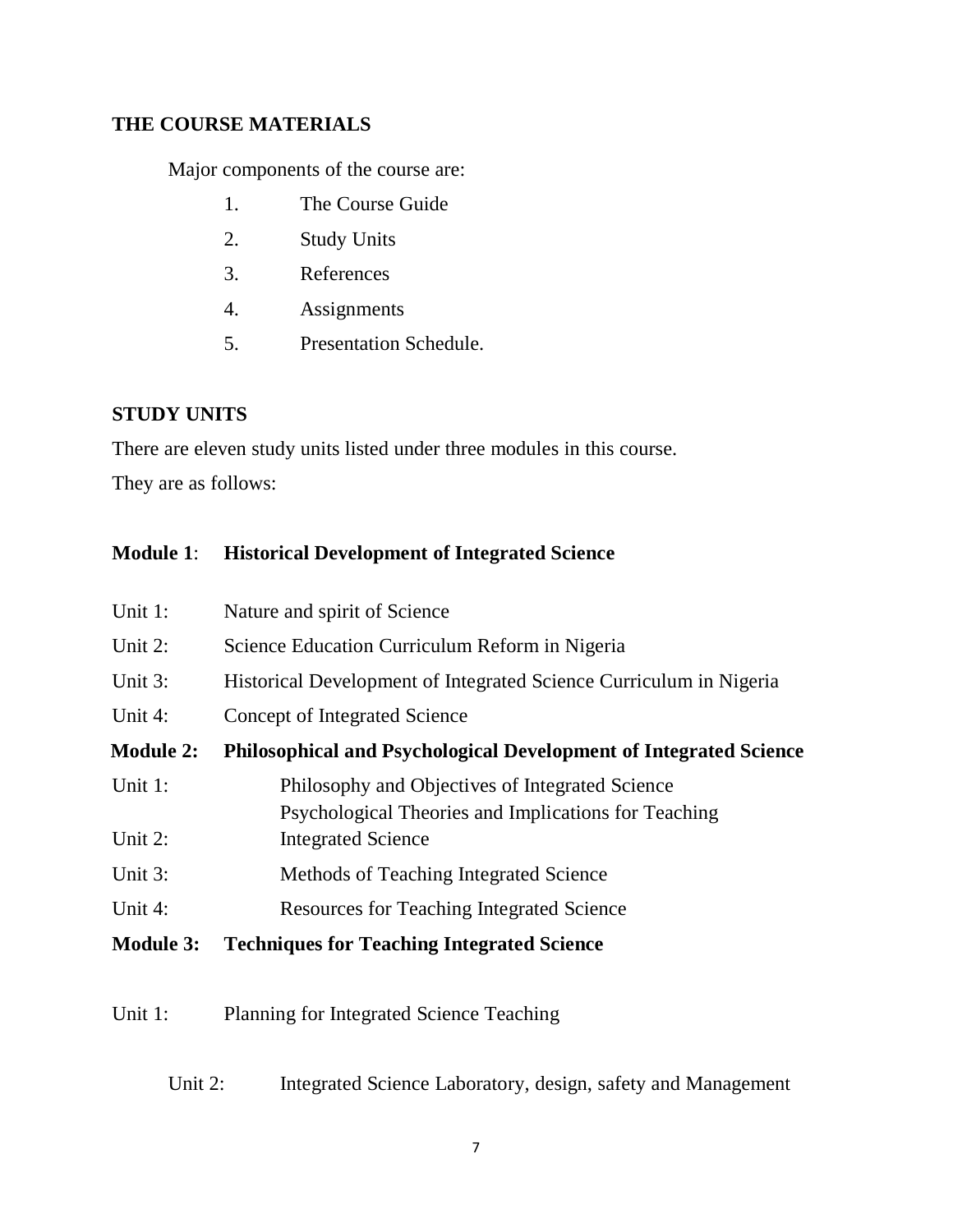## THE COURSE MATERIALS

Major components of the course are:

1. The Course Guide
2. Study Units
3. References
4. Assignments
5. Presentation Schedule.

## STUDY UNITS

There are eleven study units listed under three modules in this course.

They are as follows:

**Module 1**: **Historical Development of Integrated Science**

Unit 1: Nature and spirit of Science

Unit 2: Science Education Curriculum Reform in Nigeria

Unit 3: Historical Development of Integrated Science Curriculum in Nigeria

Unit 4: Concept of Integrated Science

**Module 2: Philosophical and Psychological Development of Integrated Science**

Unit 1: Philosophy and Objectives of Integrated Science

Unit 2: Psychological Theories and Implications for Teaching Integrated Science

Unit 3: Methods of Teaching Integrated Science

Unit 4: Resources for Teaching Integrated Science

**Module 3: Techniques for Teaching Integrated Science**

Unit 1: Planning for Integrated Science Teaching

Unit 2: Integrated Science Laboratory, design, safety and Management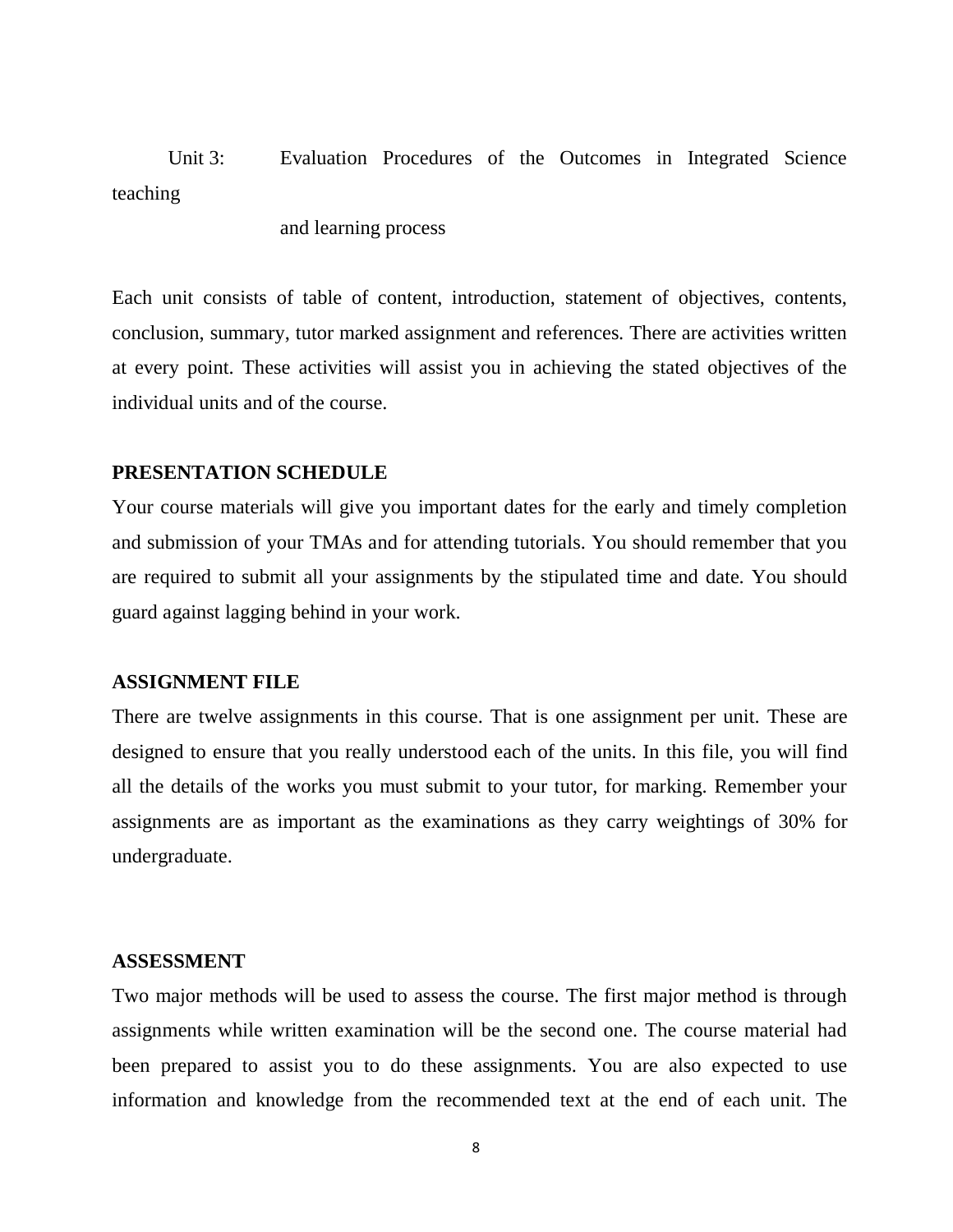Unit 3: Evaluation Procedures of the Outcomes in Integrated Science teaching and learning process

Each unit consists of table of content, introduction, statement of objectives, contents, conclusion, summary, tutor marked assignment and references. There are activities written at every point. These activities will assist you in achieving the stated objectives of the individual units and of the course.

**PRESENTATION SCHEDULE**

Your course materials will give you important dates for the early and timely completion and submission of your TMAs and for attending tutorials. You should remember that you are required to submit all your assignments by the stipulated time and date. You should guard against lagging behind in your work.

**ASSIGNMENT FILE**

There are twelve assignments in this course. That is one assignment per unit. These are designed to ensure that you really understood each of the units. In this file, you will find all the details of the works you must submit to your tutor, for marking. Remember your assignments are as important as the examinations as they carry weightings of 30% for undergraduate.

**ASSESSMENT**

Two major methods will be used to assess the course. The first major method is through assignments while written examination will be the second one. The course material had been prepared to assist you to do these assignments. You are also expected to use information and knowledge from the recommended text at the end of each unit. The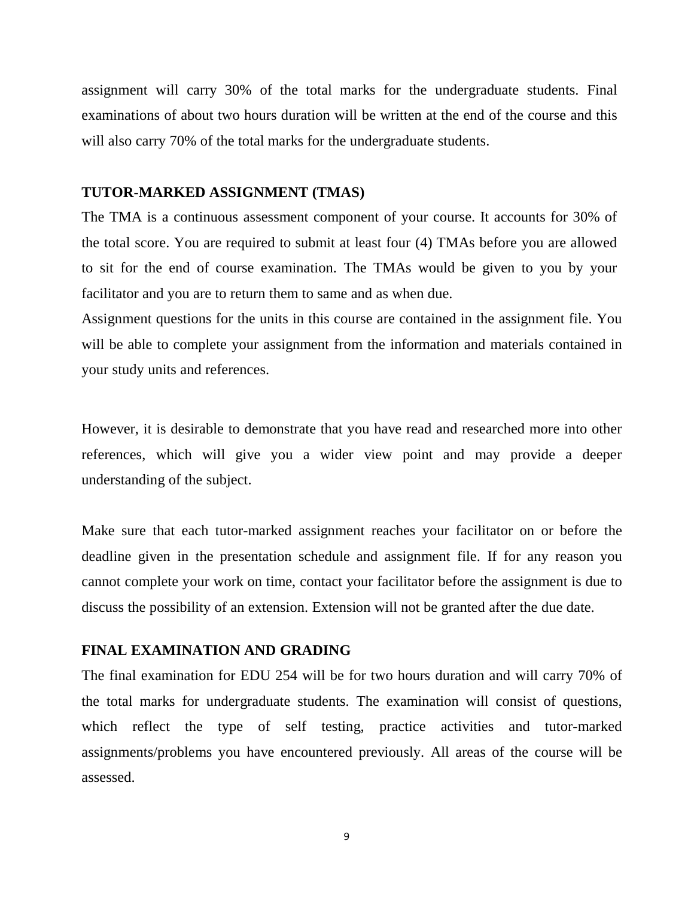assignment will carry 30% of the total marks for the undergraduate students. Final examinations of about two hours duration will be written at the end of the course and this will also carry 70% of the total marks for the undergraduate students.

**TUTOR-MARKED ASSIGNMENT (TMAS)**

The TMA is a continuous assessment component of your course. It accounts for 30% of the total score. You are required to submit at least four (4) TMAs before you are allowed to sit for the end of course examination. The TMAs would be given to you by your facilitator and you are to return them to same and as when due.

Assignment questions for the units in this course are contained in the assignment file. You will be able to complete your assignment from the information and materials contained in your study units and references.

However, it is desirable to demonstrate that you have read and researched more into other references, which will give you a wider view point and may provide a deeper understanding of the subject.

Make sure that each tutor-marked assignment reaches your facilitator on or before the deadline given in the presentation schedule and assignment file. If for any reason you cannot complete your work on time, contact your facilitator before the assignment is due to discuss the possibility of an extension. Extension will not be granted after the due date.

**FINAL EXAMINATION AND GRADING**

The final examination for EDU 254 will be for two hours duration and will carry 70% of the total marks for undergraduate students. The examination will consist of questions, which reflect the type of self testing, practice activities and tutor-marked assignments/problems you have encountered previously. All areas of the course will be assessed.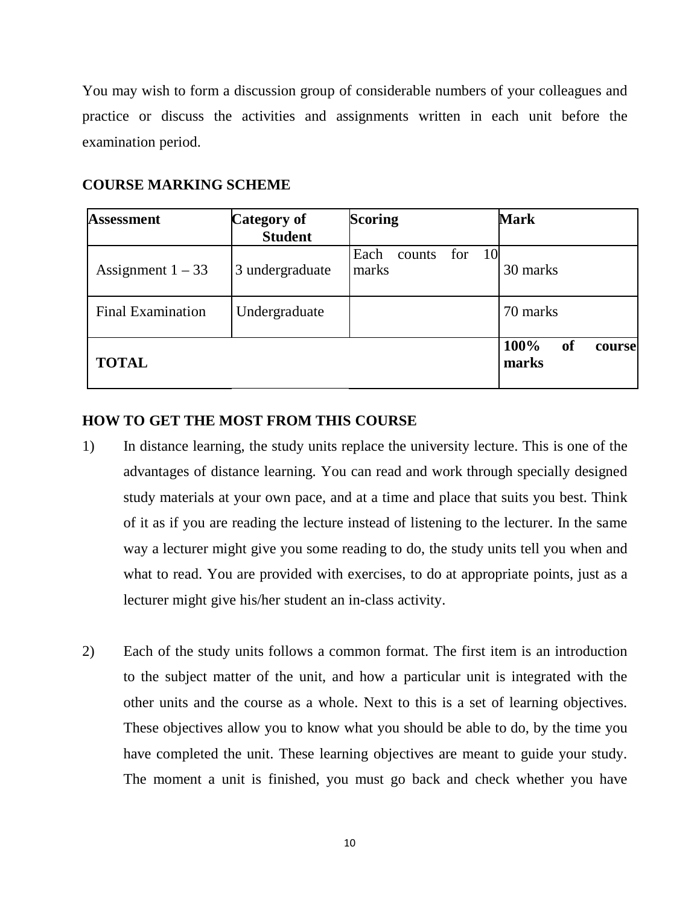You may wish to form a discussion group of considerable numbers of your colleagues and practice or discuss the activities and assignments written in each unit before the examination period.

**COURSE MARKING SCHEME**

| **Assessment** | **Category of Student** | **Scoring** | **Mark** |
|---|---|---|---|
| Assignment 1 – 33 | 3 undergraduate | Each counts for 10 marks | 30 marks |
| Final Examination | Undergraduate | | 70 marks |
| **TOTAL** | | | **100% of course marks** |

**HOW TO GET THE MOST FROM THIS COURSE**

1) In distance learning, the study units replace the university lecture. This is one of the advantages of distance learning. You can read and work through specially designed study materials at your own pace, and at a time and place that suits you best. Think of it as if you are reading the lecture instead of listening to the lecturer. In the same way a lecturer might give you some reading to do, the study units tell you when and what to read. You are provided with exercises, to do at appropriate points, just as a lecturer might give his/her student an in-class activity.

2) Each of the study units follows a common format. The first item is an introduction to the subject matter of the unit, and how a particular unit is integrated with the other units and the course as a whole. Next to this is a set of learning objectives. These objectives allow you to know what you should be able to do, by the time you have completed the unit. These learning objectives are meant to guide your study. The moment a unit is finished, you must go back and check whether you have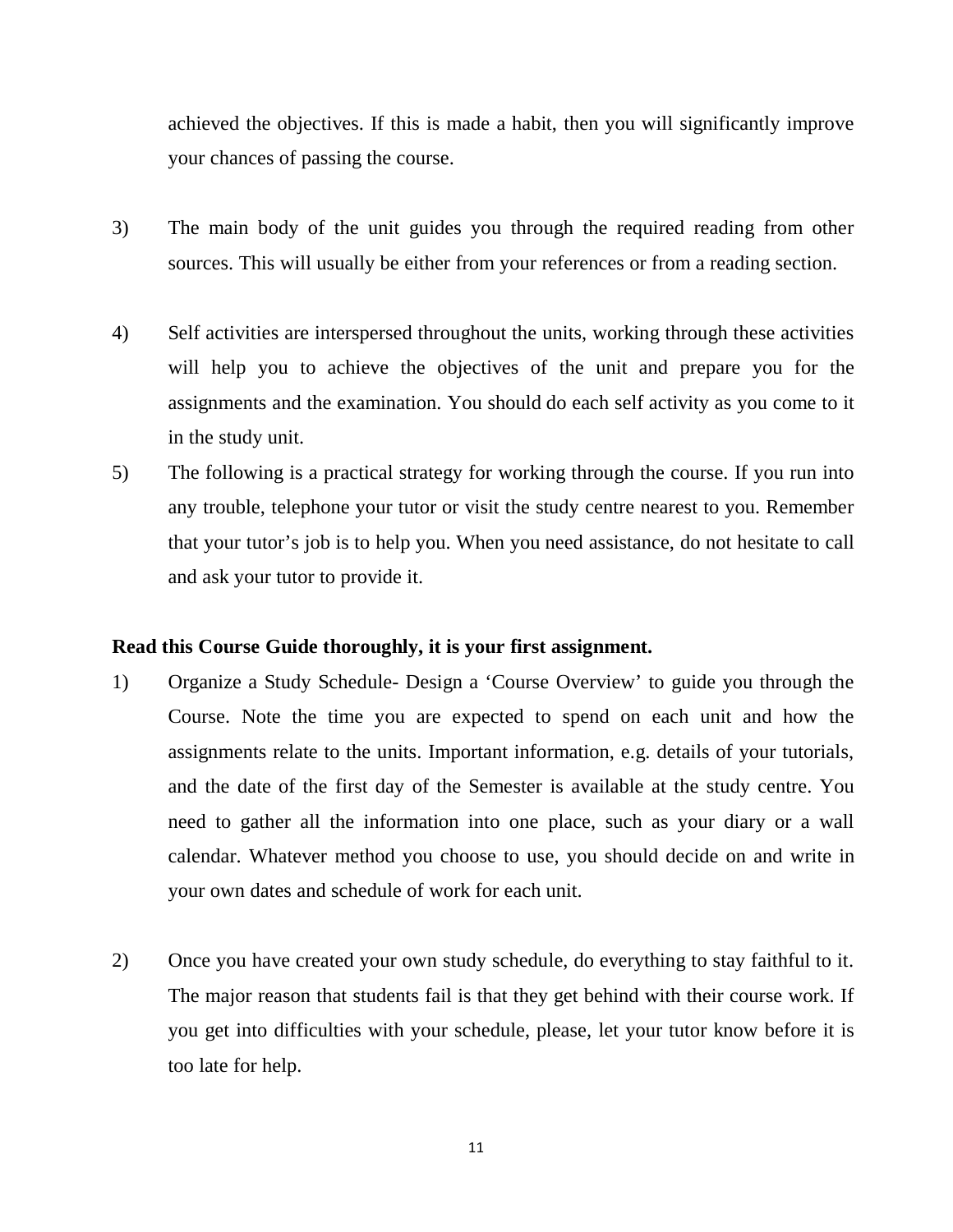achieved the objectives. If this is made a habit, then you will significantly improve your chances of passing the course.

3) The main body of the unit guides you through the required reading from other sources. This will usually be either from your references or from a reading section.

4) Self activities are interspersed throughout the units, working through these activities will help you to achieve the objectives of the unit and prepare you for the assignments and the examination. You should do each self activity as you come to it in the study unit.

5) The following is a practical strategy for working through the course. If you run into any trouble, telephone your tutor or visit the study centre nearest to you. Remember that your tutor's job is to help you. When you need assistance, do not hesitate to call and ask your tutor to provide it.

**Read this Course Guide thoroughly, it is your first assignment.**

1) Organize a Study Schedule- Design a 'Course Overview' to guide you through the Course. Note the time you are expected to spend on each unit and how the assignments relate to the units. Important information, e.g. details of your tutorials, and the date of the first day of the Semester is available at the study centre. You need to gather all the information into one place, such as your diary or a wall calendar. Whatever method you choose to use, you should decide on and write in your own dates and schedule of work for each unit.

2) Once you have created your own study schedule, do everything to stay faithful to it. The major reason that students fail is that they get behind with their course work. If you get into difficulties with your schedule, please, let your tutor know before it is too late for help.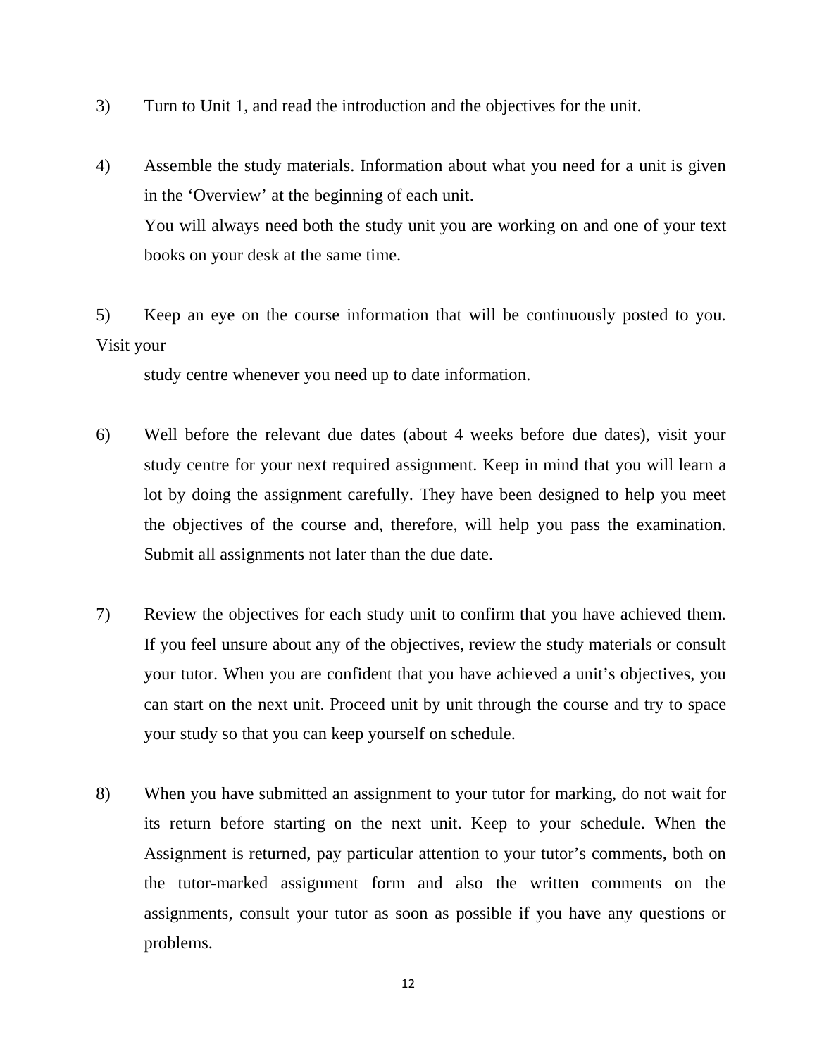3) Turn to Unit 1, and read the introduction and the objectives for the unit.

4) Assemble the study materials. Information about what you need for a unit is given in the 'Overview' at the beginning of each unit.
   You will always need both the study unit you are working on and one of your text books on your desk at the same time.

5) Keep an eye on the course information that will be continuously posted to you. Visit your study centre whenever you need up to date information.

6) Well before the relevant due dates (about 4 weeks before due dates), visit your study centre for your next required assignment. Keep in mind that you will learn a lot by doing the assignment carefully. They have been designed to help you meet the objectives of the course and, therefore, will help you pass the examination. Submit all assignments not later than the due date.

7) Review the objectives for each study unit to confirm that you have achieved them. If you feel unsure about any of the objectives, review the study materials or consult your tutor. When you are confident that you have achieved a unit's objectives, you can start on the next unit. Proceed unit by unit through the course and try to space your study so that you can keep yourself on schedule.

8) When you have submitted an assignment to your tutor for marking, do not wait for its return before starting on the next unit. Keep to your schedule. When the Assignment is returned, pay particular attention to your tutor's comments, both on the tutor-marked assignment form and also the written comments on the assignments, consult your tutor as soon as possible if you have any questions or problems.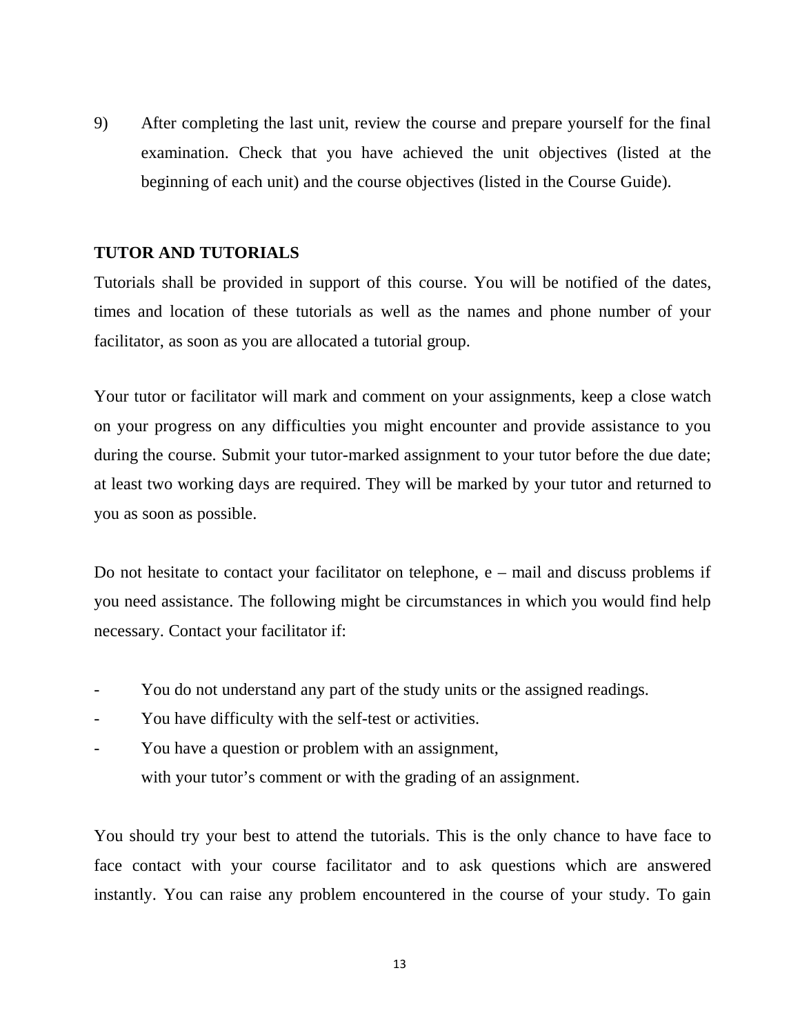9) After completing the last unit, review the course and prepare yourself for the final examination. Check that you have achieved the unit objectives (listed at the beginning of each unit) and the course objectives (listed in the Course Guide).

**TUTOR AND TUTORIALS**

Tutorials shall be provided in support of this course. You will be notified of the dates, times and location of these tutorials as well as the names and phone number of your facilitator, as soon as you are allocated a tutorial group.

Your tutor or facilitator will mark and comment on your assignments, keep a close watch on your progress on any difficulties you might encounter and provide assistance to you during the course. Submit your tutor-marked assignment to your tutor before the due date; at least two working days are required. They will be marked by your tutor and returned to you as soon as possible.

Do not hesitate to contact your facilitator on telephone, e – mail and discuss problems if you need assistance. The following might be circumstances in which you would find help necessary. Contact your facilitator if:

- You do not understand any part of the study units or the assigned readings.
- You have difficulty with the self-test or activities.
- You have a question or problem with an assignment, with your tutor's comment or with the grading of an assignment.

You should try your best to attend the tutorials. This is the only chance to have face to face contact with your course facilitator and to ask questions which are answered instantly. You can raise any problem encountered in the course of your study. To gain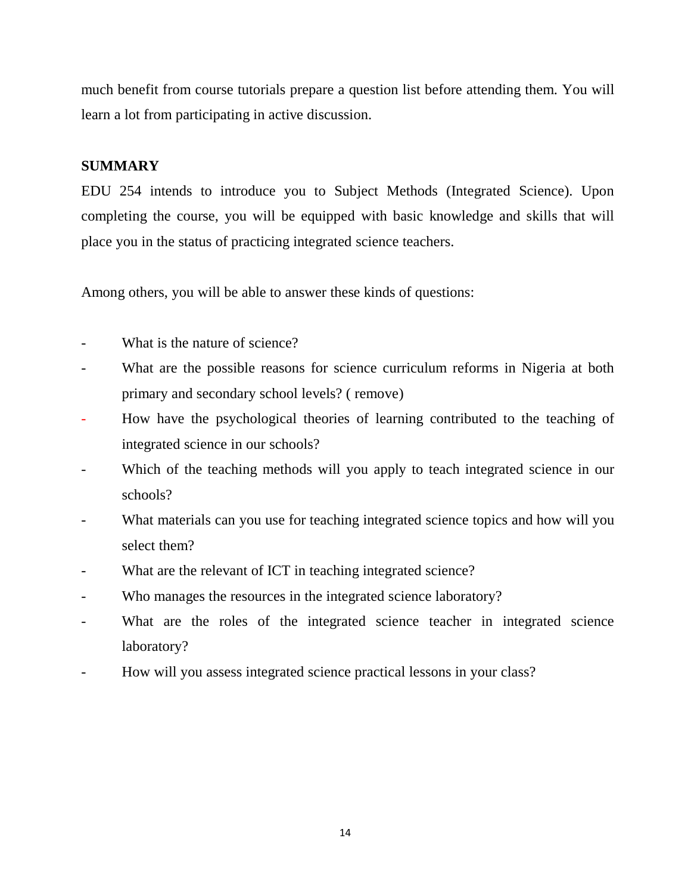much benefit from course tutorials prepare a question list before attending them. You will learn a lot from participating in active discussion.

## SUMMARY

EDU 254 intends to introduce you to Subject Methods (Integrated Science). Upon completing the course, you will be equipped with basic knowledge and skills that will place you in the status of practicing integrated science teachers.

Among others, you will be able to answer these kinds of questions:

- What is the nature of science?
- What are the possible reasons for science curriculum reforms in Nigeria at both primary and secondary school levels? ( remove)
- How have the psychological theories of learning contributed to the teaching of integrated science in our schools?
- Which of the teaching methods will you apply to teach integrated science in our schools?
- What materials can you use for teaching integrated science topics and how will you select them?
- What are the relevant of ICT in teaching integrated science?
- Who manages the resources in the integrated science laboratory?
- What are the roles of the integrated science teacher in integrated science laboratory?
- How will you assess integrated science practical lessons in your class?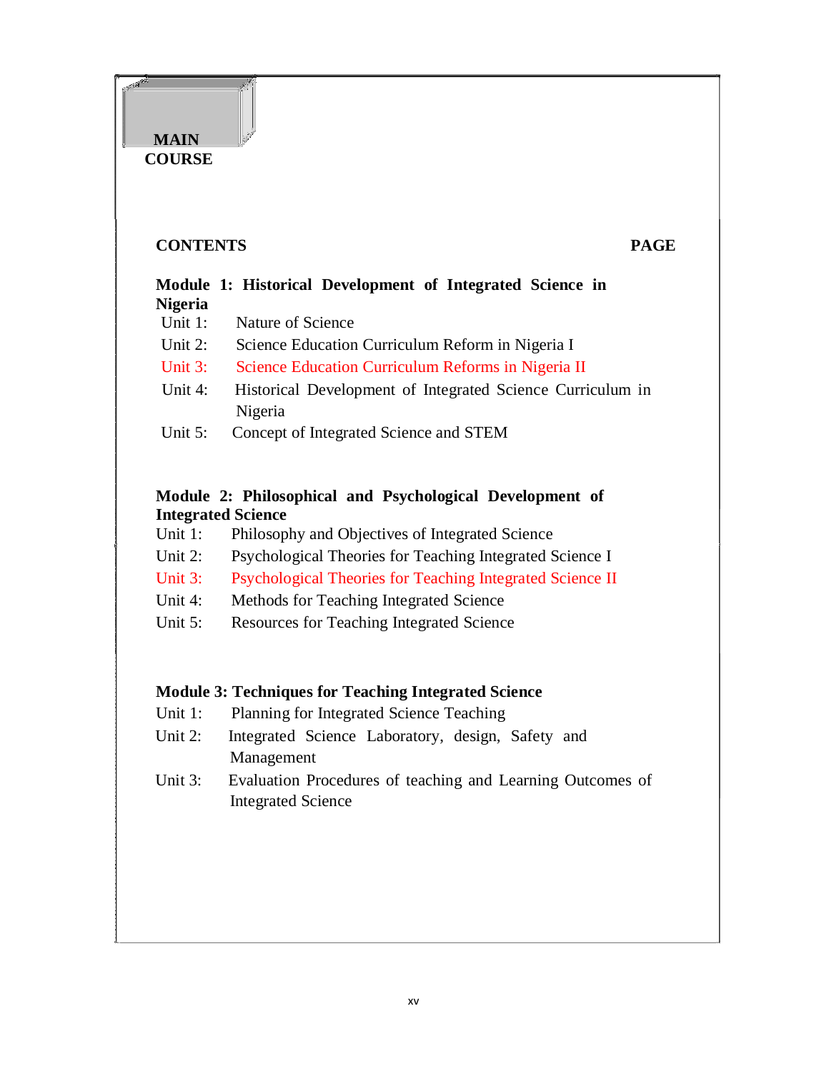**MAIN COURSE**

**CONTENTS** **PAGE**

**Module 1: Historical Development of Integrated Science in Nigeria**

Unit 1: Nature of Science
Unit 2: Science Education Curriculum Reform in Nigeria I
Unit 3: Science Education Curriculum Reforms in Nigeria II
Unit 4: Historical Development of Integrated Science Curriculum in Nigeria
Unit 5: Concept of Integrated Science and STEM

**Module 2: Philosophical and Psychological Development of Integrated Science**

Unit 1: Philosophy and Objectives of Integrated Science
Unit 2: Psychological Theories for Teaching Integrated Science I
Unit 3: Psychological Theories for Teaching Integrated Science II
Unit 4: Methods for Teaching Integrated Science
Unit 5: Resources for Teaching Integrated Science

**Module 3: Techniques for Teaching Integrated Science**

Unit 1: Planning for Integrated Science Teaching
Unit 2: Integrated Science Laboratory, design, Safety and Management
Unit 3: Evaluation Procedures of teaching and Learning Outcomes of Integrated Science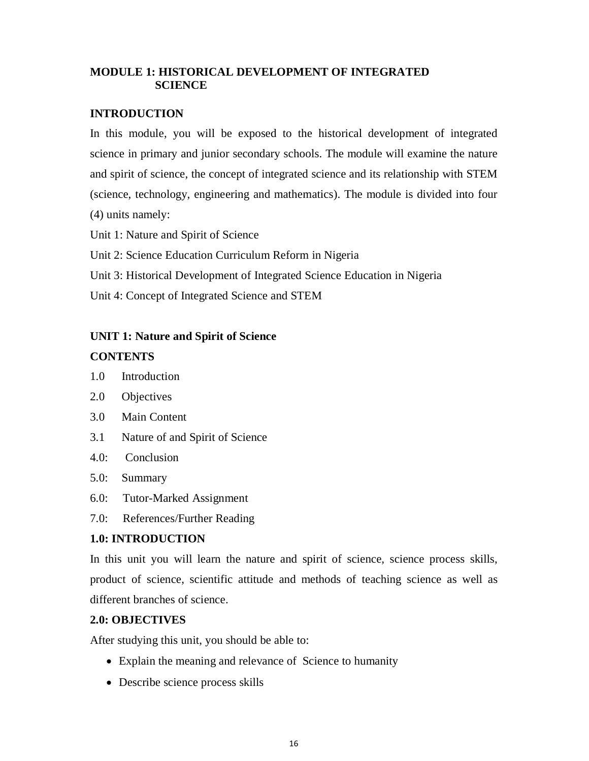## MODULE 1: HISTORICAL DEVELOPMENT OF INTEGRATED SCIENCE

### INTRODUCTION

In this module, you will be exposed to the historical development of integrated science in primary and junior secondary schools. The module will examine the nature and spirit of science, the concept of integrated science and its relationship with STEM (science, technology, engineering and mathematics). The module is divided into four (4) units namely:

Unit 1: Nature and Spirit of Science

Unit 2: Science Education Curriculum Reform in Nigeria

Unit 3: Historical Development of Integrated Science Education in Nigeria

Unit 4: Concept of Integrated Science and STEM

### UNIT 1: Nature and Spirit of Science

### CONTENTS

1.0 Introduction

2.0 Objectives

3.0 Main Content

3.1 Nature of and Spirit of Science

4.0: Conclusion

5.0: Summary

6.0: Tutor-Marked Assignment

7.0: References/Further Reading

### 1.0: INTRODUCTION

In this unit you will learn the nature and spirit of science, science process skills, product of science, scientific attitude and methods of teaching science as well as different branches of science.

### 2.0: OBJECTIVES

After studying this unit, you should be able to:

- Explain the meaning and relevance of Science to humanity
- Describe science process skills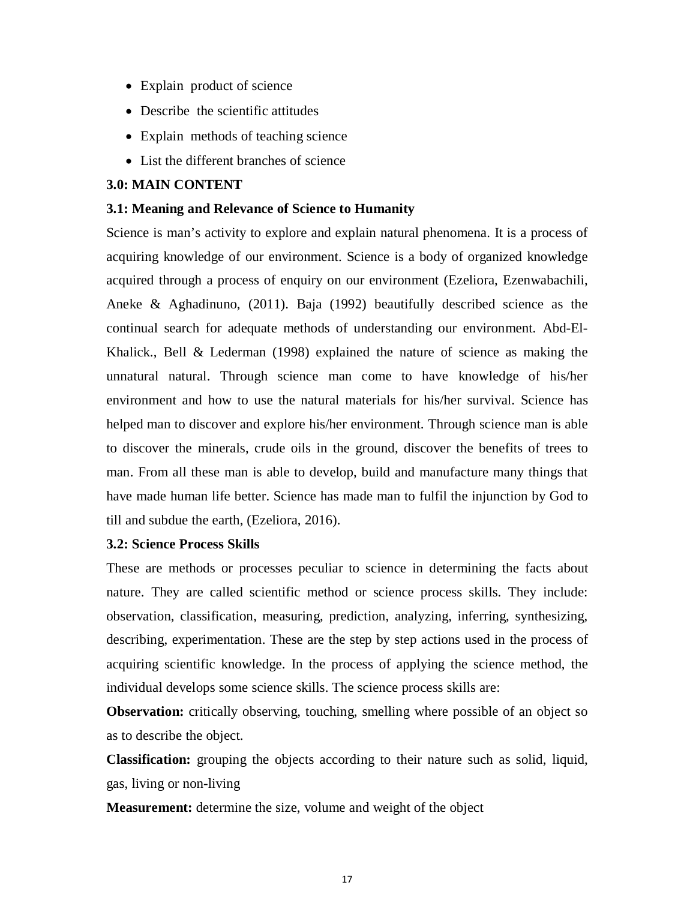- Explain product of science
- Describe the scientific attitudes
- Explain methods of teaching science
- List the different branches of science

## 3.0: MAIN CONTENT

### 3.1: Meaning and Relevance of Science to Humanity

Science is man's activity to explore and explain natural phenomena. It is a process of acquiring knowledge of our environment. Science is a body of organized knowledge acquired through a process of enquiry on our environment (Ezeliora, Ezenwabachili, Aneke & Aghadinuno, (2011). Baja (1992) beautifully described science as the continual search for adequate methods of understanding our environment. Abd-El-Khalick., Bell & Lederman (1998) explained the nature of science as making the unnatural natural. Through science man come to have knowledge of his/her environment and how to use the natural materials for his/her survival. Science has helped man to discover and explore his/her environment. Through science man is able to discover the minerals, crude oils in the ground, discover the benefits of trees to man. From all these man is able to develop, build and manufacture many things that have made human life better. Science has made man to fulfil the injunction by God to till and subdue the earth, (Ezeliora, 2016).

### 3.2: Science Process Skills

These are methods or processes peculiar to science in determining the facts about nature. They are called scientific method or science process skills. They include: observation, classification, measuring, prediction, analyzing, inferring, synthesizing, describing, experimentation. These are the step by step actions used in the process of acquiring scientific knowledge. In the process of applying the science method, the individual develops some science skills. The science process skills are:

**Observation:** critically observing, touching, smelling where possible of an object so as to describe the object.

**Classification:** grouping the objects according to their nature such as solid, liquid, gas, living or non-living

**Measurement:** determine the size, volume and weight of the object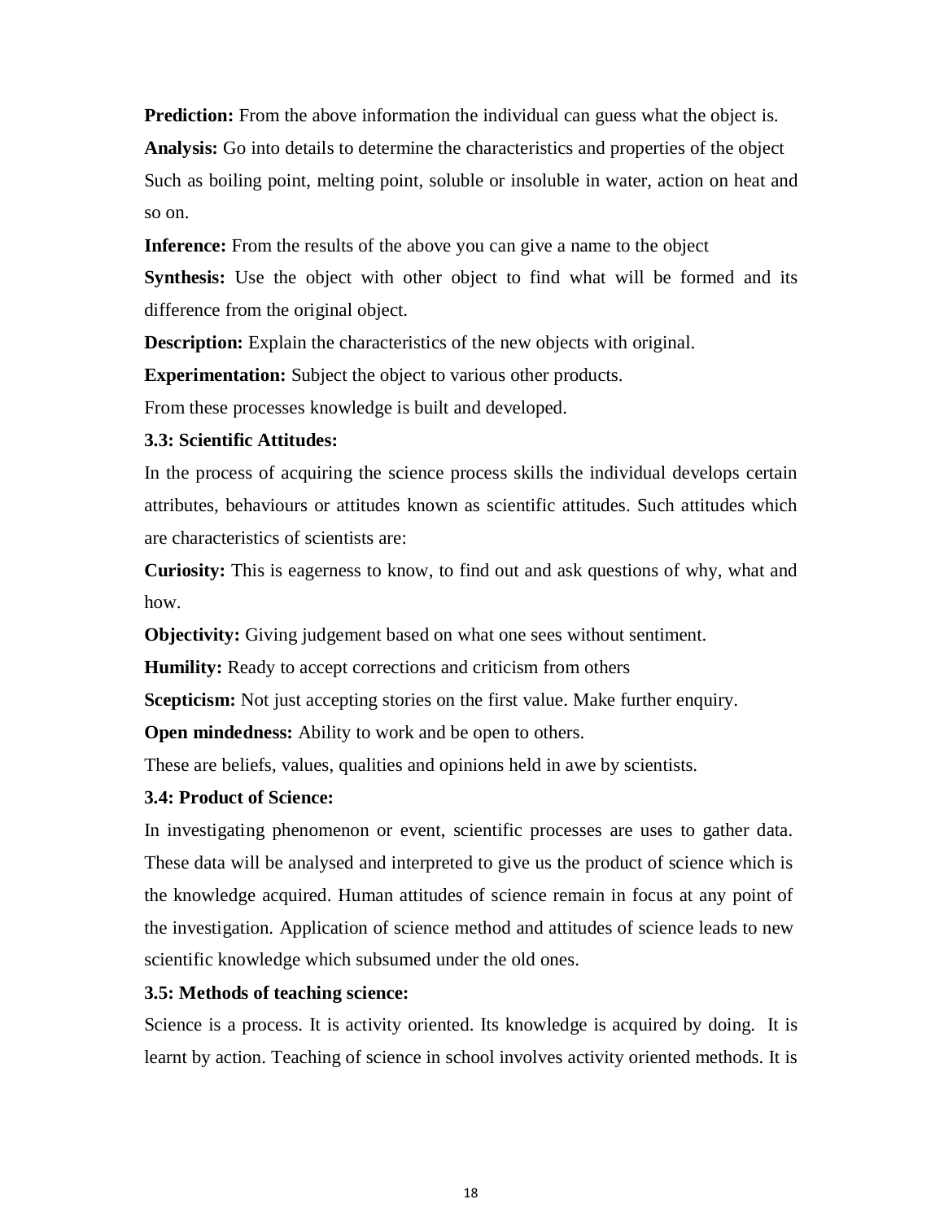**Prediction:** From the above information the individual can guess what the object is.

**Analysis:** Go into details to determine the characteristics and properties of the object Such as boiling point, melting point, soluble or insoluble in water, action on heat and so on.

**Inference:** From the results of the above you can give a name to the object

**Synthesis:** Use the object with other object to find what will be formed and its difference from the original object.

**Description:** Explain the characteristics of the new objects with original.

**Experimentation:** Subject the object to various other products.

From these processes knowledge is built and developed.

### 3.3: Scientific Attitudes:

In the process of acquiring the science process skills the individual develops certain attributes, behaviours or attitudes known as scientific attitudes. Such attitudes which are characteristics of scientists are:

**Curiosity:** This is eagerness to know, to find out and ask questions of why, what and how.

**Objectivity:** Giving judgement based on what one sees without sentiment.

**Humility:** Ready to accept corrections and criticism from others

**Scepticism:** Not just accepting stories on the first value. Make further enquiry.

**Open mindedness:** Ability to work and be open to others.

These are beliefs, values, qualities and opinions held in awe by scientists.

### 3.4: Product of Science:

In investigating phenomenon or event, scientific processes are uses to gather data. These data will be analysed and interpreted to give us the product of science which is the knowledge acquired. Human attitudes of science remain in focus at any point of the investigation. Application of science method and attitudes of science leads to new scientific knowledge which subsumed under the old ones.

### 3.5: Methods of teaching science:

Science is a process. It is activity oriented. Its knowledge is acquired by doing. It is learnt by action. Teaching of science in school involves activity oriented methods. It is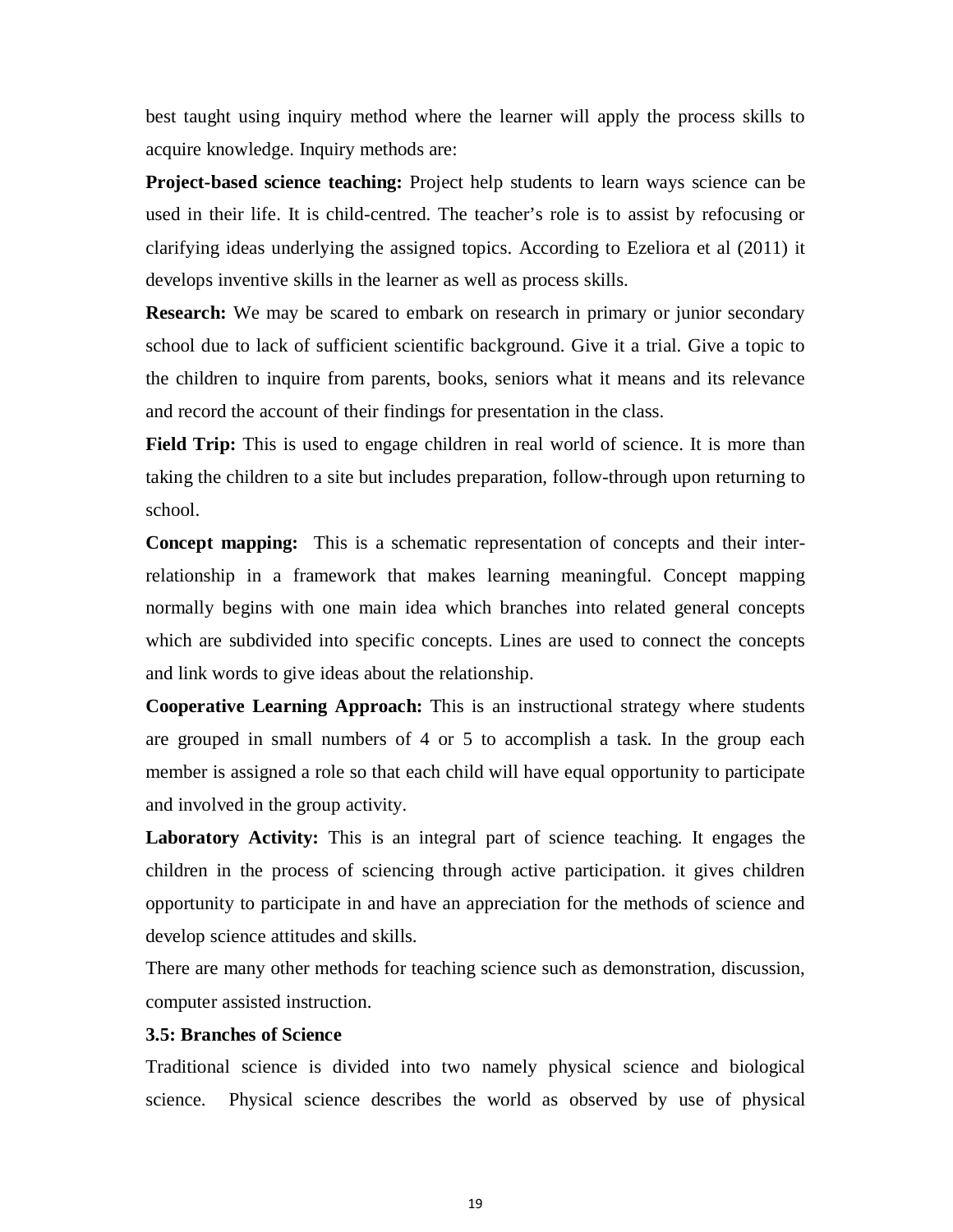best taught using inquiry method where the learner will apply the process skills to acquire knowledge. Inquiry methods are:

**Project-based science teaching:** Project help students to learn ways science can be used in their life. It is child-centred. The teacher's role is to assist by refocusing or clarifying ideas underlying the assigned topics. According to Ezeliora et al (2011) it develops inventive skills in the learner as well as process skills.

**Research:** We may be scared to embark on research in primary or junior secondary school due to lack of sufficient scientific background. Give it a trial. Give a topic to the children to inquire from parents, books, seniors what it means and its relevance and record the account of their findings for presentation in the class.

**Field Trip:** This is used to engage children in real world of science. It is more than taking the children to a site but includes preparation, follow-through upon returning to school.

**Concept mapping:** This is a schematic representation of concepts and their inter-relationship in a framework that makes learning meaningful. Concept mapping normally begins with one main idea which branches into related general concepts which are subdivided into specific concepts. Lines are used to connect the concepts and link words to give ideas about the relationship.

**Cooperative Learning Approach:** This is an instructional strategy where students are grouped in small numbers of 4 or 5 to accomplish a task. In the group each member is assigned a role so that each child will have equal opportunity to participate and involved in the group activity.

**Laboratory Activity:** This is an integral part of science teaching. It engages the children in the process of sciencing through active participation. it gives children opportunity to participate in and have an appreciation for the methods of science and develop science attitudes and skills.

There are many other methods for teaching science such as demonstration, discussion, computer assisted instruction.

### 3.5: Branches of Science

Traditional science is divided into two namely physical science and biological science. Physical science describes the world as observed by use of physical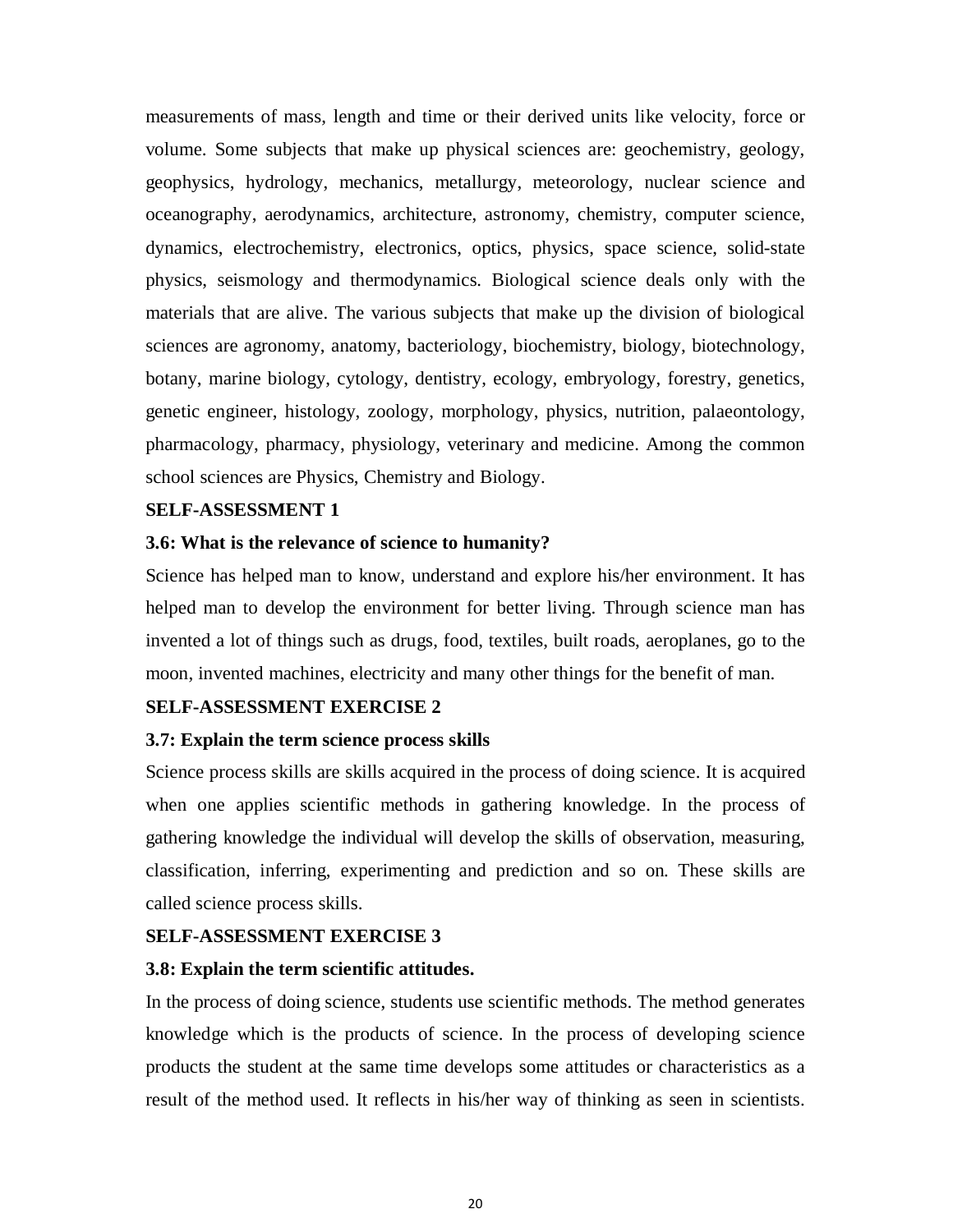measurements of mass, length and time or their derived units like velocity, force or volume. Some subjects that make up physical sciences are: geochemistry, geology, geophysics, hydrology, mechanics, metallurgy, meteorology, nuclear science and oceanography, aerodynamics, architecture, astronomy, chemistry, computer science, dynamics, electrochemistry, electronics, optics, physics, space science, solid-state physics, seismology and thermodynamics. Biological science deals only with the materials that are alive. The various subjects that make up the division of biological sciences are agronomy, anatomy, bacteriology, biochemistry, biology, biotechnology, botany, marine biology, cytology, dentistry, ecology, embryology, forestry, genetics, genetic engineer, histology, zoology, morphology, physics, nutrition, palaeontology, pharmacology, pharmacy, physiology, veterinary and medicine. Among the common school sciences are Physics, Chemistry and Biology.

**SELF-ASSESSMENT 1**

**3.6: What is the relevance of science to humanity?**

Science has helped man to know, understand and explore his/her environment. It has helped man to develop the environment for better living. Through science man has invented a lot of things such as drugs, food, textiles, built roads, aeroplanes, go to the moon, invented machines, electricity and many other things for the benefit of man.

**SELF-ASSESSMENT EXERCISE 2**

**3.7: Explain the term science process skills**

Science process skills are skills acquired in the process of doing science. It is acquired when one applies scientific methods in gathering knowledge. In the process of gathering knowledge the individual will develop the skills of observation, measuring, classification, inferring, experimenting and prediction and so on. These skills are called science process skills.

**SELF-ASSESSMENT EXERCISE 3**

**3.8: Explain the term scientific attitudes.**

In the process of doing science, students use scientific methods. The method generates knowledge which is the products of science. In the process of developing science products the student at the same time develops some attitudes or characteristics as a result of the method used. It reflects in his/her way of thinking as seen in scientists.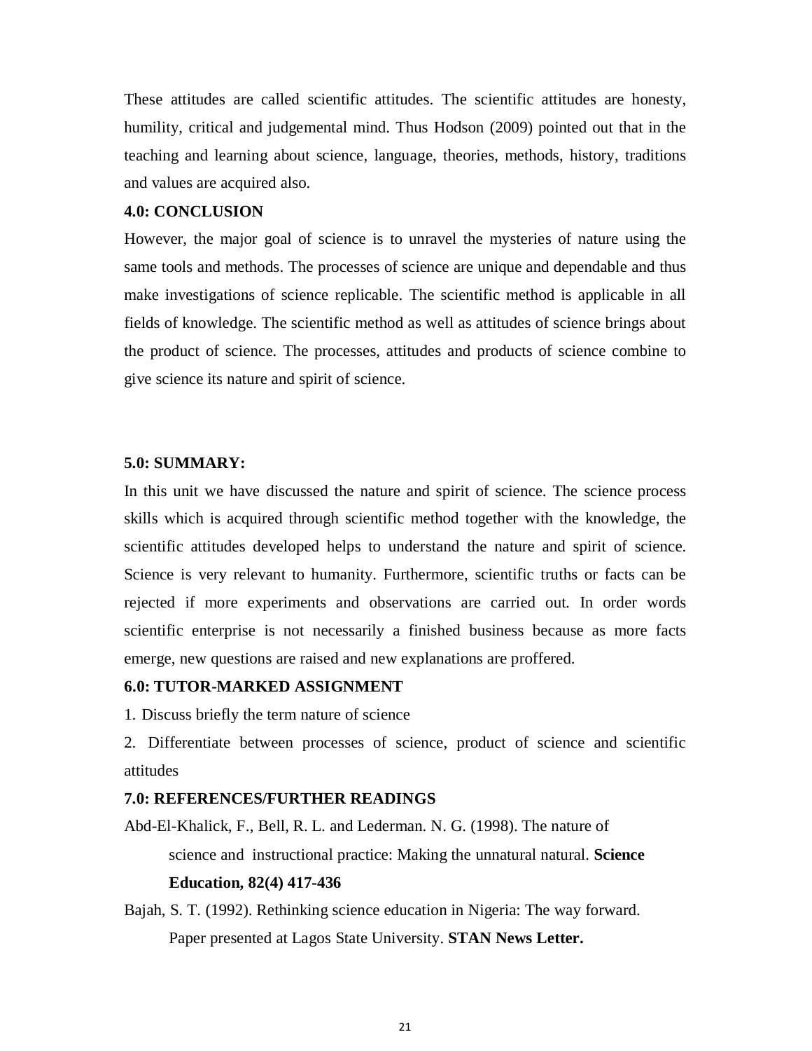These attitudes are called scientific attitudes. The scientific attitudes are honesty, humility, critical and judgemental mind. Thus Hodson (2009) pointed out that in the teaching and learning about science, language, theories, methods, history, traditions and values are acquired also.

## 4.0: CONCLUSION

However, the major goal of science is to unravel the mysteries of nature using the same tools and methods. The processes of science are unique and dependable and thus make investigations of science replicable. The scientific method is applicable in all fields of knowledge. The scientific method as well as attitudes of science brings about the product of science. The processes, attitudes and products of science combine to give science its nature and spirit of science.

## 5.0: SUMMARY:

In this unit we have discussed the nature and spirit of science. The science process skills which is acquired through scientific method together with the knowledge, the scientific attitudes developed helps to understand the nature and spirit of science. Science is very relevant to humanity. Furthermore, scientific truths or facts can be rejected if more experiments and observations are carried out. In order words scientific enterprise is not necessarily a finished business because as more facts emerge, new questions are raised and new explanations are proffered.

## 6.0: TUTOR-MARKED ASSIGNMENT

1. Discuss briefly the term nature of science
2. Differentiate between processes of science, product of science and scientific attitudes

## 7.0: REFERENCES/FURTHER READINGS

Abd-El-Khalick, F., Bell, R. L. and Lederman. N. G. (1998). The nature of science and instructional practice: Making the unnatural natural. **Science Education, 82(4) 417-436**

Bajah, S. T. (1992). Rethinking science education in Nigeria: The way forward. Paper presented at Lagos State University. **STAN News Letter.**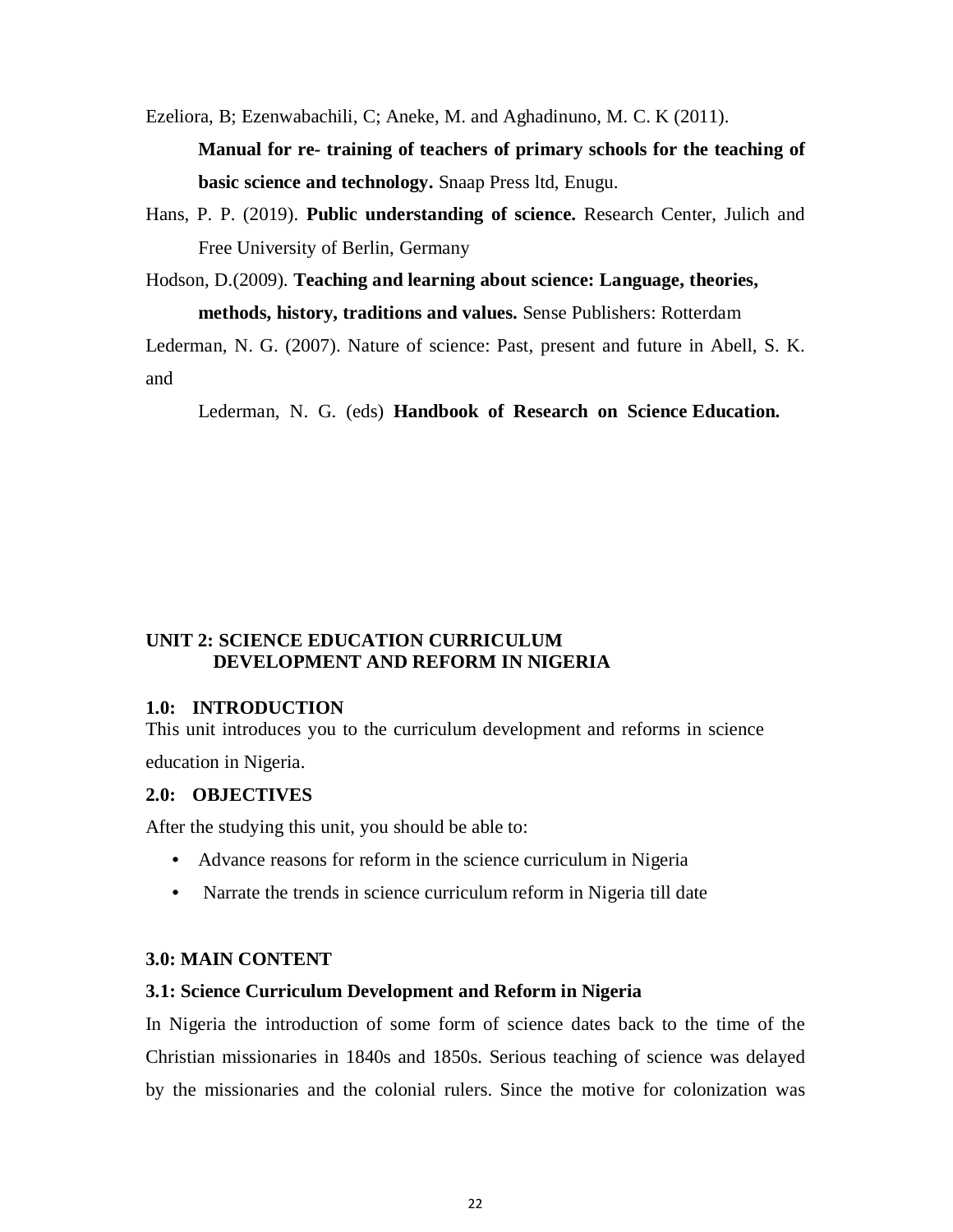Ezeliora, B; Ezenwabachili, C; Aneke, M. and Aghadinuno, M. C. K (2011). **Manual for re- training of teachers of primary schools for the teaching of basic science and technology.** Snaap Press ltd, Enugu.

Hans, P. P. (2019). **Public understanding of science.** Research Center, Julich and Free University of Berlin, Germany

Hodson, D.(2009). **Teaching and learning about science: Language, theories, methods, history, traditions and values.** Sense Publishers: Rotterdam

Lederman, N. G. (2007). Nature of science: Past, present and future in Abell, S. K. and Lederman, N. G. (eds) **Handbook of Research on Science Education.**

## UNIT 2: SCIENCE EDUCATION CURRICULUM DEVELOPMENT AND REFORM IN NIGERIA

### 1.0: INTRODUCTION

This unit introduces you to the curriculum development and reforms in science education in Nigeria.

### 2.0: OBJECTIVES

After the studying this unit, you should be able to:

- Advance reasons for reform in the science curriculum in Nigeria
- Narrate the trends in science curriculum reform in Nigeria till date

### 3.0: MAIN CONTENT

### 3.1: Science Curriculum Development and Reform in Nigeria

In Nigeria the introduction of some form of science dates back to the time of the Christian missionaries in 1840s and 1850s. Serious teaching of science was delayed by the missionaries and the colonial rulers. Since the motive for colonization was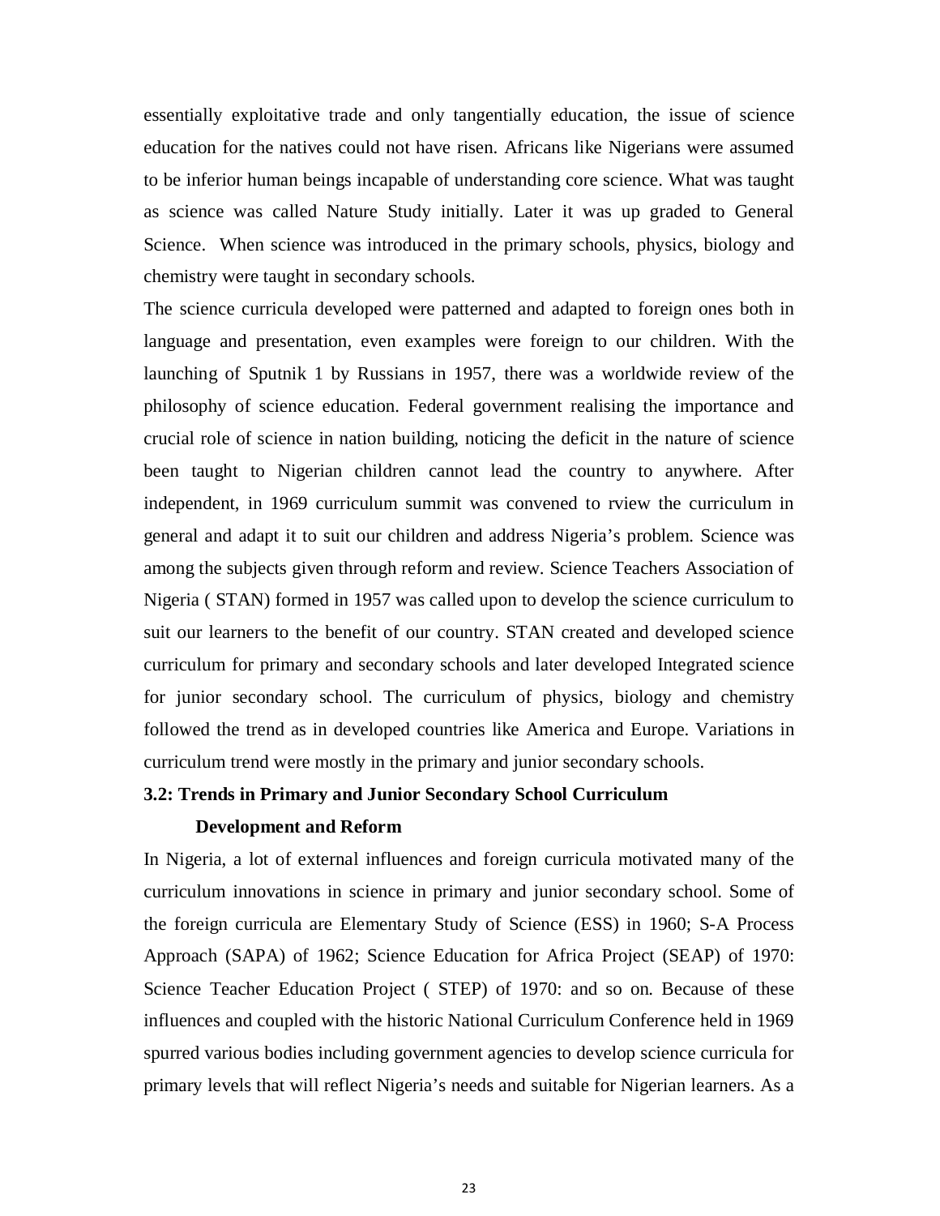essentially exploitative trade and only tangentially education, the issue of science education for the natives could not have risen. Africans like Nigerians were assumed to be inferior human beings incapable of understanding core science. What was taught as science was called Nature Study initially. Later it was up graded to General Science. When science was introduced in the primary schools, physics, biology and chemistry were taught in secondary schools.

The science curricula developed were patterned and adapted to foreign ones both in language and presentation, even examples were foreign to our children. With the launching of Sputnik 1 by Russians in 1957, there was a worldwide review of the philosophy of science education. Federal government realising the importance and crucial role of science in nation building, noticing the deficit in the nature of science been taught to Nigerian children cannot lead the country to anywhere. After independent, in 1969 curriculum summit was convened to rview the curriculum in general and adapt it to suit our children and address Nigeria's problem. Science was among the subjects given through reform and review. Science Teachers Association of Nigeria ( STAN) formed in 1957 was called upon to develop the science curriculum to suit our learners to the benefit of our country. STAN created and developed science curriculum for primary and secondary schools and later developed Integrated science for junior secondary school. The curriculum of physics, biology and chemistry followed the trend as in developed countries like America and Europe. Variations in curriculum trend were mostly in the primary and junior secondary schools.

### 3.2: Trends in Primary and Junior Secondary School Curriculum Development and Reform

In Nigeria, a lot of external influences and foreign curricula motivated many of the curriculum innovations in science in primary and junior secondary school. Some of the foreign curricula are Elementary Study of Science (ESS) in 1960; S-A Process Approach (SAPA) of 1962; Science Education for Africa Project (SEAP) of 1970: Science Teacher Education Project ( STEP) of 1970: and so on. Because of these influences and coupled with the historic National Curriculum Conference held in 1969 spurred various bodies including government agencies to develop science curricula for primary levels that will reflect Nigeria's needs and suitable for Nigerian learners. As a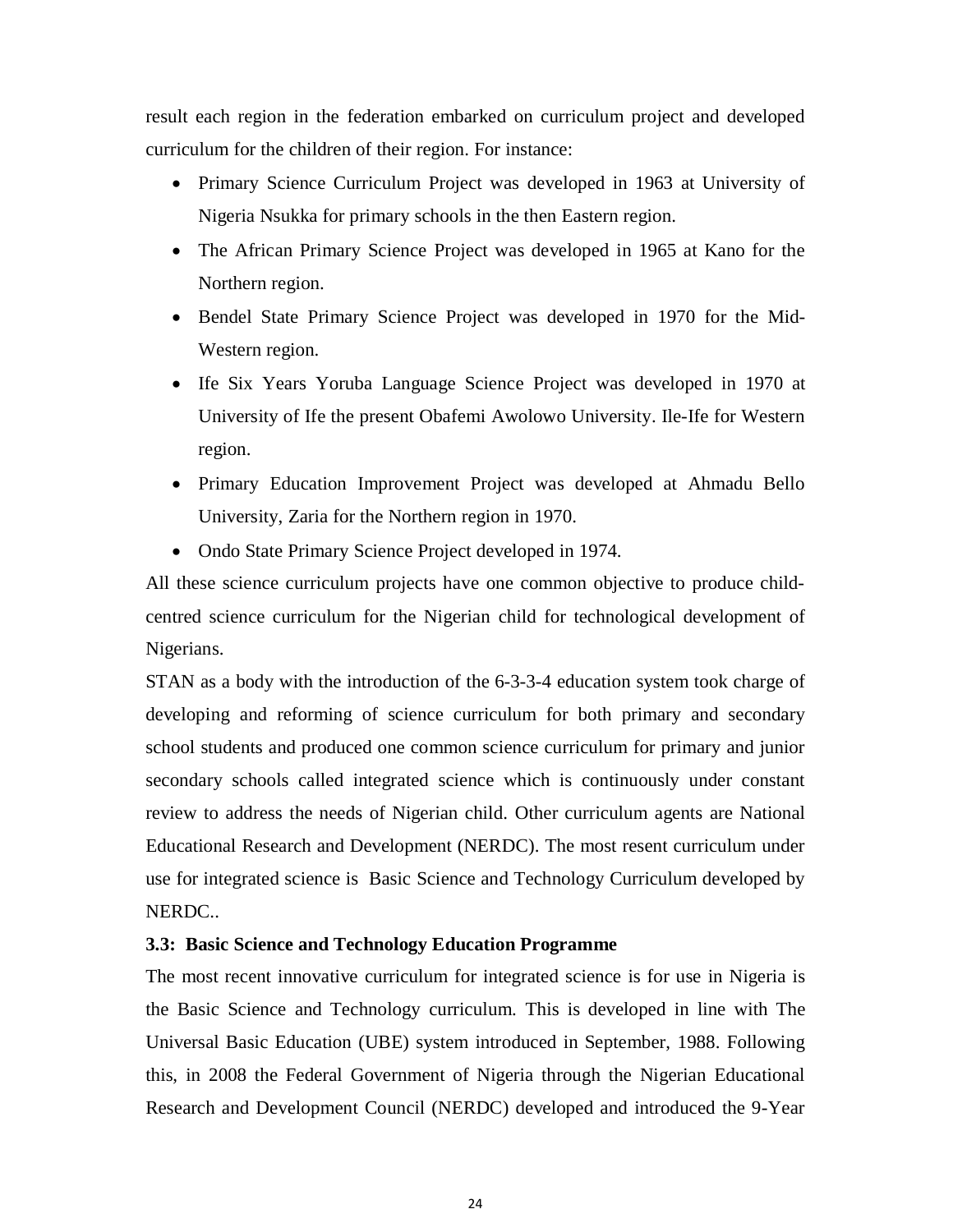result each region in the federation embarked on curriculum project and developed curriculum for the children of their region. For instance:

- Primary Science Curriculum Project was developed in 1963 at University of Nigeria Nsukka for primary schools in the then Eastern region.
- The African Primary Science Project was developed in 1965 at Kano for the Northern region.
- Bendel State Primary Science Project was developed in 1970 for the Mid-Western region.
- Ife Six Years Yoruba Language Science Project was developed in 1970 at University of Ife the present Obafemi Awolowo University. Ile-Ife for Western region.
- Primary Education Improvement Project was developed at Ahmadu Bello University, Zaria for the Northern region in 1970.
- Ondo State Primary Science Project developed in 1974.

All these science curriculum projects have one common objective to produce child-centred science curriculum for the Nigerian child for technological development of Nigerians.

STAN as a body with the introduction of the 6-3-3-4 education system took charge of developing and reforming of science curriculum for both primary and secondary school students and produced one common science curriculum for primary and junior secondary schools called integrated science which is continuously under constant review to address the needs of Nigerian child. Other curriculum agents are National Educational Research and Development (NERDC). The most resent curriculum under use for integrated science is Basic Science and Technology Curriculum developed by NERDC..

**3.3: Basic Science and Technology Education Programme**

The most recent innovative curriculum for integrated science is for use in Nigeria is the Basic Science and Technology curriculum. This is developed in line with The Universal Basic Education (UBE) system introduced in September, 1988. Following this, in 2008 the Federal Government of Nigeria through the Nigerian Educational Research and Development Council (NERDC) developed and introduced the 9-Year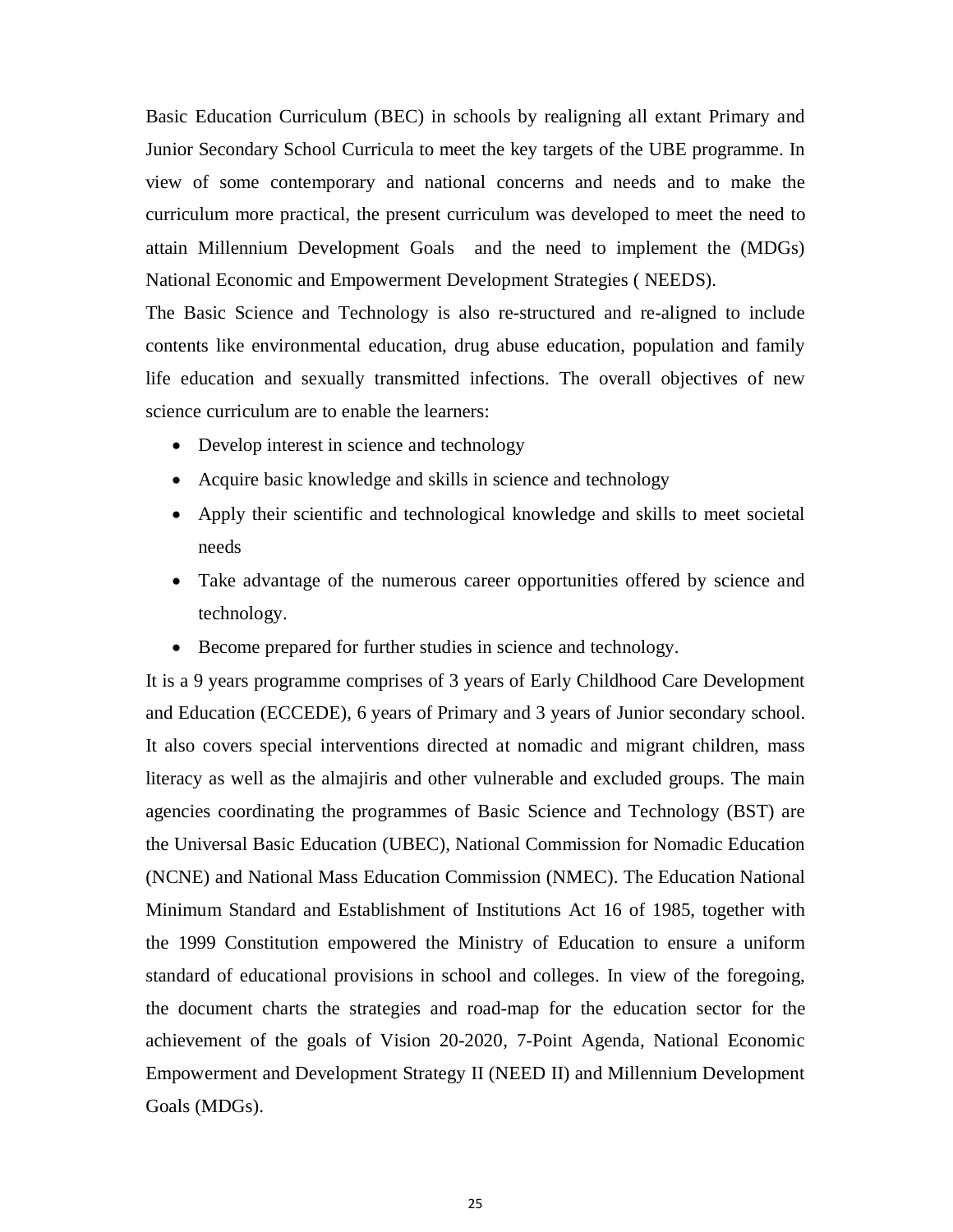Basic Education Curriculum (BEC) in schools by realigning all extant Primary and Junior Secondary School Curricula to meet the key targets of the UBE programme. In view of some contemporary and national concerns and needs and to make the curriculum more practical, the present curriculum was developed to meet the need to attain Millennium Development Goals and the need to implement the (MDGs) National Economic and Empowerment Development Strategies ( NEEDS).

The Basic Science and Technology is also re-structured and re-aligned to include contents like environmental education, drug abuse education, population and family life education and sexually transmitted infections. The overall objectives of new science curriculum are to enable the learners:

- Develop interest in science and technology
- Acquire basic knowledge and skills in science and technology
- Apply their scientific and technological knowledge and skills to meet societal needs
- Take advantage of the numerous career opportunities offered by science and technology.
- Become prepared for further studies in science and technology.

It is a 9 years programme comprises of 3 years of Early Childhood Care Development and Education (ECCEDE), 6 years of Primary and 3 years of Junior secondary school. It also covers special interventions directed at nomadic and migrant children, mass literacy as well as the almajiris and other vulnerable and excluded groups. The main agencies coordinating the programmes of Basic Science and Technology (BST) are the Universal Basic Education (UBEC), National Commission for Nomadic Education (NCNE) and National Mass Education Commission (NMEC). The Education National Minimum Standard and Establishment of Institutions Act 16 of 1985, together with the 1999 Constitution empowered the Ministry of Education to ensure a uniform standard of educational provisions in school and colleges. In view of the foregoing, the document charts the strategies and road-map for the education sector for the achievement of the goals of Vision 20-2020, 7-Point Agenda, National Economic Empowerment and Development Strategy II (NEED II) and Millennium Development Goals (MDGs).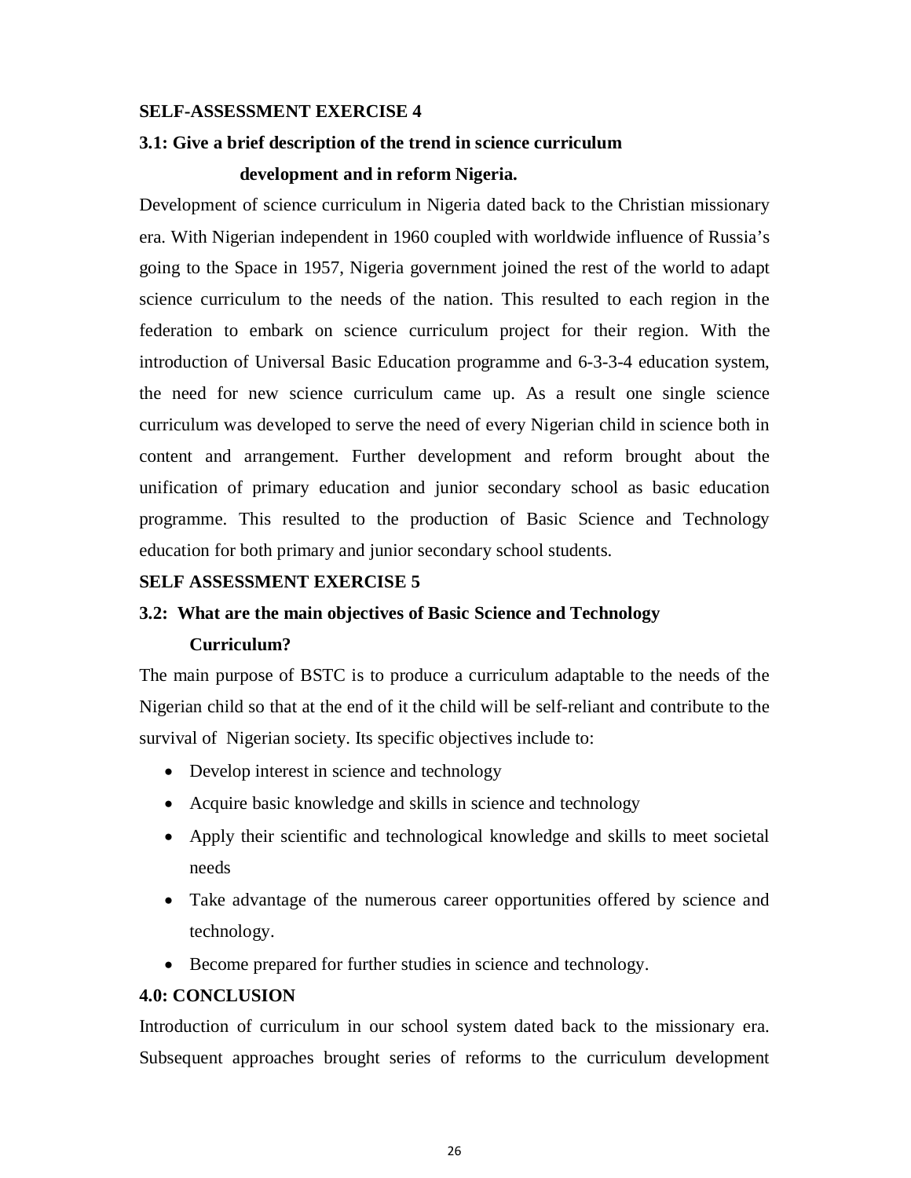**SELF-ASSESSMENT EXERCISE 4**

**3.1: Give a brief description of the trend in science curriculum development and in reform Nigeria.**

Development of science curriculum in Nigeria dated back to the Christian missionary era. With Nigerian independent in 1960 coupled with worldwide influence of Russia's going to the Space in 1957, Nigeria government joined the rest of the world to adapt science curriculum to the needs of the nation. This resulted to each region in the federation to embark on science curriculum project for their region. With the introduction of Universal Basic Education programme and 6-3-3-4 education system, the need for new science curriculum came up. As a result one single science curriculum was developed to serve the need of every Nigerian child in science both in content and arrangement. Further development and reform brought about the unification of primary education and junior secondary school as basic education programme. This resulted to the production of Basic Science and Technology education for both primary and junior secondary school students.

**SELF ASSESSMENT EXERCISE 5**

**3.2: What are the main objectives of Basic Science and Technology Curriculum?**

The main purpose of BSTC is to produce a curriculum adaptable to the needs of the Nigerian child so that at the end of it the child will be self-reliant and contribute to the survival of Nigerian society. Its specific objectives include to:

- Develop interest in science and technology
- Acquire basic knowledge and skills in science and technology
- Apply their scientific and technological knowledge and skills to meet societal needs
- Take advantage of the numerous career opportunities offered by science and technology.
- Become prepared for further studies in science and technology.

**4.0: CONCLUSION**

Introduction of curriculum in our school system dated back to the missionary era. Subsequent approaches brought series of reforms to the curriculum development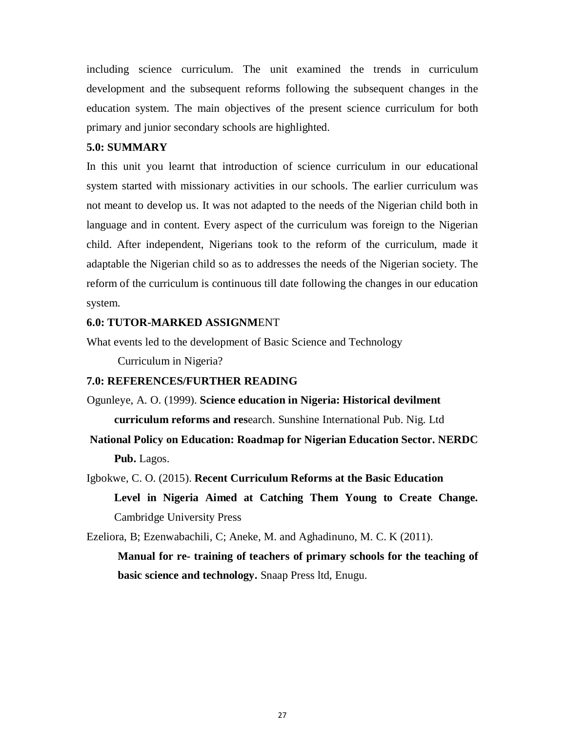including science curriculum. The unit examined the trends in curriculum development and the subsequent reforms following the subsequent changes in the education system. The main objectives of the present science curriculum for both primary and junior secondary schools are highlighted.

## 5.0: SUMMARY

In this unit you learnt that introduction of science curriculum in our educational system started with missionary activities in our schools. The earlier curriculum was not meant to develop us. It was not adapted to the needs of the Nigerian child both in language and in content. Every aspect of the curriculum was foreign to the Nigerian child. After independent, Nigerians took to the reform of the curriculum, made it adaptable the Nigerian child so as to addresses the needs of the Nigerian society. The reform of the curriculum is continuous till date following the changes in our education system.

## 6.0: TUTOR-MARKED ASSIGNMENT

What events led to the development of Basic Science and Technology Curriculum in Nigeria?

## 7.0: REFERENCES/FURTHER READING

Ogunleye, A. O. (1999). **Science education in Nigeria: Historical devilment curriculum reforms and res**earch. Sunshine International Pub. Nig. Ltd

**National Policy on Education: Roadmap for Nigerian Education Sector. NERDC Pub.** Lagos.

Igbokwe, C. O. (2015). **Recent Curriculum Reforms at the Basic Education Level in Nigeria Aimed at Catching Them Young to Create Change.** Cambridge University Press

Ezeliora, B; Ezenwabachili, C; Aneke, M. and Aghadinuno, M. C. K (2011). **Manual for re- training of teachers of primary schools for the teaching of basic science and technology.** Snaap Press ltd, Enugu.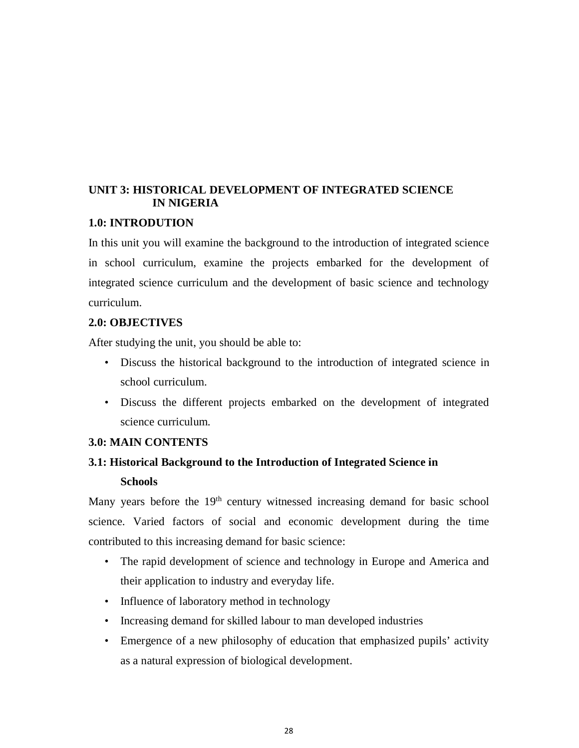## UNIT 3: HISTORICAL DEVELOPMENT OF INTEGRATED SCIENCE IN NIGERIA

### 1.0: INTRODUTION

In this unit you will examine the background to the introduction of integrated science in school curriculum, examine the projects embarked for the development of integrated science curriculum and the development of basic science and technology curriculum.

### 2.0: OBJECTIVES

After studying the unit, you should be able to:

- Discuss the historical background to the introduction of integrated science in school curriculum.
- Discuss the different projects embarked on the development of integrated science curriculum.

### 3.0: MAIN CONTENTS

#### 3.1: Historical Background to the Introduction of Integrated Science in Schools

Many years before the 19th century witnessed increasing demand for basic school science. Varied factors of social and economic development during the time contributed to this increasing demand for basic science:

- The rapid development of science and technology in Europe and America and their application to industry and everyday life.
- Influence of laboratory method in technology
- Increasing demand for skilled labour to man developed industries
- Emergence of a new philosophy of education that emphasized pupils' activity as a natural expression of biological development.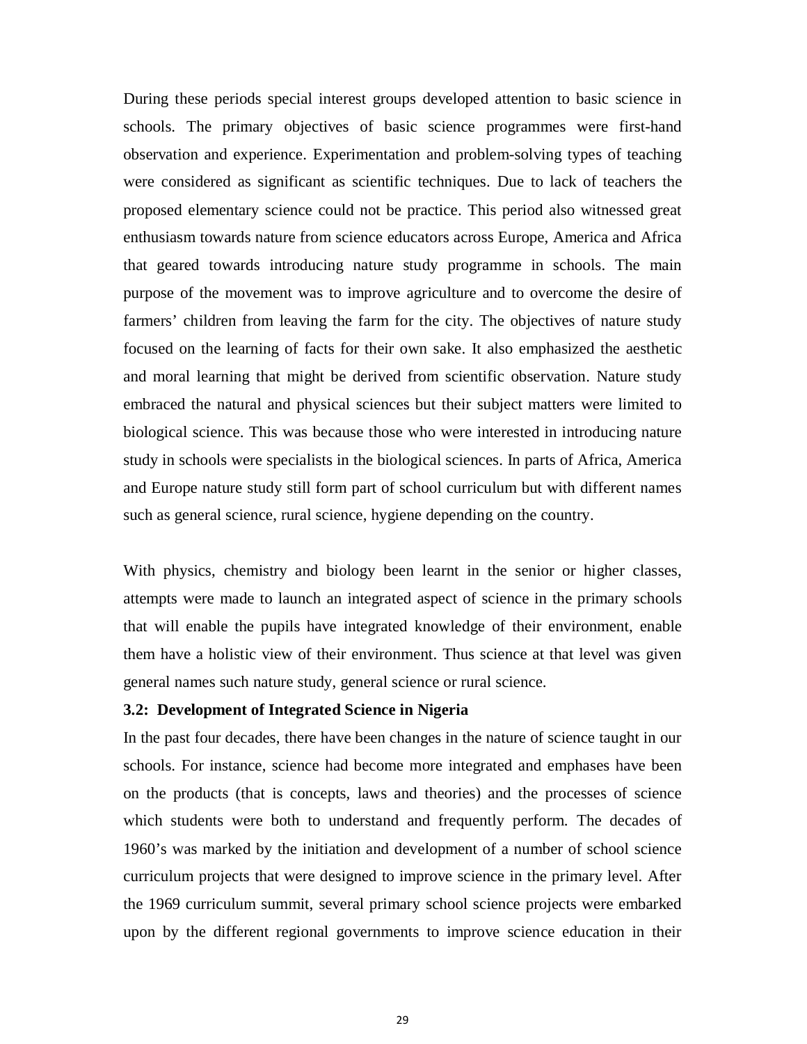During these periods special interest groups developed attention to basic science in schools. The primary objectives of basic science programmes were first-hand observation and experience. Experimentation and problem-solving types of teaching were considered as significant as scientific techniques. Due to lack of teachers the proposed elementary science could not be practice. This period also witnessed great enthusiasm towards nature from science educators across Europe, America and Africa that geared towards introducing nature study programme in schools. The main purpose of the movement was to improve agriculture and to overcome the desire of farmers' children from leaving the farm for the city. The objectives of nature study focused on the learning of facts for their own sake. It also emphasized the aesthetic and moral learning that might be derived from scientific observation. Nature study embraced the natural and physical sciences but their subject matters were limited to biological science. This was because those who were interested in introducing nature study in schools were specialists in the biological sciences. In parts of Africa, America and Europe nature study still form part of school curriculum but with different names such as general science, rural science, hygiene depending on the country.

With physics, chemistry and biology been learnt in the senior or higher classes, attempts were made to launch an integrated aspect of science in the primary schools that will enable the pupils have integrated knowledge of their environment, enable them have a holistic view of their environment. Thus science at that level was given general names such nature study, general science or rural science.

**3.2: Development of Integrated Science in Nigeria**

In the past four decades, there have been changes in the nature of science taught in our schools. For instance, science had become more integrated and emphases have been on the products (that is concepts, laws and theories) and the processes of science which students were both to understand and frequently perform. The decades of 1960's was marked by the initiation and development of a number of school science curriculum projects that were designed to improve science in the primary level. After the 1969 curriculum summit, several primary school science projects were embarked upon by the different regional governments to improve science education in their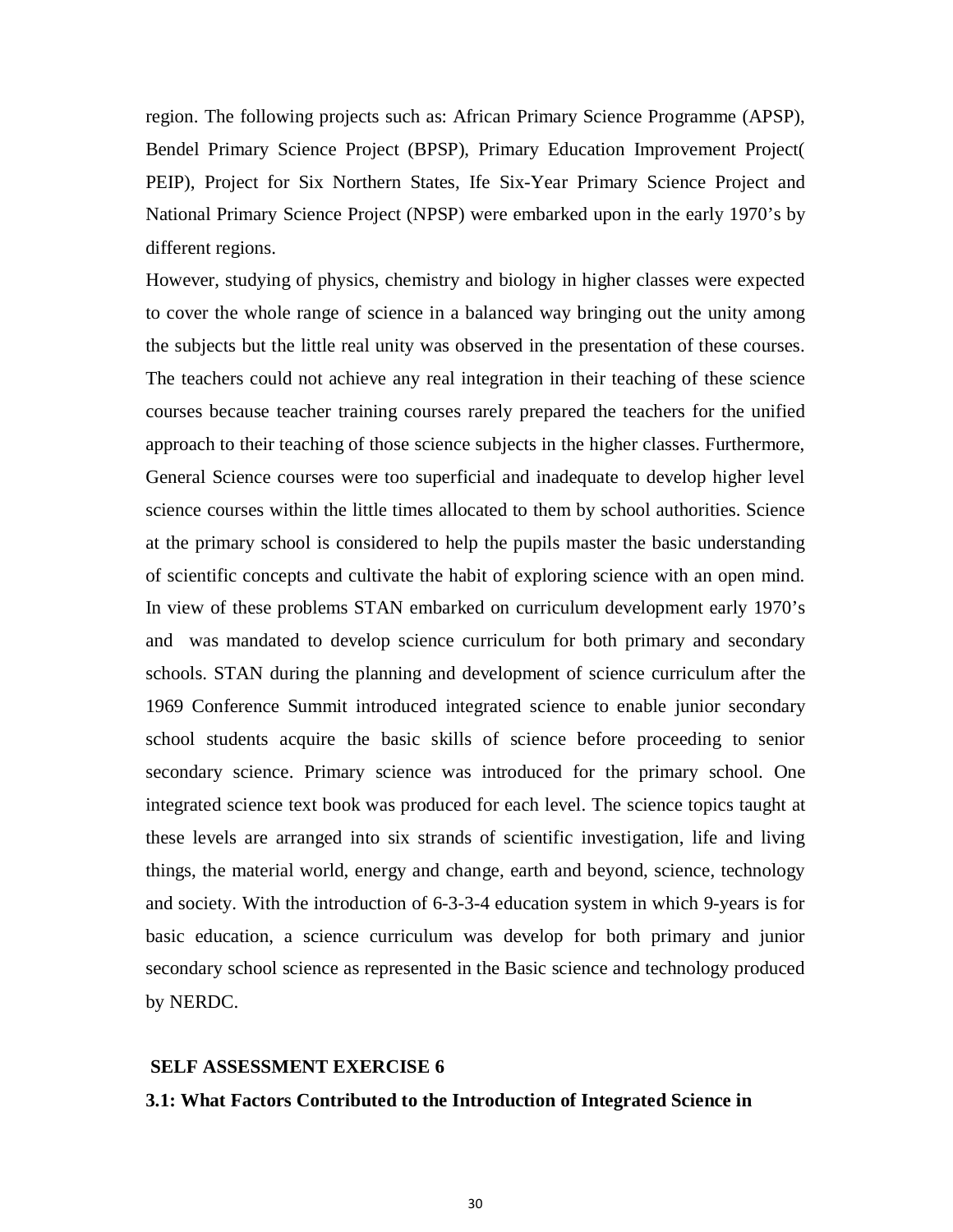region. The following projects such as: African Primary Science Programme (APSP), Bendel Primary Science Project (BPSP), Primary Education Improvement Project( PEIP), Project for Six Northern States, Ife Six-Year Primary Science Project and National Primary Science Project (NPSP) were embarked upon in the early 1970's by different regions.

However, studying of physics, chemistry and biology in higher classes were expected to cover the whole range of science in a balanced way bringing out the unity among the subjects but the little real unity was observed in the presentation of these courses. The teachers could not achieve any real integration in their teaching of these science courses because teacher training courses rarely prepared the teachers for the unified approach to their teaching of those science subjects in the higher classes. Furthermore, General Science courses were too superficial and inadequate to develop higher level science courses within the little times allocated to them by school authorities. Science at the primary school is considered to help the pupils master the basic understanding of scientific concepts and cultivate the habit of exploring science with an open mind. In view of these problems STAN embarked on curriculum development early 1970's and was mandated to develop science curriculum for both primary and secondary schools. STAN during the planning and development of science curriculum after the 1969 Conference Summit introduced integrated science to enable junior secondary school students acquire the basic skills of science before proceeding to senior secondary science. Primary science was introduced for the primary school. One integrated science text book was produced for each level. The science topics taught at these levels are arranged into six strands of scientific investigation, life and living things, the material world, energy and change, earth and beyond, science, technology and society. With the introduction of 6-3-3-4 education system in which 9-years is for basic education, a science curriculum was develop for both primary and junior secondary school science as represented in the Basic science and technology produced by NERDC.

**SELF ASSESSMENT EXERCISE 6**

**3.1: What Factors Contributed to the Introduction of Integrated Science in**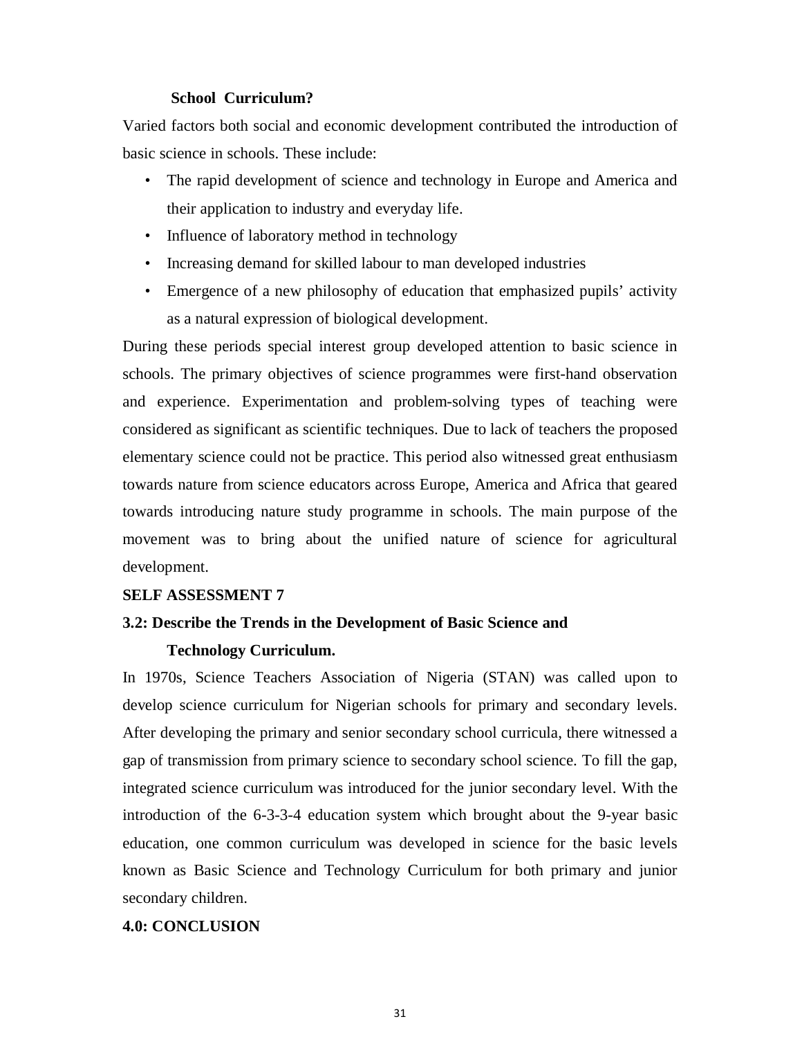**School Curriculum?**

Varied factors both social and economic development contributed the introduction of basic science in schools. These include:

- The rapid development of science and technology in Europe and America and their application to industry and everyday life.
- Influence of laboratory method in technology
- Increasing demand for skilled labour to man developed industries
- Emergence of a new philosophy of education that emphasized pupils' activity as a natural expression of biological development.

During these periods special interest group developed attention to basic science in schools. The primary objectives of science programmes were first-hand observation and experience. Experimentation and problem-solving types of teaching were considered as significant as scientific techniques. Due to lack of teachers the proposed elementary science could not be practice. This period also witnessed great enthusiasm towards nature from science educators across Europe, America and Africa that geared towards introducing nature study programme in schools. The main purpose of the movement was to bring about the unified nature of science for agricultural development.

**SELF ASSESSMENT 7**

**3.2: Describe the Trends in the Development of Basic Science and Technology Curriculum.**

In 1970s, Science Teachers Association of Nigeria (STAN) was called upon to develop science curriculum for Nigerian schools for primary and secondary levels. After developing the primary and senior secondary school curricula, there witnessed a gap of transmission from primary science to secondary school science. To fill the gap, integrated science curriculum was introduced for the junior secondary level. With the introduction of the 6-3-3-4 education system which brought about the 9-year basic education, one common curriculum was developed in science for the basic levels known as Basic Science and Technology Curriculum for both primary and junior secondary children.

## 4.0: CONCLUSION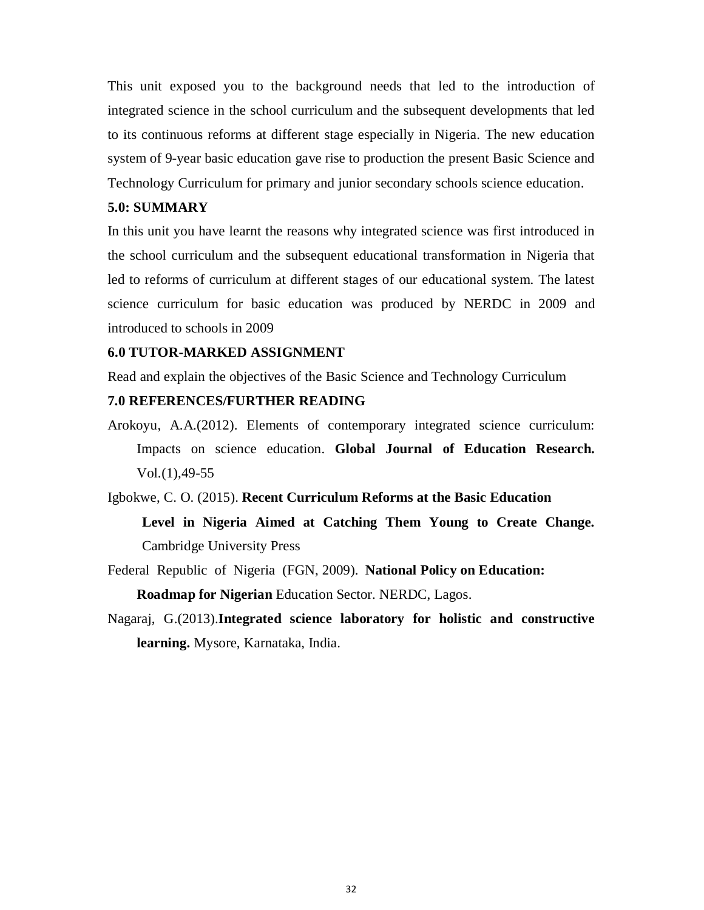This unit exposed you to the background needs that led to the introduction of integrated science in the school curriculum and the subsequent developments that led to its continuous reforms at different stage especially in Nigeria. The new education system of 9-year basic education gave rise to production the present Basic Science and Technology Curriculum for primary and junior secondary schools science education.

## 5.0: SUMMARY

In this unit you have learnt the reasons why integrated science was first introduced in the school curriculum and the subsequent educational transformation in Nigeria that led to reforms of curriculum at different stages of our educational system. The latest science curriculum for basic education was produced by NERDC in 2009 and introduced to schools in 2009

## 6.0 TUTOR-MARKED ASSIGNMENT

Read and explain the objectives of the Basic Science and Technology Curriculum

## 7.0 REFERENCES/FURTHER READING

Arokoyu, A.A.(2012). Elements of contemporary integrated science curriculum: Impacts on science education. **Global Journal of Education Research.** Vol.(1),49-55

Igbokwe, C. O. (2015). **Recent Curriculum Reforms at the Basic Education Level in Nigeria Aimed at Catching Them Young to Create Change.** Cambridge University Press

Federal Republic of Nigeria (FGN, 2009). **National Policy on Education: Roadmap for Nigerian** Education Sector. NERDC, Lagos.

Nagaraj, G.(2013).**Integrated science laboratory for holistic and constructive learning.** Mysore, Karnataka, India.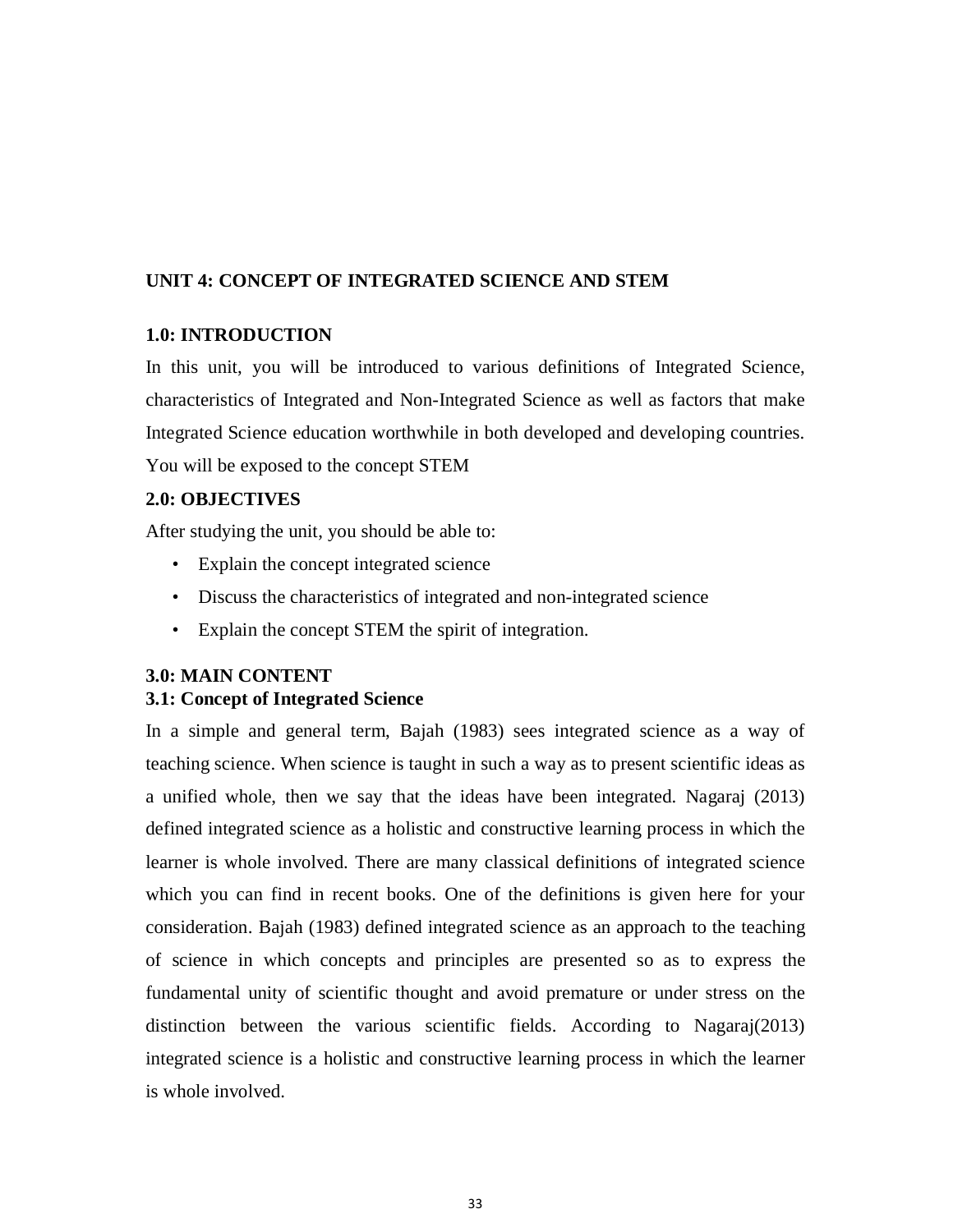## UNIT 4: CONCEPT OF INTEGRATED SCIENCE AND STEM

### 1.0: INTRODUCTION

In this unit, you will be introduced to various definitions of Integrated Science, characteristics of Integrated and Non-Integrated Science as well as factors that make Integrated Science education worthwhile in both developed and developing countries. You will be exposed to the concept STEM

### 2.0: OBJECTIVES

After studying the unit, you should be able to:

- Explain the concept integrated science
- Discuss the characteristics of integrated and non-integrated science
- Explain the concept STEM the spirit of integration.

### 3.0: MAIN CONTENT

#### 3.1: Concept of Integrated Science

In a simple and general term, Bajah (1983) sees integrated science as a way of teaching science. When science is taught in such a way as to present scientific ideas as a unified whole, then we say that the ideas have been integrated. Nagaraj (2013) defined integrated science as a holistic and constructive learning process in which the learner is whole involved. There are many classical definitions of integrated science which you can find in recent books. One of the definitions is given here for your consideration. Bajah (1983) defined integrated science as an approach to the teaching of science in which concepts and principles are presented so as to express the fundamental unity of scientific thought and avoid premature or under stress on the distinction between the various scientific fields. According to Nagaraj(2013) integrated science is a holistic and constructive learning process in which the learner is whole involved.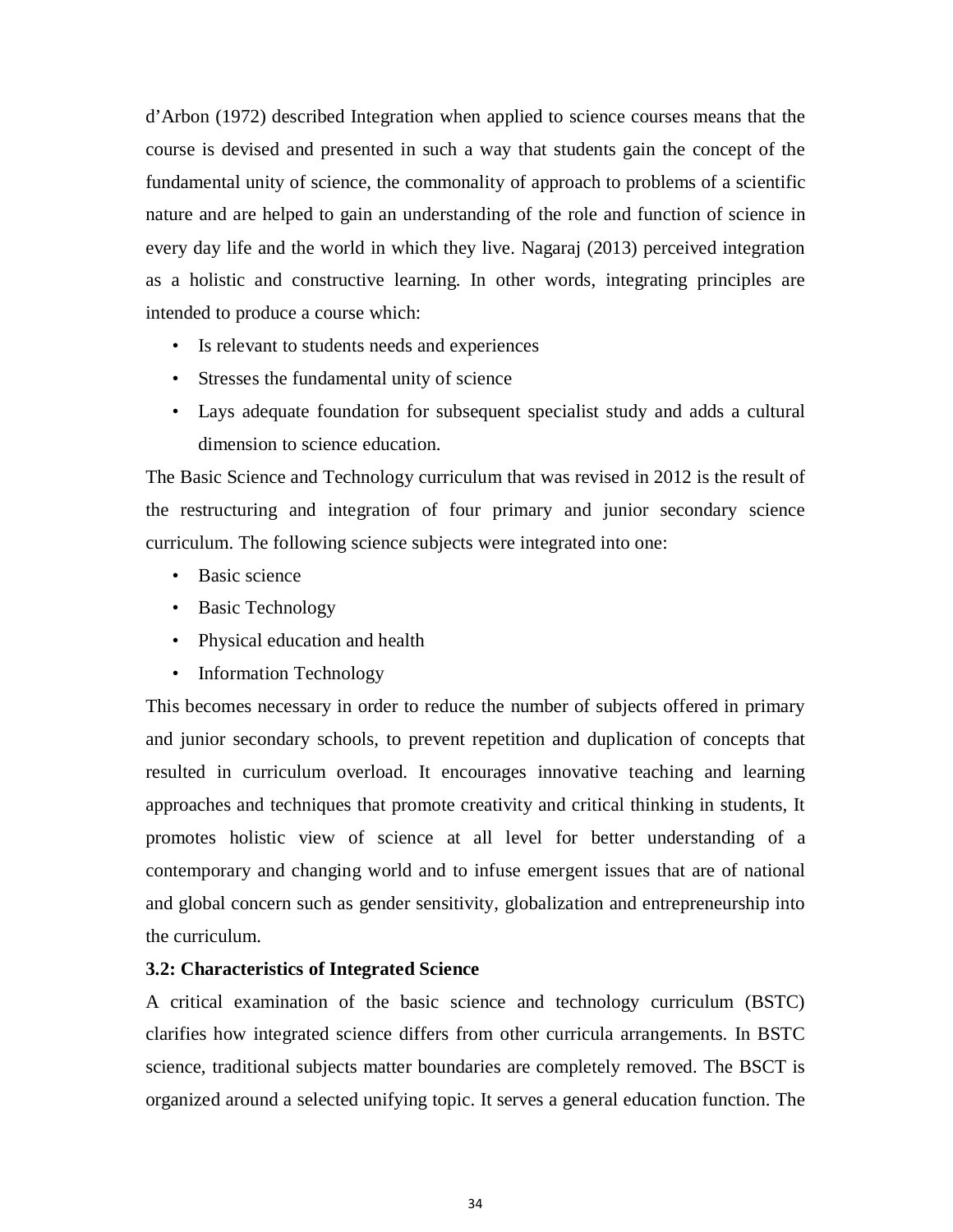d'Arbon (1972) described Integration when applied to science courses means that the course is devised and presented in such a way that students gain the concept of the fundamental unity of science, the commonality of approach to problems of a scientific nature and are helped to gain an understanding of the role and function of science in every day life and the world in which they live. Nagaraj (2013) perceived integration as a holistic and constructive learning. In other words, integrating principles are intended to produce a course which:

- Is relevant to students needs and experiences
- Stresses the fundamental unity of science
- Lays adequate foundation for subsequent specialist study and adds a cultural dimension to science education.

The Basic Science and Technology curriculum that was revised in 2012 is the result of the restructuring and integration of four primary and junior secondary science curriculum. The following science subjects were integrated into one:

- Basic science
- Basic Technology
- Physical education and health
- Information Technology

This becomes necessary in order to reduce the number of subjects offered in primary and junior secondary schools, to prevent repetition and duplication of concepts that resulted in curriculum overload. It encourages innovative teaching and learning approaches and techniques that promote creativity and critical thinking in students, It promotes holistic view of science at all level for better understanding of a contemporary and changing world and to infuse emergent issues that are of national and global concern such as gender sensitivity, globalization and entrepreneurship into the curriculum.

### 3.2: Characteristics of Integrated Science

A critical examination of the basic science and technology curriculum (BSTC) clarifies how integrated science differs from other curricula arrangements. In BSTC science, traditional subjects matter boundaries are completely removed. The BSCT is organized around a selected unifying topic. It serves a general education function. The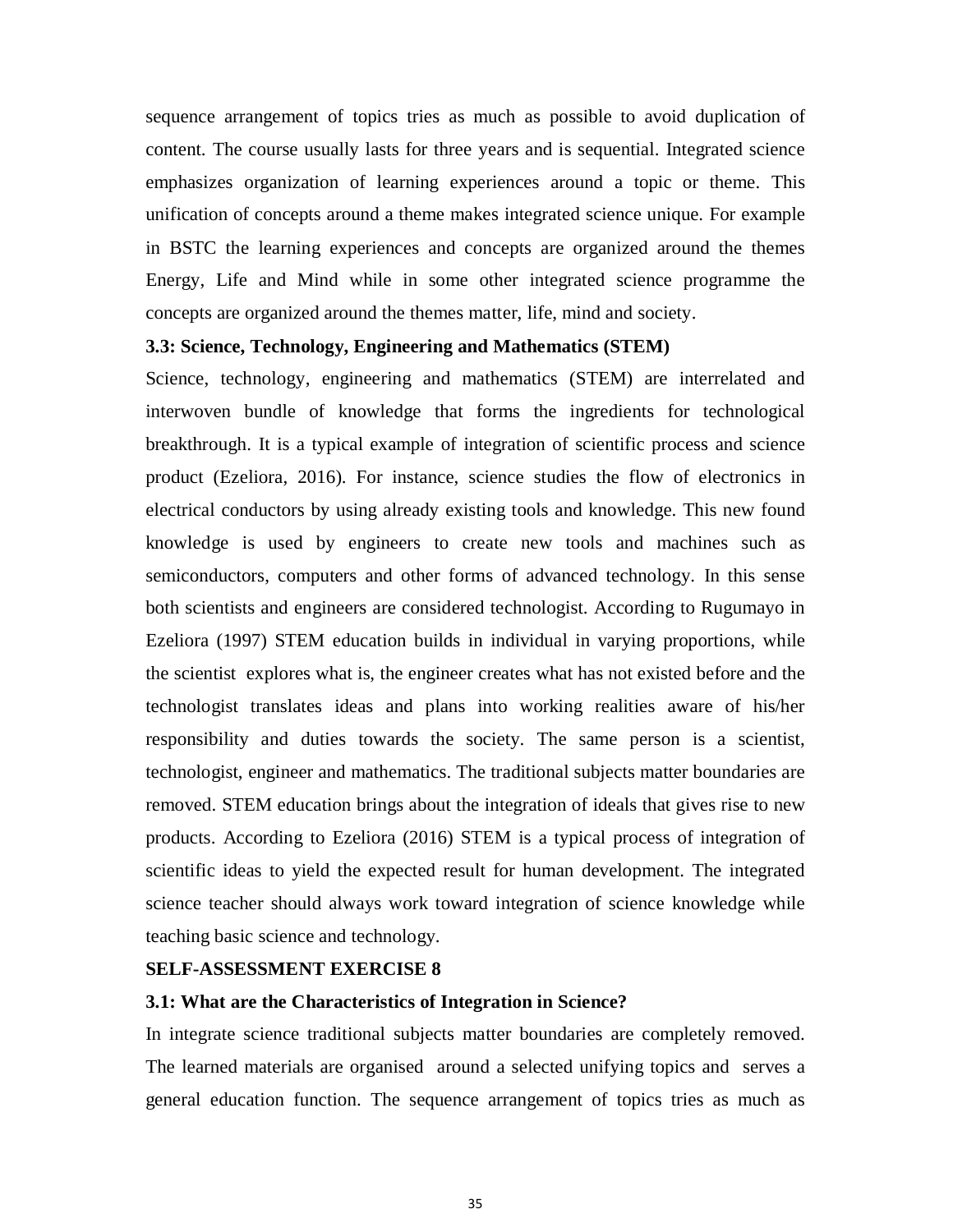sequence arrangement of topics tries as much as possible to avoid duplication of content. The course usually lasts for three years and is sequential. Integrated science emphasizes organization of learning experiences around a topic or theme. This unification of concepts around a theme makes integrated science unique. For example in BSTC the learning experiences and concepts are organized around the themes Energy, Life and Mind while in some other integrated science programme the concepts are organized around the themes matter, life, mind and society.

**3.3: Science, Technology, Engineering and Mathematics (STEM)**

Science, technology, engineering and mathematics (STEM) are interrelated and interwoven bundle of knowledge that forms the ingredients for technological breakthrough. It is a typical example of integration of scientific process and science product (Ezeliora, 2016). For instance, science studies the flow of electronics in electrical conductors by using already existing tools and knowledge. This new found knowledge is used by engineers to create new tools and machines such as semiconductors, computers and other forms of advanced technology. In this sense both scientists and engineers are considered technologist. According to Rugumayo in Ezeliora (1997) STEM education builds in individual in varying proportions, while the scientist explores what is, the engineer creates what has not existed before and the technologist translates ideas and plans into working realities aware of his/her responsibility and duties towards the society. The same person is a scientist, technologist, engineer and mathematics. The traditional subjects matter boundaries are removed. STEM education brings about the integration of ideals that gives rise to new products. According to Ezeliora (2016) STEM is a typical process of integration of scientific ideas to yield the expected result for human development. The integrated science teacher should always work toward integration of science knowledge while teaching basic science and technology.

**SELF-ASSESSMENT EXERCISE 8**

**3.1: What are the Characteristics of Integration in Science?**

In integrate science traditional subjects matter boundaries are completely removed. The learned materials are organised around a selected unifying topics and serves a general education function. The sequence arrangement of topics tries as much as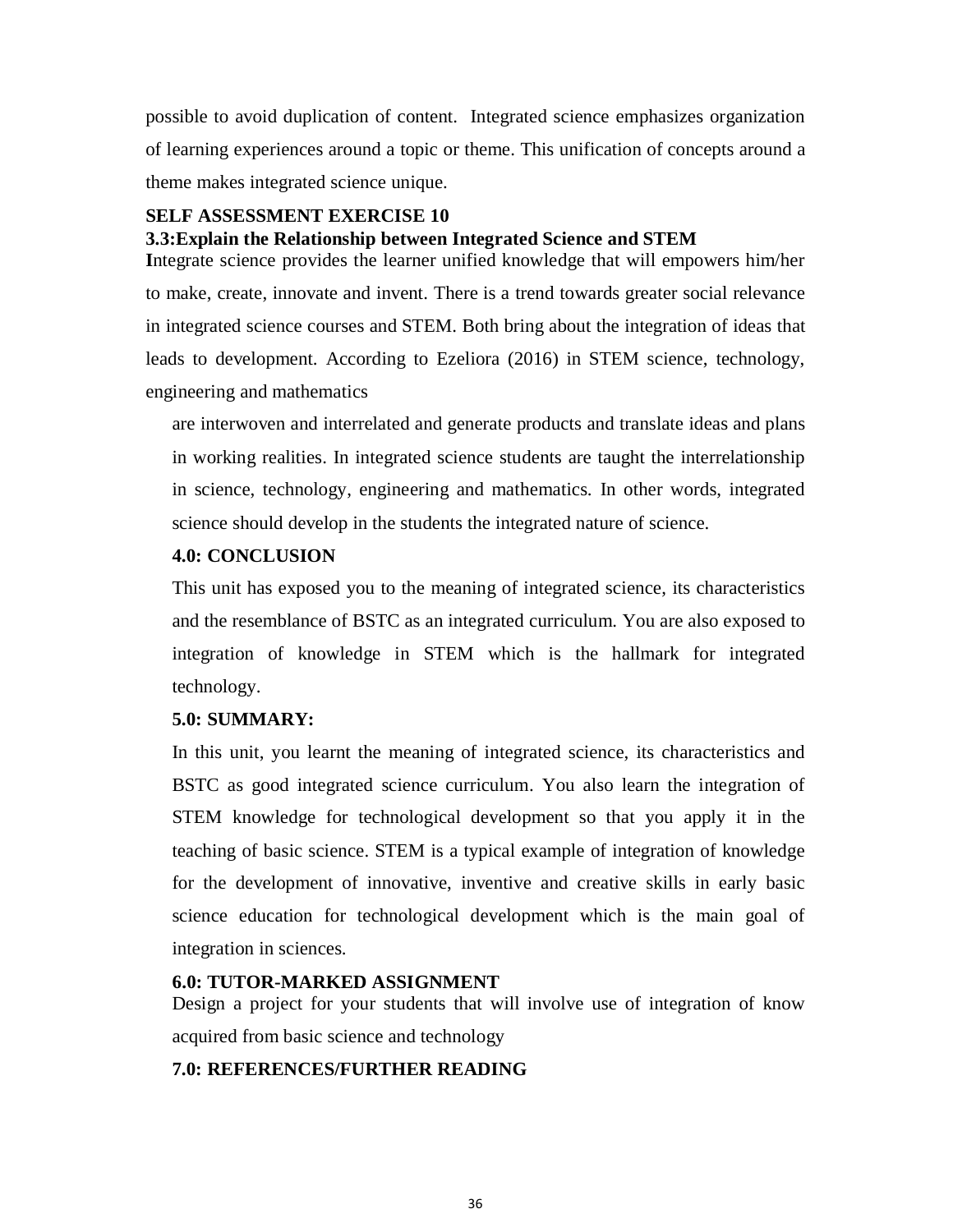possible to avoid duplication of content. Integrated science emphasizes organization of learning experiences around a topic or theme. This unification of concepts around a theme makes integrated science unique.

**SELF ASSESSMENT EXERCISE 10**

### 3.3:Explain the Relationship between Integrated Science and STEM

**I**ntegrate science provides the learner unified knowledge that will empowers him/her to make, create, innovate and invent. There is a trend towards greater social relevance in integrated science courses and STEM. Both bring about the integration of ideas that leads to development. According to Ezeliora (2016) in STEM science, technology, engineering and mathematics

are interwoven and interrelated and generate products and translate ideas and plans in working realities. In integrated science students are taught the interrelationship in science, technology, engineering and mathematics. In other words, integrated science should develop in the students the integrated nature of science.

## 4.0: CONCLUSION

This unit has exposed you to the meaning of integrated science, its characteristics and the resemblance of BSTC as an integrated curriculum. You are also exposed to integration of knowledge in STEM which is the hallmark for integrated technology.

## 5.0: SUMMARY:

In this unit, you learnt the meaning of integrated science, its characteristics and BSTC as good integrated science curriculum. You also learn the integration of STEM knowledge for technological development so that you apply it in the teaching of basic science. STEM is a typical example of integration of knowledge for the development of innovative, inventive and creative skills in early basic science education for technological development which is the main goal of integration in sciences.

## 6.0: TUTOR-MARKED ASSIGNMENT

Design a project for your students that will involve use of integration of know acquired from basic science and technology

## 7.0: REFERENCES/FURTHER READING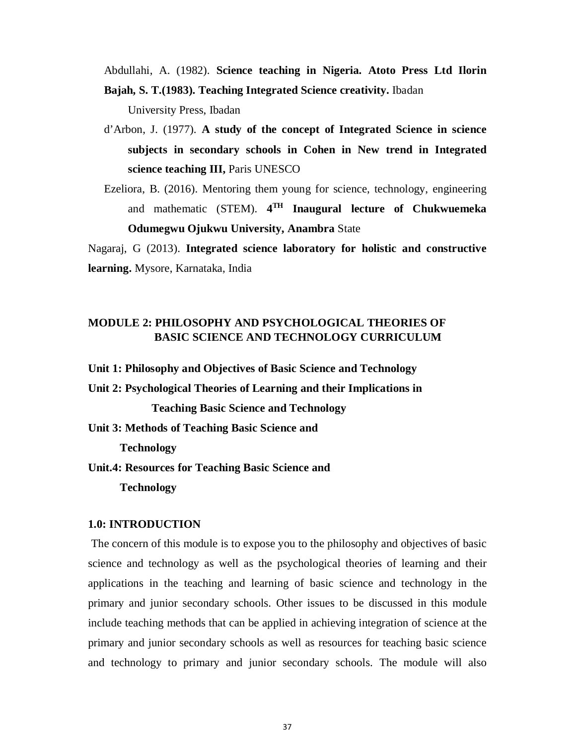Abdullahi, A. (1982). **Science teaching in Nigeria. Atoto Press Ltd Ilorin**

**Bajah, S. T.(1983). Teaching Integrated Science creativity.** Ibadan University Press, Ibadan

d'Arbon, J. (1977). **A study of the concept of Integrated Science in science subjects in secondary schools in Cohen in New trend in Integrated science teaching III,** Paris UNESCO

Ezeliora, B. (2016). Mentoring them young for science, technology, engineering and mathematic (STEM). **4TH Inaugural lecture of Chukwuemeka Odumegwu Ojukwu University, Anambra** State

Nagaraj, G (2013). **Integrated science laboratory for holistic and constructive learning.** Mysore, Karnataka, India

## MODULE 2: PHILOSOPHY AND PSYCHOLOGICAL THEORIES OF BASIC SCIENCE AND TECHNOLOGY CURRICULUM

**Unit 1: Philosophy and Objectives of Basic Science and Technology**

**Unit 2: Psychological Theories of Learning and their Implications in Teaching Basic Science and Technology**

**Unit 3: Methods of Teaching Basic Science and Technology**

**Unit.4: Resources for Teaching Basic Science and Technology**

### 1.0: INTRODUCTION

The concern of this module is to expose you to the philosophy and objectives of basic science and technology as well as the psychological theories of learning and their applications in the teaching and learning of basic science and technology in the primary and junior secondary schools. Other issues to be discussed in this module include teaching methods that can be applied in achieving integration of science at the primary and junior secondary schools as well as resources for teaching basic science and technology to primary and junior secondary schools. The module will also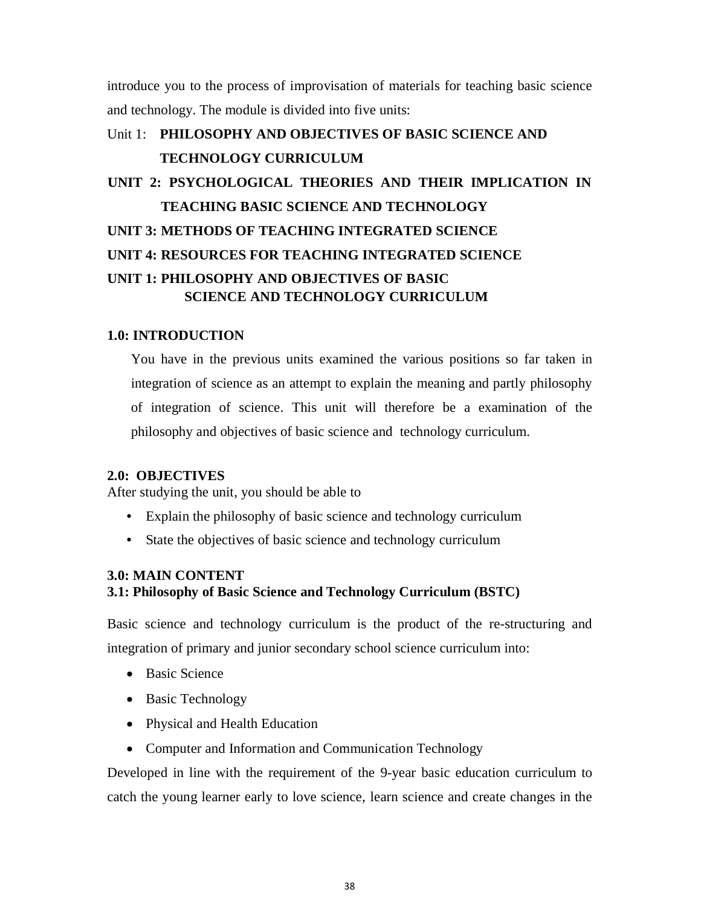introduce you to the process of improvisation of materials for teaching basic science and technology. The module is divided into five units:

Unit 1: **PHILOSOPHY AND OBJECTIVES OF BASIC SCIENCE AND TECHNOLOGY CURRICULUM**

**UNIT 2: PSYCHOLOGICAL THEORIES AND THEIR IMPLICATION IN TEACHING BASIC SCIENCE AND TECHNOLOGY**

**UNIT 3: METHODS OF TEACHING INTEGRATED SCIENCE**

**UNIT 4: RESOURCES FOR TEACHING INTEGRATED SCIENCE**

## UNIT 1: PHILOSOPHY AND OBJECTIVES OF BASIC SCIENCE AND TECHNOLOGY CURRICULUM

### 1.0: INTRODUCTION

You have in the previous units examined the various positions so far taken in integration of science as an attempt to explain the meaning and partly philosophy of integration of science. This unit will therefore be a examination of the philosophy and objectives of basic science and technology curriculum.

### 2.0: OBJECTIVES

After studying the unit, you should be able to

- Explain the philosophy of basic science and technology curriculum
- State the objectives of basic science and technology curriculum

### 3.0: MAIN CONTENT

### 3.1: Philosophy of Basic Science and Technology Curriculum (BSTC)

Basic science and technology curriculum is the product of the re-structuring and integration of primary and junior secondary school science curriculum into:

- Basic Science
- Basic Technology
- Physical and Health Education
- Computer and Information and Communication Technology

Developed in line with the requirement of the 9-year basic education curriculum to catch the young learner early to love science, learn science and create changes in the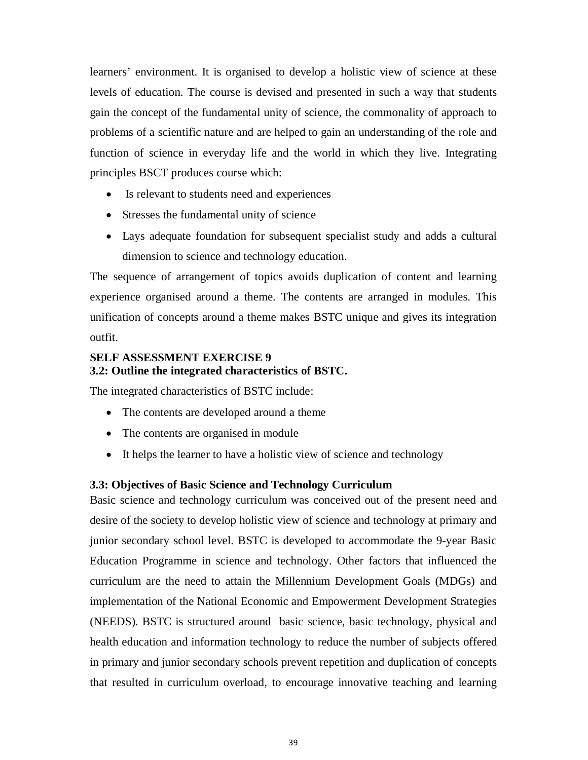learners' environment. It is organised to develop a holistic view of science at these levels of education. The course is devised and presented in such a way that students gain the concept of the fundamental unity of science, the commonality of approach to problems of a scientific nature and are helped to gain an understanding of the role and function of science in everyday life and the world in which they live. Integrating principles BSCT produces course which:

- Is relevant to students need and experiences
- Stresses the fundamental unity of science
- Lays adequate foundation for subsequent specialist study and adds a cultural dimension to science and technology education.

The sequence of arrangement of topics avoids duplication of content and learning experience organised around a theme. The contents are arranged in modules. This unification of concepts around a theme makes BSTC unique and gives its integration outfit.

**SELF ASSESSMENT EXERCISE 9**
**3.2: Outline the integrated characteristics of BSTC.**

The integrated characteristics of BSTC include:

- The contents are developed around a theme
- The contents are organised in module
- It helps the learner to have a holistic view of science and technology

### 3.3: Objectives of Basic Science and Technology Curriculum

Basic science and technology curriculum was conceived out of the present need and desire of the society to develop holistic view of science and technology at primary and junior secondary school level. BSTC is developed to accommodate the 9-year Basic Education Programme in science and technology. Other factors that influenced the curriculum are the need to attain the Millennium Development Goals (MDGs) and implementation of the National Economic and Empowerment Development Strategies (NEEDS). BSTC is structured around basic science, basic technology, physical and health education and information technology to reduce the number of subjects offered in primary and junior secondary schools prevent repetition and duplication of concepts that resulted in curriculum overload, to encourage innovative teaching and learning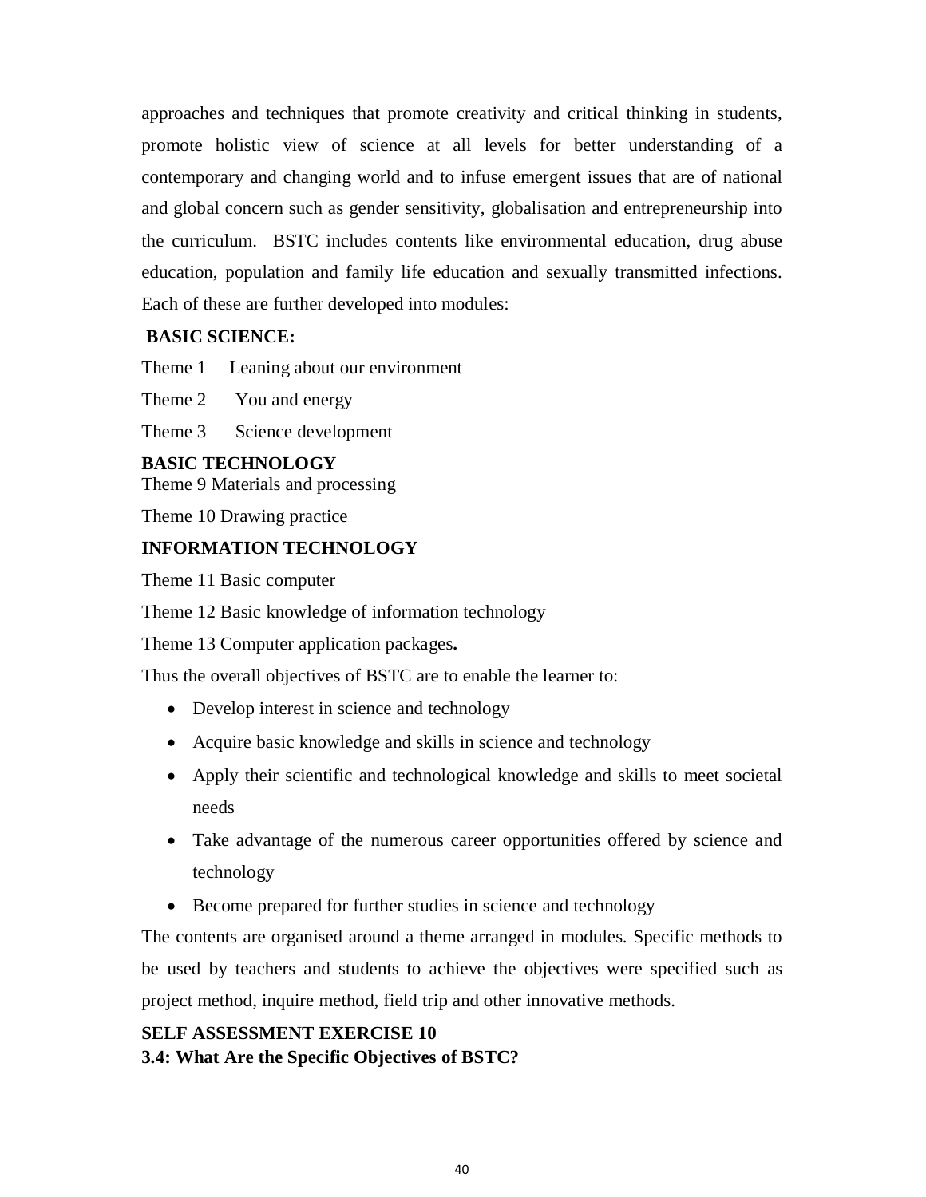approaches and techniques that promote creativity and critical thinking in students, promote holistic view of science at all levels for better understanding of a contemporary and changing world and to infuse emergent issues that are of national and global concern such as gender sensitivity, globalisation and entrepreneurship into the curriculum. BSTC includes contents like environmental education, drug abuse education, population and family life education and sexually transmitted infections. Each of these are further developed into modules:

**BASIC SCIENCE:**

Theme 1 Leaning about our environment

Theme 2 You and energy

Theme 3 Science development

**BASIC TECHNOLOGY**

Theme 9 Materials and processing

Theme 10 Drawing practice

**INFORMATION TECHNOLOGY**

Theme 11 Basic computer

Theme 12 Basic knowledge of information technology

Theme 13 Computer application packages**.**

Thus the overall objectives of BSTC are to enable the learner to:

- Develop interest in science and technology
- Acquire basic knowledge and skills in science and technology
- Apply their scientific and technological knowledge and skills to meet societal needs
- Take advantage of the numerous career opportunities offered by science and technology
- Become prepared for further studies in science and technology

The contents are organised around a theme arranged in modules. Specific methods to be used by teachers and students to achieve the objectives were specified such as project method, inquire method, field trip and other innovative methods.

**SELF ASSESSMENT EXERCISE 10**

**3.4: What Are the Specific Objectives of BSTC?**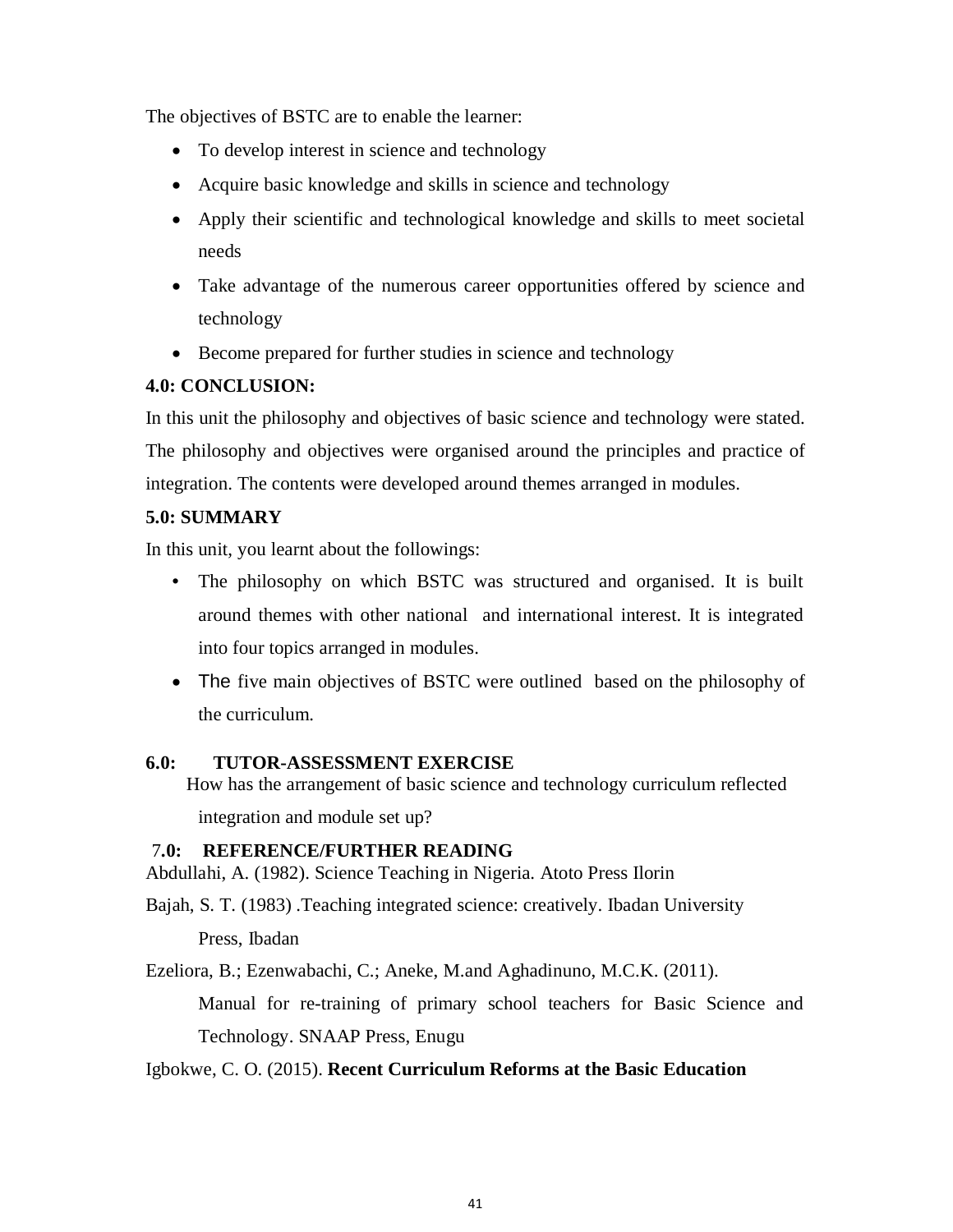The objectives of BSTC are to enable the learner:

- To develop interest in science and technology
- Acquire basic knowledge and skills in science and technology
- Apply their scientific and technological knowledge and skills to meet societal needs
- Take advantage of the numerous career opportunities offered by science and technology
- Become prepared for further studies in science and technology

**4.0: CONCLUSION:**

In this unit the philosophy and objectives of basic science and technology were stated. The philosophy and objectives were organised around the principles and practice of integration. The contents were developed around themes arranged in modules.

**5.0: SUMMARY**

In this unit, you learnt about the followings:

- The philosophy on which BSTC was structured and organised. It is built around themes with other national and international interest. It is integrated into four topics arranged in modules.
- The five main objectives of BSTC were outlined based on the philosophy of the curriculum.

**6.0: TUTOR-ASSESSMENT EXERCISE**

How has the arrangement of basic science and technology curriculum reflected integration and module set up?

**7.0: REFERENCE/FURTHER READING**

Abdullahi, A. (1982). Science Teaching in Nigeria. Atoto Press Ilorin

Bajah, S. T. (1983) .Teaching integrated science: creatively. Ibadan University Press, Ibadan

Ezeliora, B.; Ezenwabachi, C.; Aneke, M.and Aghadinuno, M.C.K. (2011). Manual for re-training of primary school teachers for Basic Science and Technology. SNAAP Press, Enugu

Igbokwe, C. O. (2015). **Recent Curriculum Reforms at the Basic Education**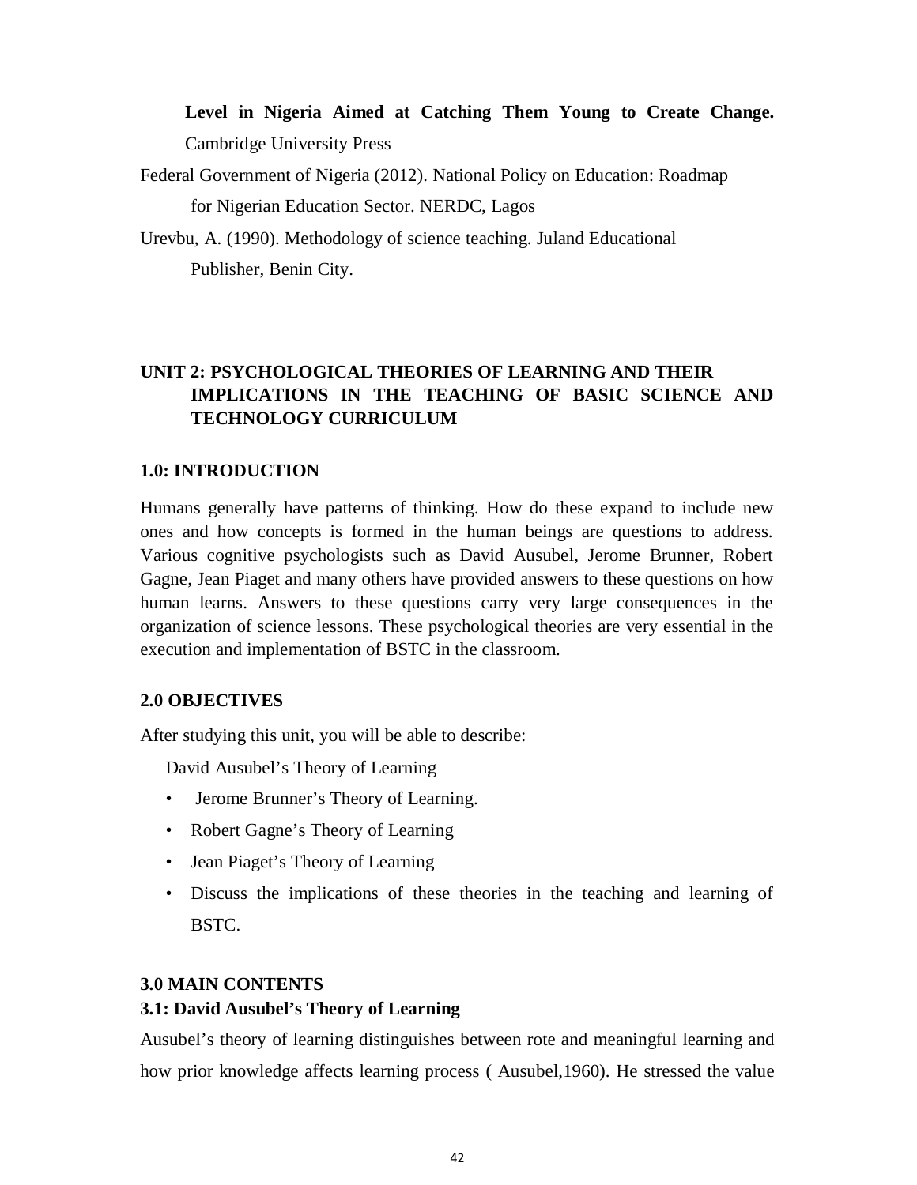**Level in Nigeria Aimed at Catching Them Young to Create Change.** Cambridge University Press

Federal Government of Nigeria (2012). National Policy on Education: Roadmap for Nigerian Education Sector. NERDC, Lagos

Urevbu, A. (1990). Methodology of science teaching. Juland Educational Publisher, Benin City.

## UNIT 2: PSYCHOLOGICAL THEORIES OF LEARNING AND THEIR IMPLICATIONS IN THE TEACHING OF BASIC SCIENCE AND TECHNOLOGY CURRICULUM

### 1.0: INTRODUCTION

Humans generally have patterns of thinking. How do these expand to include new ones and how concepts is formed in the human beings are questions to address. Various cognitive psychologists such as David Ausubel, Jerome Brunner, Robert Gagne, Jean Piaget and many others have provided answers to these questions on how human learns. Answers to these questions carry very large consequences in the organization of science lessons. These psychological theories are very essential in the execution and implementation of BSTC in the classroom.

### 2.0 OBJECTIVES

After studying this unit, you will be able to describe:

David Ausubel's Theory of Learning

- Jerome Brunner's Theory of Learning.
- Robert Gagne's Theory of Learning
- Jean Piaget's Theory of Learning
- Discuss the implications of these theories in the teaching and learning of BSTC.

### 3.0 MAIN CONTENTS

### 3.1: David Ausubel's Theory of Learning

Ausubel's theory of learning distinguishes between rote and meaningful learning and how prior knowledge affects learning process ( Ausubel,1960). He stressed the value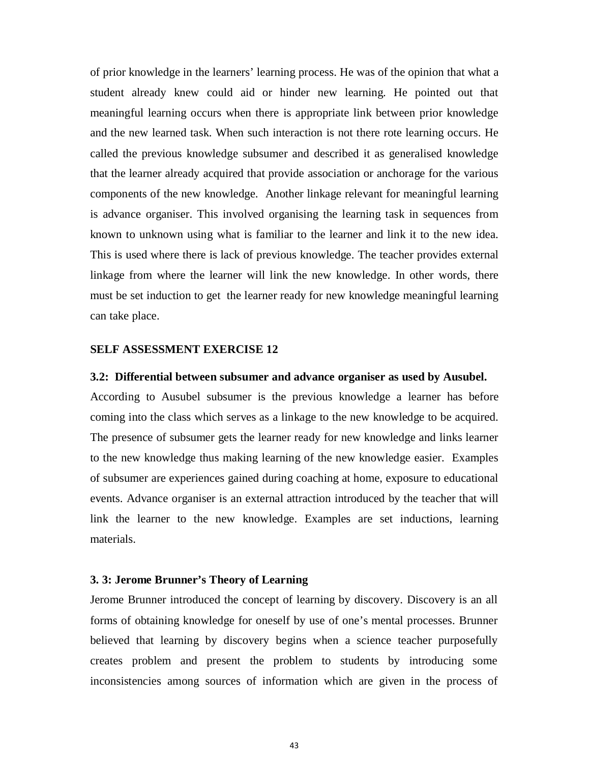of prior knowledge in the learners' learning process. He was of the opinion that what a student already knew could aid or hinder new learning. He pointed out that meaningful learning occurs when there is appropriate link between prior knowledge and the new learned task. When such interaction is not there rote learning occurs. He called the previous knowledge subsumer and described it as generalised knowledge that the learner already acquired that provide association or anchorage for the various components of the new knowledge. Another linkage relevant for meaningful learning is advance organiser. This involved organising the learning task in sequences from known to unknown using what is familiar to the learner and link it to the new idea. This is used where there is lack of previous knowledge. The teacher provides external linkage from where the learner will link the new knowledge. In other words, there must be set induction to get the learner ready for new knowledge meaningful learning can take place.

**SELF ASSESSMENT EXERCISE 12**

**3.2: Differential between subsumer and advance organiser as used by Ausubel.**

According to Ausubel subsumer is the previous knowledge a learner has before coming into the class which serves as a linkage to the new knowledge to be acquired. The presence of subsumer gets the learner ready for new knowledge and links learner to the new knowledge thus making learning of the new knowledge easier. Examples of subsumer are experiences gained during coaching at home, exposure to educational events. Advance organiser is an external attraction introduced by the teacher that will link the learner to the new knowledge. Examples are set inductions, learning materials.

**3. 3: Jerome Brunner's Theory of Learning**

Jerome Brunner introduced the concept of learning by discovery. Discovery is an all forms of obtaining knowledge for oneself by use of one's mental processes. Brunner believed that learning by discovery begins when a science teacher purposefully creates problem and present the problem to students by introducing some inconsistencies among sources of information which are given in the process of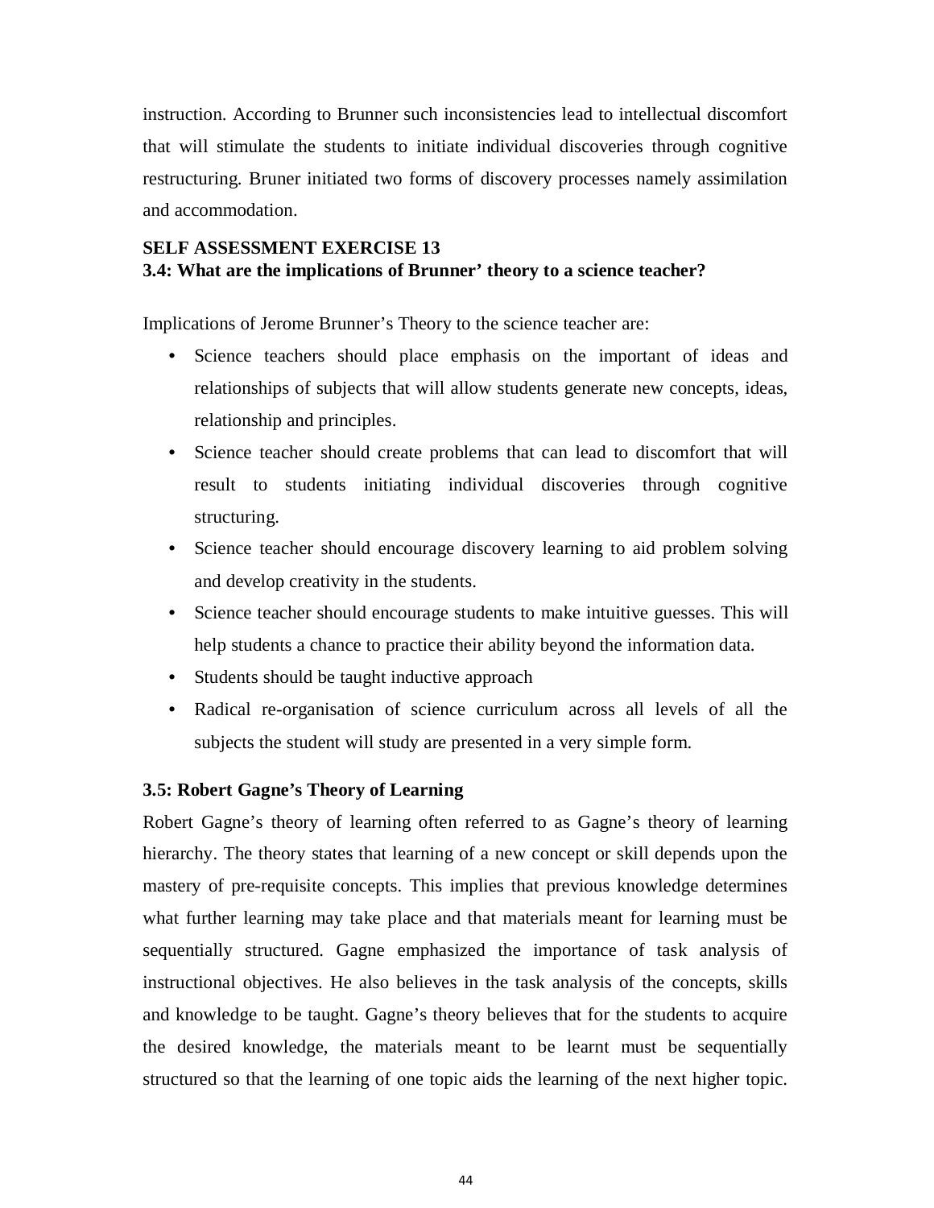instruction. According to Brunner such inconsistencies lead to intellectual discomfort that will stimulate the students to initiate individual discoveries through cognitive restructuring. Bruner initiated two forms of discovery processes namely assimilation and accommodation.

**SELF ASSESSMENT EXERCISE 13**

**3.4: What are the implications of Brunner' theory to a science teacher?**

Implications of Jerome Brunner's Theory to the science teacher are:

- Science teachers should place emphasis on the important of ideas and relationships of subjects that will allow students generate new concepts, ideas, relationship and principles.
- Science teacher should create problems that can lead to discomfort that will result to students initiating individual discoveries through cognitive structuring.
- Science teacher should encourage discovery learning to aid problem solving and develop creativity in the students.
- Science teacher should encourage students to make intuitive guesses. This will help students a chance to practice their ability beyond the information data.
- Students should be taught inductive approach
- Radical re-organisation of science curriculum across all levels of all the subjects the student will study are presented in a very simple form.

### 3.5: Robert Gagne's Theory of Learning

Robert Gagne's theory of learning often referred to as Gagne's theory of learning hierarchy. The theory states that learning of a new concept or skill depends upon the mastery of pre-requisite concepts. This implies that previous knowledge determines what further learning may take place and that materials meant for learning must be sequentially structured. Gagne emphasized the importance of task analysis of instructional objectives. He also believes in the task analysis of the concepts, skills and knowledge to be taught. Gagne's theory believes that for the students to acquire the desired knowledge, the materials meant to be learnt must be sequentially structured so that the learning of one topic aids the learning of the next higher topic.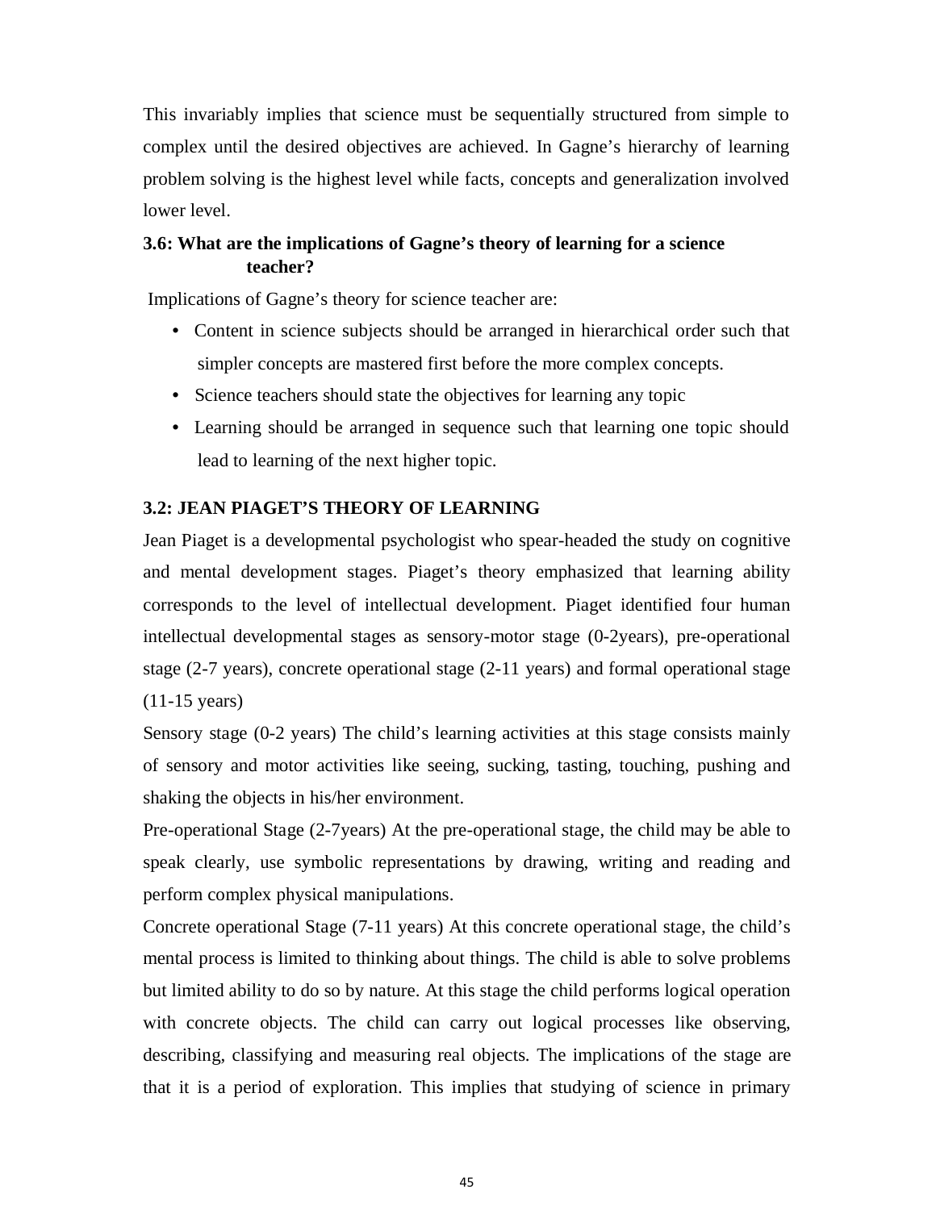This invariably implies that science must be sequentially structured from simple to complex until the desired objectives are achieved. In Gagne's hierarchy of learning problem solving is the highest level while facts, concepts and generalization involved lower level.

### 3.6: What are the implications of Gagne's theory of learning for a science teacher?

Implications of Gagne's theory for science teacher are:

- Content in science subjects should be arranged in hierarchical order such that simpler concepts are mastered first before the more complex concepts.
- Science teachers should state the objectives for learning any topic
- Learning should be arranged in sequence such that learning one topic should lead to learning of the next higher topic.

### 3.2: JEAN PIAGET'S THEORY OF LEARNING

Jean Piaget is a developmental psychologist who spear-headed the study on cognitive and mental development stages. Piaget's theory emphasized that learning ability corresponds to the level of intellectual development. Piaget identified four human intellectual developmental stages as sensory-motor stage (0-2years), pre-operational stage (2-7 years), concrete operational stage (2-11 years) and formal operational stage (11-15 years)

Sensory stage (0-2 years) The child's learning activities at this stage consists mainly of sensory and motor activities like seeing, sucking, tasting, touching, pushing and shaking the objects in his/her environment.

Pre-operational Stage (2-7years) At the pre-operational stage, the child may be able to speak clearly, use symbolic representations by drawing, writing and reading and perform complex physical manipulations.

Concrete operational Stage (7-11 years) At this concrete operational stage, the child's mental process is limited to thinking about things. The child is able to solve problems but limited ability to do so by nature. At this stage the child performs logical operation with concrete objects. The child can carry out logical processes like observing, describing, classifying and measuring real objects. The implications of the stage are that it is a period of exploration. This implies that studying of science in primary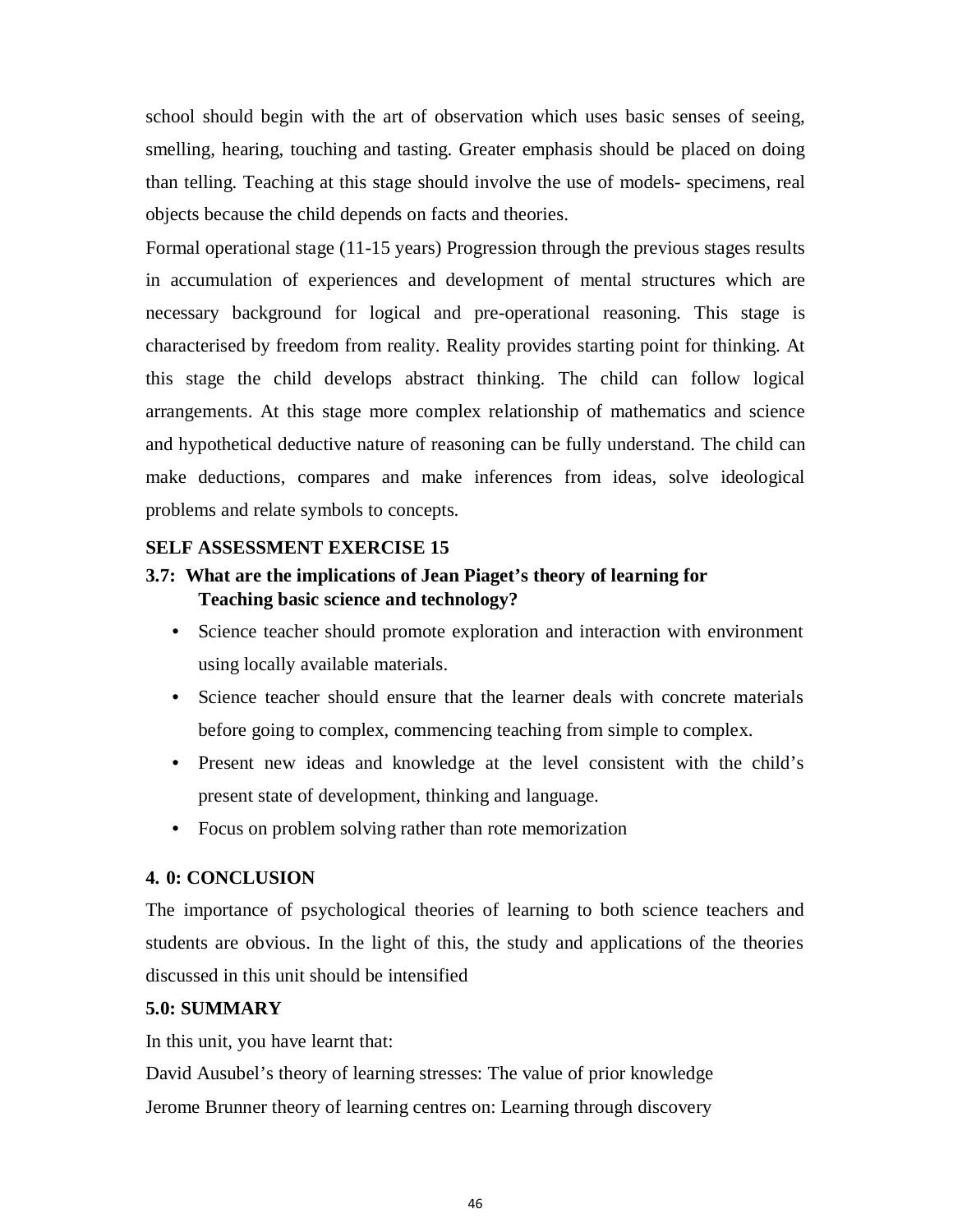school should begin with the art of observation which uses basic senses of seeing, smelling, hearing, touching and tasting. Greater emphasis should be placed on doing than telling. Teaching at this stage should involve the use of models- specimens, real objects because the child depends on facts and theories.

Formal operational stage (11-15 years) Progression through the previous stages results in accumulation of experiences and development of mental structures which are necessary background for logical and pre-operational reasoning. This stage is characterised by freedom from reality. Reality provides starting point for thinking. At this stage the child develops abstract thinking. The child can follow logical arrangements. At this stage more complex relationship of mathematics and science and hypothetical deductive nature of reasoning can be fully understand. The child can make deductions, compares and make inferences from ideas, solve ideological problems and relate symbols to concepts.

**SELF ASSESSMENT EXERCISE 15**

**3.7: What are the implications of Jean Piaget's theory of learning for Teaching basic science and technology?**

- Science teacher should promote exploration and interaction with environment using locally available materials.
- Science teacher should ensure that the learner deals with concrete materials before going to complex, commencing teaching from simple to complex.
- Present new ideas and knowledge at the level consistent with the child's present state of development, thinking and language.
- Focus on problem solving rather than rote memorization

**4. 0: CONCLUSION**

The importance of psychological theories of learning to both science teachers and students are obvious. In the light of this, the study and applications of the theories discussed in this unit should be intensified

**5.0: SUMMARY**

In this unit, you have learnt that:

David Ausubel's theory of learning stresses: The value of prior knowledge

Jerome Brunner theory of learning centres on: Learning through discovery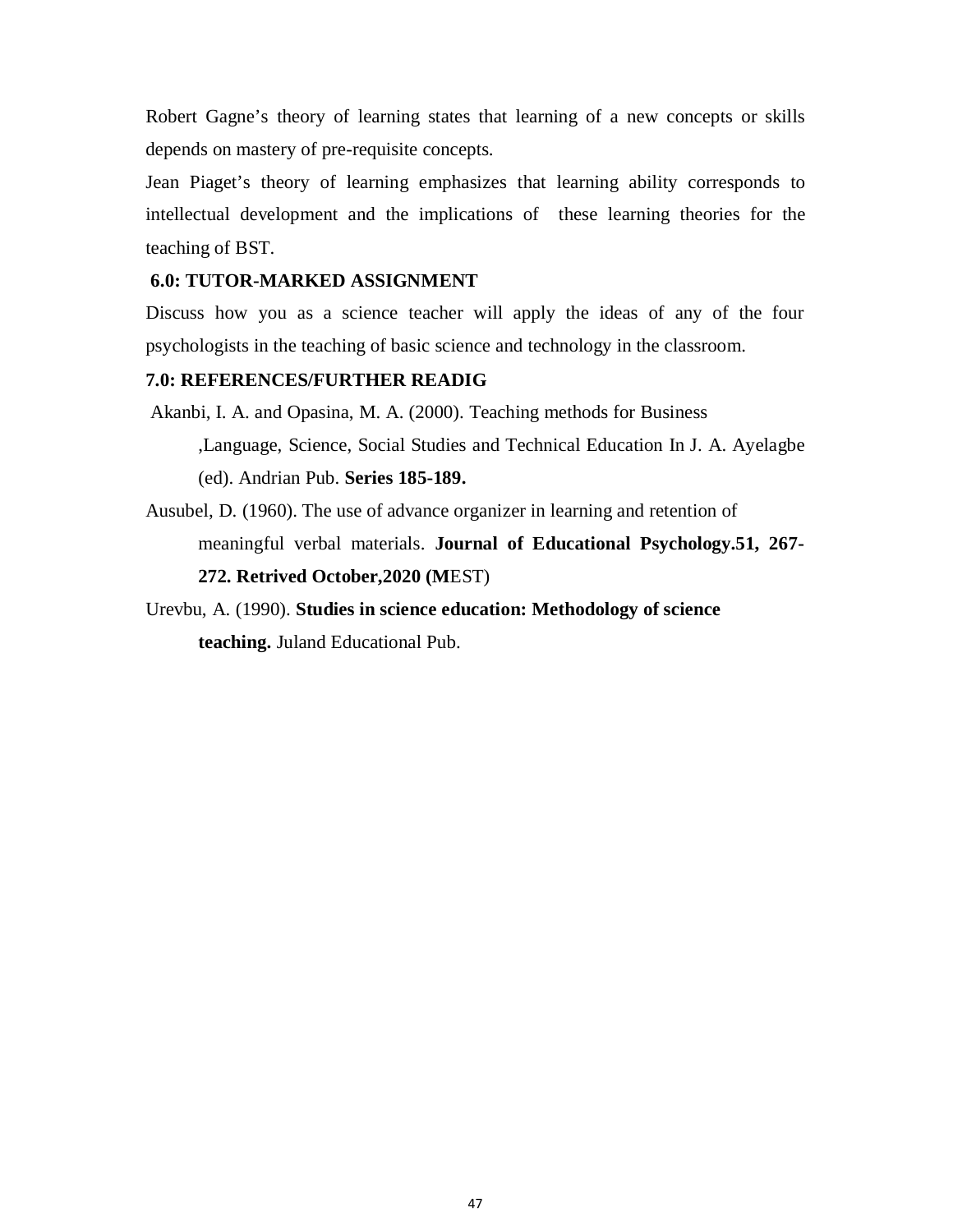Robert Gagne's theory of learning states that learning of a new concepts or skills depends on mastery of pre-requisite concepts.

Jean Piaget's theory of learning emphasizes that learning ability corresponds to intellectual development and the implications of these learning theories for the teaching of BST.

## 6.0: TUTOR-MARKED ASSIGNMENT

Discuss how you as a science teacher will apply the ideas of any of the four psychologists in the teaching of basic science and technology in the classroom.

## 7.0: REFERENCES/FURTHER READIG

Akanbi, I. A. and Opasina, M. A. (2000). Teaching methods for Business ,Language, Science, Social Studies and Technical Education In J. A. Ayelagbe (ed). Andrian Pub. **Series 185-189.**

Ausubel, D. (1960). The use of advance organizer in learning and retention of meaningful verbal materials. **Journal of Educational Psychology.51, 267-272. Retrived October,2020 (M**EST)

Urevbu, A. (1990). **Studies in science education: Methodology of science teaching.** Juland Educational Pub.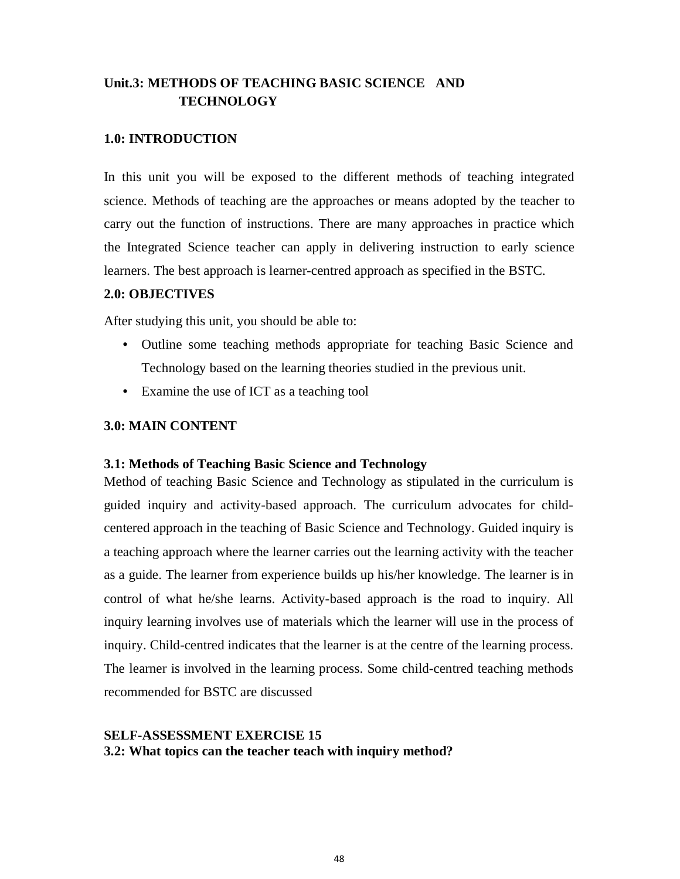# Unit.3: METHODS OF TEACHING BASIC SCIENCE AND TECHNOLOGY

## 1.0: INTRODUCTION

In this unit you will be exposed to the different methods of teaching integrated science. Methods of teaching are the approaches or means adopted by the teacher to carry out the function of instructions. There are many approaches in practice which the Integrated Science teacher can apply in delivering instruction to early science learners. The best approach is learner-centred approach as specified in the BSTC.

## 2.0: OBJECTIVES

After studying this unit, you should be able to:

- Outline some teaching methods appropriate for teaching Basic Science and Technology based on the learning theories studied in the previous unit.
- Examine the use of ICT as a teaching tool

## 3.0: MAIN CONTENT

### 3.1: Methods of Teaching Basic Science and Technology

Method of teaching Basic Science and Technology as stipulated in the curriculum is guided inquiry and activity-based approach. The curriculum advocates for child-centered approach in the teaching of Basic Science and Technology. Guided inquiry is a teaching approach where the learner carries out the learning activity with the teacher as a guide. The learner from experience builds up his/her knowledge. The learner is in control of what he/she learns. Activity-based approach is the road to inquiry. All inquiry learning involves use of materials which the learner will use in the process of inquiry. Child-centred indicates that the learner is at the centre of the learning process. The learner is involved in the learning process. Some child-centred teaching methods recommended for BSTC are discussed

**SELF-ASSESSMENT EXERCISE 15**

**3.2: What topics can the teacher teach with inquiry method?**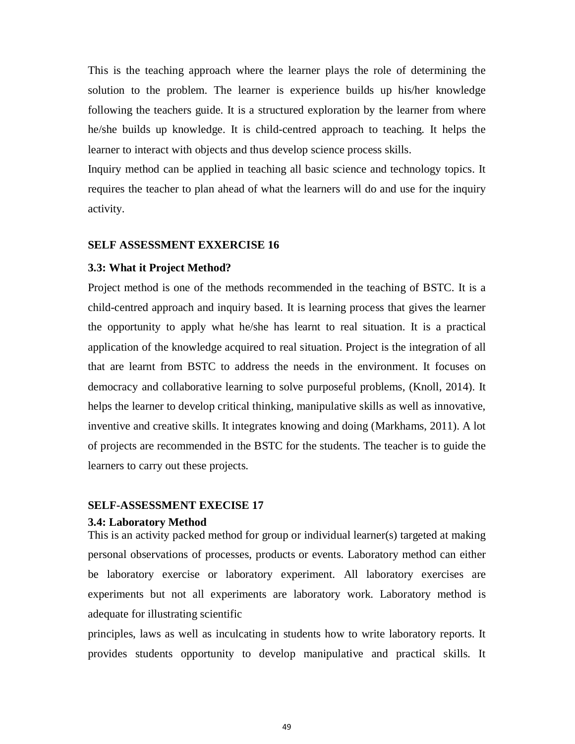This is the teaching approach where the learner plays the role of determining the solution to the problem. The learner is experience builds up his/her knowledge following the teachers guide. It is a structured exploration by the learner from where he/she builds up knowledge. It is child-centred approach to teaching. It helps the learner to interact with objects and thus develop science process skills.

Inquiry method can be applied in teaching all basic science and technology topics. It requires the teacher to plan ahead of what the learners will do and use for the inquiry activity.

**SELF ASSESSMENT EXXERCISE 16**

### 3.3: What it Project Method?

Project method is one of the methods recommended in the teaching of BSTC. It is a child-centred approach and inquiry based. It is learning process that gives the learner the opportunity to apply what he/she has learnt to real situation. It is a practical application of the knowledge acquired to real situation. Project is the integration of all that are learnt from BSTC to address the needs in the environment. It focuses on democracy and collaborative learning to solve purposeful problems, (Knoll, 2014). It helps the learner to develop critical thinking, manipulative skills as well as innovative, inventive and creative skills. It integrates knowing and doing (Markhams, 2011). A lot of projects are recommended in the BSTC for the students. The teacher is to guide the learners to carry out these projects.

**SELF-ASSESSMENT EXECISE 17**

### 3.4: Laboratory Method

This is an activity packed method for group or individual learner(s) targeted at making personal observations of processes, products or events. Laboratory method can either be laboratory exercise or laboratory experiment. All laboratory exercises are experiments but not all experiments are laboratory work. Laboratory method is adequate for illustrating scientific principles, laws as well as inculcating in students how to write laboratory reports. It provides students opportunity to develop manipulative and practical skills. It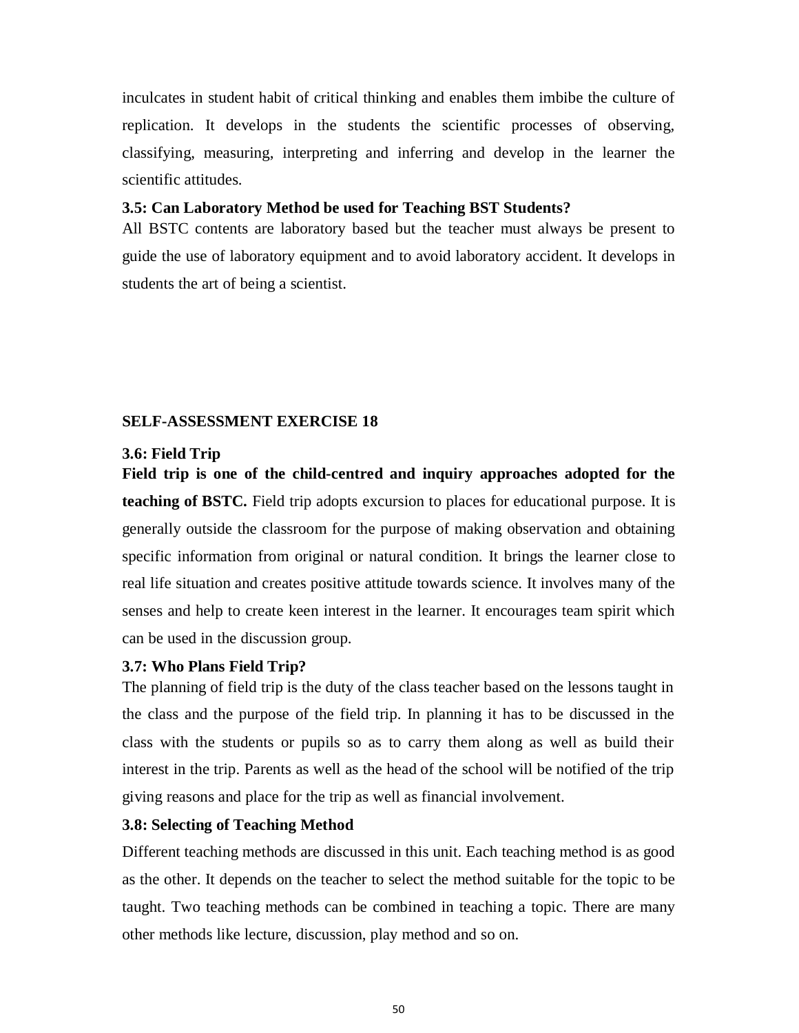inculcates in student habit of critical thinking and enables them imbibe the culture of replication. It develops in the students the scientific processes of observing, classifying, measuring, interpreting and inferring and develop in the learner the scientific attitudes.

### 3.5: Can Laboratory Method be used for Teaching BST Students?

All BSTC contents are laboratory based but the teacher must always be present to guide the use of laboratory equipment and to avoid laboratory accident. It develops in students the art of being a scientist.

### SELF-ASSESSMENT EXERCISE 18

### 3.6: Field Trip

**Field trip is one of the child-centred and inquiry approaches adopted for the teaching of BSTC.** Field trip adopts excursion to places for educational purpose. It is generally outside the classroom for the purpose of making observation and obtaining specific information from original or natural condition. It brings the learner close to real life situation and creates positive attitude towards science. It involves many of the senses and help to create keen interest in the learner. It encourages team spirit which can be used in the discussion group.

### 3.7: Who Plans Field Trip?

The planning of field trip is the duty of the class teacher based on the lessons taught in the class and the purpose of the field trip. In planning it has to be discussed in the class with the students or pupils so as to carry them along as well as build their interest in the trip. Parents as well as the head of the school will be notified of the trip giving reasons and place for the trip as well as financial involvement.

### 3.8: Selecting of Teaching Method

Different teaching methods are discussed in this unit. Each teaching method is as good as the other. It depends on the teacher to select the method suitable for the topic to be taught. Two teaching methods can be combined in teaching a topic. There are many other methods like lecture, discussion, play method and so on.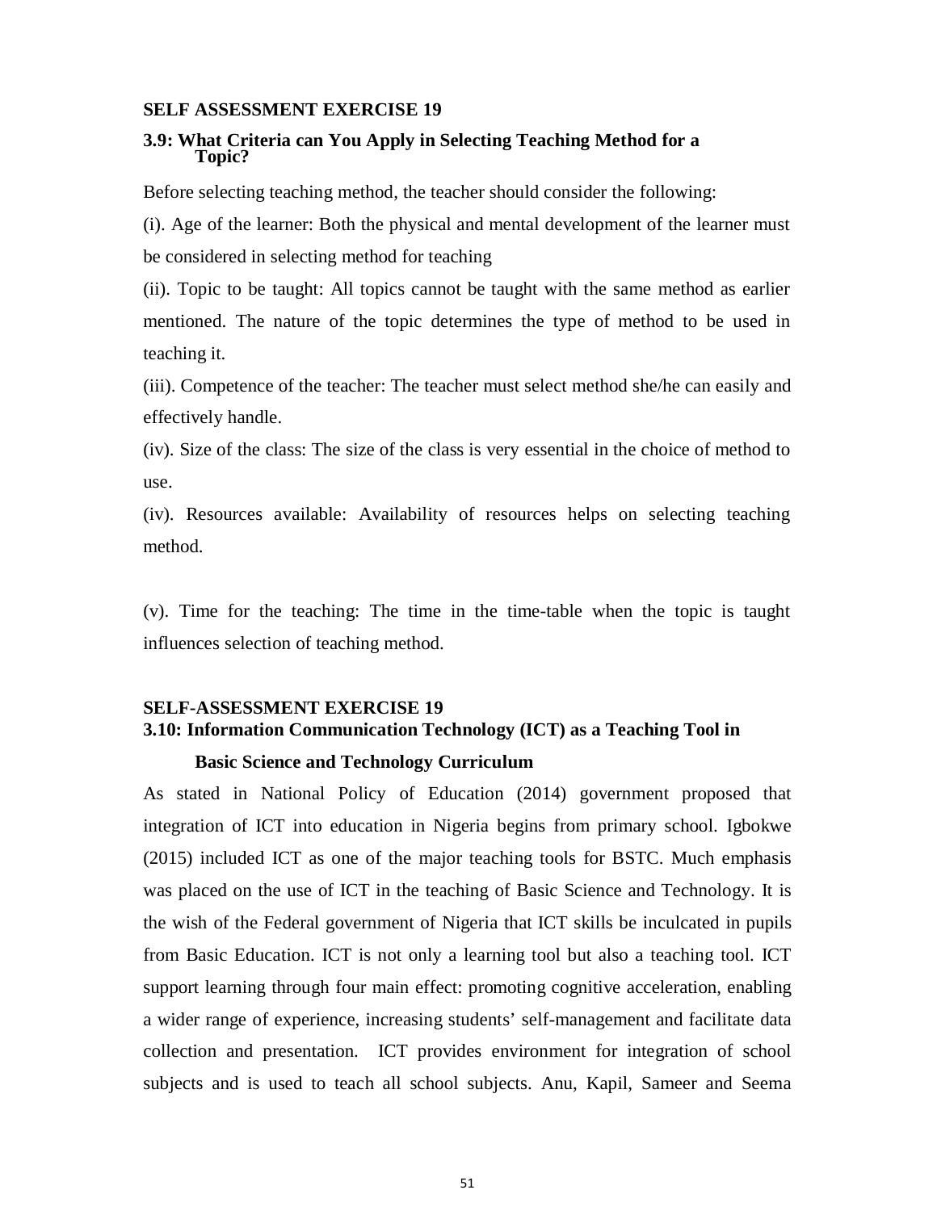**SELF ASSESSMENT EXERCISE 19**

**3.9: What Criteria can You Apply in Selecting Teaching Method for a Topic?**

Before selecting teaching method, the teacher should consider the following:

(i). Age of the learner: Both the physical and mental development of the learner must be considered in selecting method for teaching

(ii). Topic to be taught: All topics cannot be taught with the same method as earlier mentioned. The nature of the topic determines the type of method to be used in teaching it.

(iii). Competence of the teacher: The teacher must select method she/he can easily and effectively handle.

(iv). Size of the class: The size of the class is very essential in the choice of method to use.

(iv). Resources available: Availability of resources helps on selecting teaching method.

(v). Time for the teaching: The time in the time-table when the topic is taught influences selection of teaching method.

**SELF-ASSESSMENT EXERCISE 19**

**3.10: Information Communication Technology (ICT) as a Teaching Tool in Basic Science and Technology Curriculum**

As stated in National Policy of Education (2014) government proposed that integration of ICT into education in Nigeria begins from primary school. Igbokwe (2015) included ICT as one of the major teaching tools for BSTC. Much emphasis was placed on the use of ICT in the teaching of Basic Science and Technology. It is the wish of the Federal government of Nigeria that ICT skills be inculcated in pupils from Basic Education. ICT is not only a learning tool but also a teaching tool. ICT support learning through four main effect: promoting cognitive acceleration, enabling a wider range of experience, increasing students' self-management and facilitate data collection and presentation. ICT provides environment for integration of school subjects and is used to teach all school subjects. Anu, Kapil, Sameer and Seema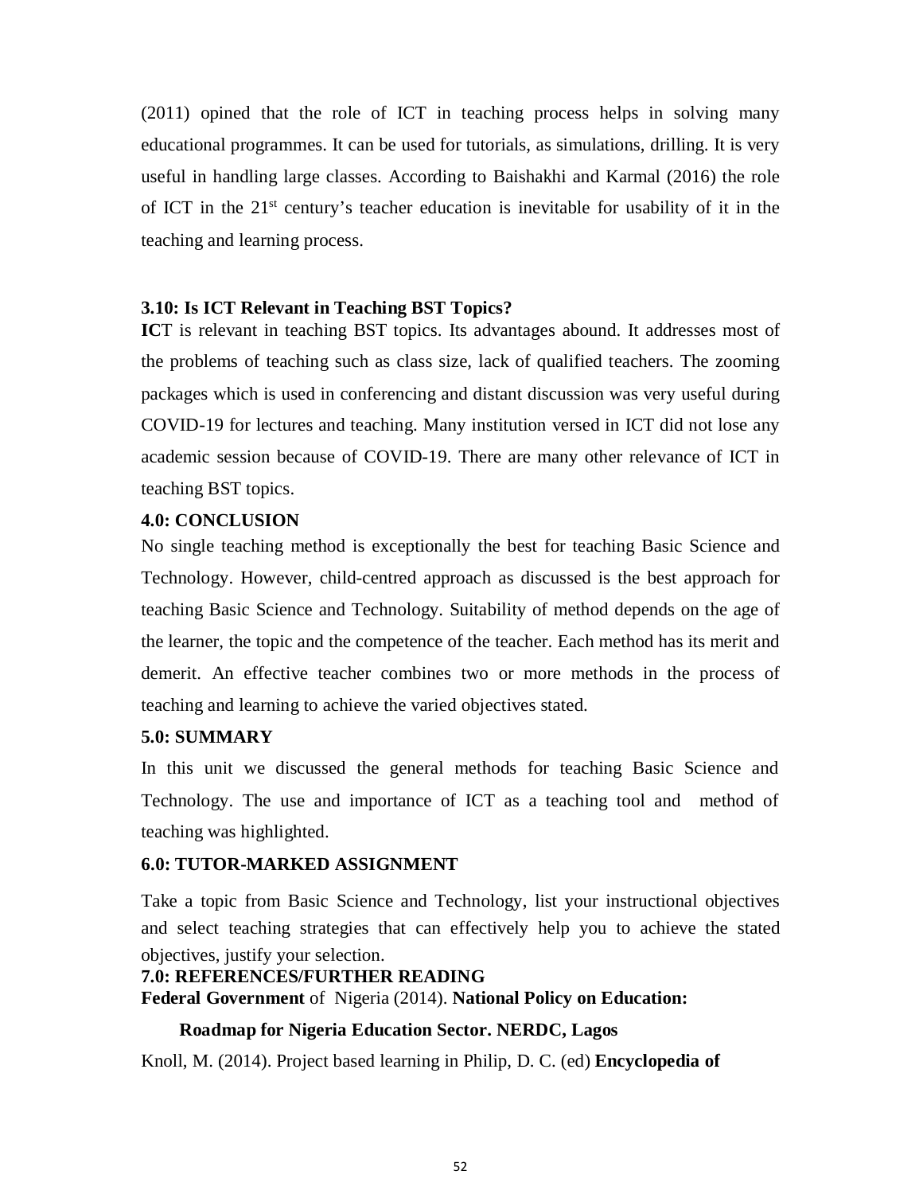(2011) opined that the role of ICT in teaching process helps in solving many educational programmes. It can be used for tutorials, as simulations, drilling. It is very useful in handling large classes. According to Baishakhi and Karmal (2016) the role of ICT in the 21st century's teacher education is inevitable for usability of it in the teaching and learning process.

### 3.10: Is ICT Relevant in Teaching BST Topics?

**IC**T is relevant in teaching BST topics. Its advantages abound. It addresses most of the problems of teaching such as class size, lack of qualified teachers. The zooming packages which is used in conferencing and distant discussion was very useful during COVID-19 for lectures and teaching. Many institution versed in ICT did not lose any academic session because of COVID-19. There are many other relevance of ICT in teaching BST topics.

## 4.0: CONCLUSION

No single teaching method is exceptionally the best for teaching Basic Science and Technology. However, child-centred approach as discussed is the best approach for teaching Basic Science and Technology. Suitability of method depends on the age of the learner, the topic and the competence of the teacher. Each method has its merit and demerit. An effective teacher combines two or more methods in the process of teaching and learning to achieve the varied objectives stated.

## 5.0: SUMMARY

In this unit we discussed the general methods for teaching Basic Science and Technology. The use and importance of ICT as a teaching tool and method of teaching was highlighted.

## 6.0: TUTOR-MARKED ASSIGNMENT

Take a topic from Basic Science and Technology, list your instructional objectives and select teaching strategies that can effectively help you to achieve the stated objectives, justify your selection.

## 7.0: REFERENCES/FURTHER READING

**Federal Government** of Nigeria (2014). **National Policy on Education: Roadmap for Nigeria Education Sector. NERDC, Lagos**

Knoll, M. (2014). Project based learning in Philip, D. C. (ed) **Encyclopedia of**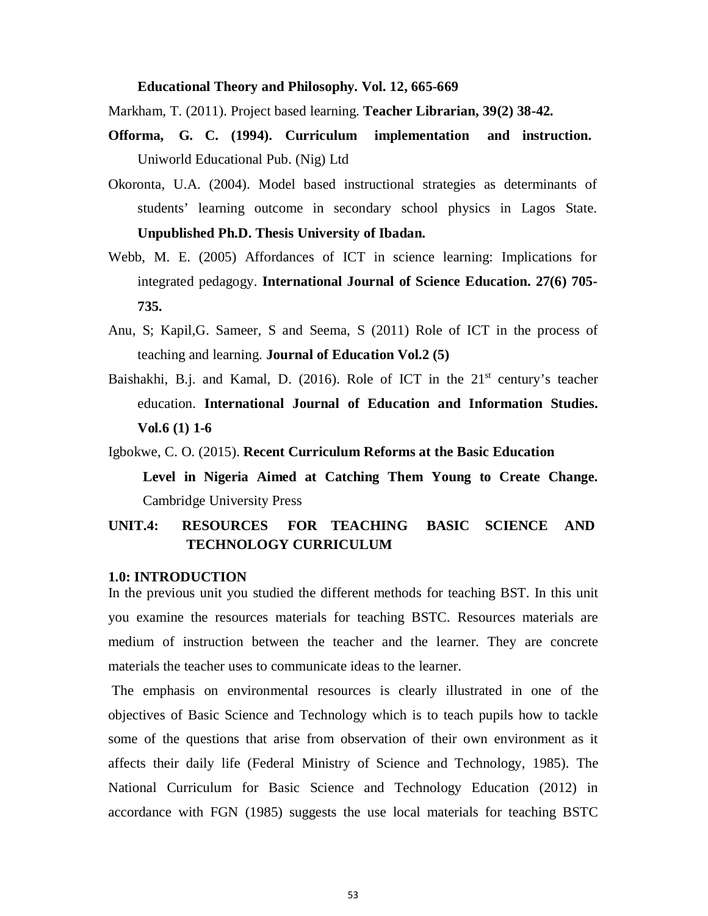**Educational Theory and Philosophy. Vol. 12, 665-669**

Markham, T. (2011). Project based learning. **Teacher Librarian, 39(2) 38-42.**

**Offorma, G. C. (1994). Curriculum implementation and instruction.** Uniworld Educational Pub. (Nig) Ltd

Okoronta, U.A. (2004). Model based instructional strategies as determinants of students' learning outcome in secondary school physics in Lagos State. **Unpublished Ph.D. Thesis University of Ibadan.**

Webb, M. E. (2005) Affordances of ICT in science learning: Implications for integrated pedagogy. **International Journal of Science Education. 27(6) 705-735.**

Anu, S; Kapil,G. Sameer, S and Seema, S (2011) Role of ICT in the process of teaching and learning. **Journal of Education Vol.2 (5)**

Baishakhi, B.j. and Kamal, D. (2016). Role of ICT in the 21st century's teacher education. **International Journal of Education and Information Studies. Vol.6 (1) 1-6**

Igbokwe, C. O. (2015). **Recent Curriculum Reforms at the Basic Education Level in Nigeria Aimed at Catching Them Young to Create Change.** Cambridge University Press

## UNIT.4: RESOURCES FOR TEACHING BASIC SCIENCE AND TECHNOLOGY CURRICULUM

### 1.0: INTRODUCTION

In the previous unit you studied the different methods for teaching BST. In this unit you examine the resources materials for teaching BSTC. Resources materials are medium of instruction between the teacher and the learner. They are concrete materials the teacher uses to communicate ideas to the learner.

The emphasis on environmental resources is clearly illustrated in one of the objectives of Basic Science and Technology which is to teach pupils how to tackle some of the questions that arise from observation of their own environment as it affects their daily life (Federal Ministry of Science and Technology, 1985). The National Curriculum for Basic Science and Technology Education (2012) in accordance with FGN (1985) suggests the use local materials for teaching BSTC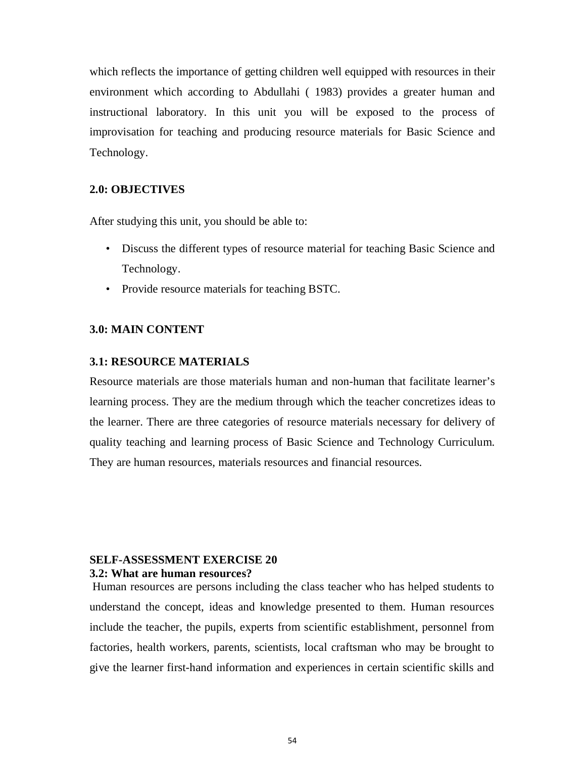which reflects the importance of getting children well equipped with resources in their environment which according to Abdullahi ( 1983) provides a greater human and instructional laboratory. In this unit you will be exposed to the process of improvisation for teaching and producing resource materials for Basic Science and Technology.

## 2.0: OBJECTIVES

After studying this unit, you should be able to:

- Discuss the different types of resource material for teaching Basic Science and Technology.
- Provide resource materials for teaching BSTC.

## 3.0: MAIN CONTENT

### 3.1: RESOURCE MATERIALS

Resource materials are those materials human and non-human that facilitate learner's learning process. They are the medium through which the teacher concretizes ideas to the learner. There are three categories of resource materials necessary for delivery of quality teaching and learning process of Basic Science and Technology Curriculum. They are human resources, materials resources and financial resources.

**SELF-ASSESSMENT EXERCISE 20**

### 3.2: What are human resources?

Human resources are persons including the class teacher who has helped students to understand the concept, ideas and knowledge presented to them. Human resources include the teacher, the pupils, experts from scientific establishment, personnel from factories, health workers, parents, scientists, local craftsman who may be brought to give the learner first-hand information and experiences in certain scientific skills and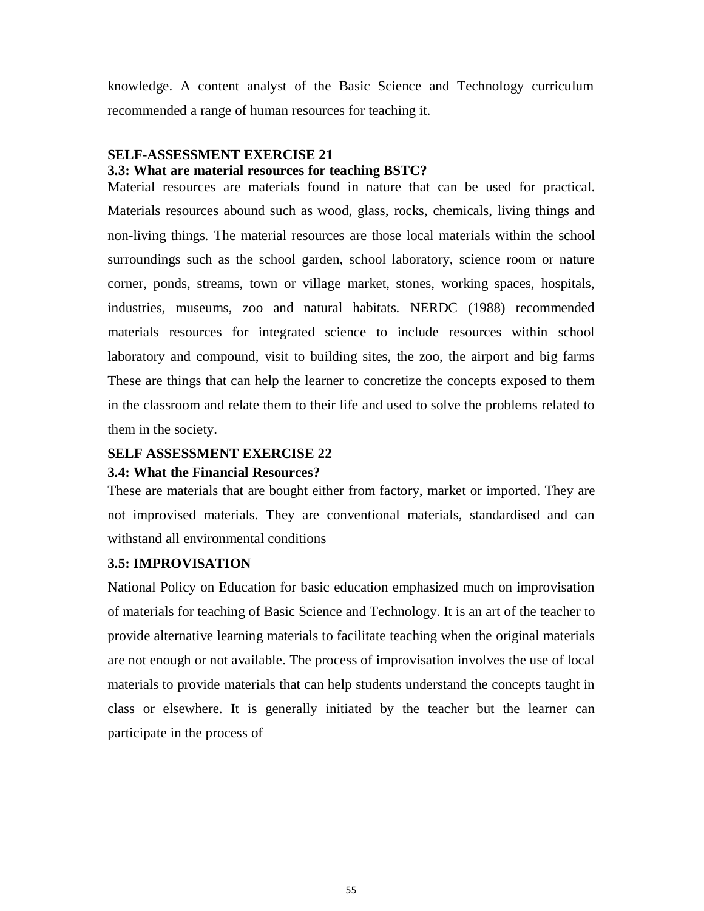knowledge. A content analyst of the Basic Science and Technology curriculum recommended a range of human resources for teaching it.

**SELF-ASSESSMENT EXERCISE 21**

### 3.3: What are material resources for teaching BSTC?

Material resources are materials found in nature that can be used for practical. Materials resources abound such as wood, glass, rocks, chemicals, living things and non-living things. The material resources are those local materials within the school surroundings such as the school garden, school laboratory, science room or nature corner, ponds, streams, town or village market, stones, working spaces, hospitals, industries, museums, zoo and natural habitats. NERDC (1988) recommended materials resources for integrated science to include resources within school laboratory and compound, visit to building sites, the zoo, the airport and big farms These are things that can help the learner to concretize the concepts exposed to them in the classroom and relate them to their life and used to solve the problems related to them in the society.

**SELF ASSESSMENT EXERCISE 22**

### 3.4: What the Financial Resources?

These are materials that are bought either from factory, market or imported. They are not improvised materials. They are conventional materials, standardised and can withstand all environmental conditions

### 3.5: IMPROVISATION

National Policy on Education for basic education emphasized much on improvisation of materials for teaching of Basic Science and Technology. It is an art of the teacher to provide alternative learning materials to facilitate teaching when the original materials are not enough or not available. The process of improvisation involves the use of local materials to provide materials that can help students understand the concepts taught in class or elsewhere. It is generally initiated by the teacher but the learner can participate in the process of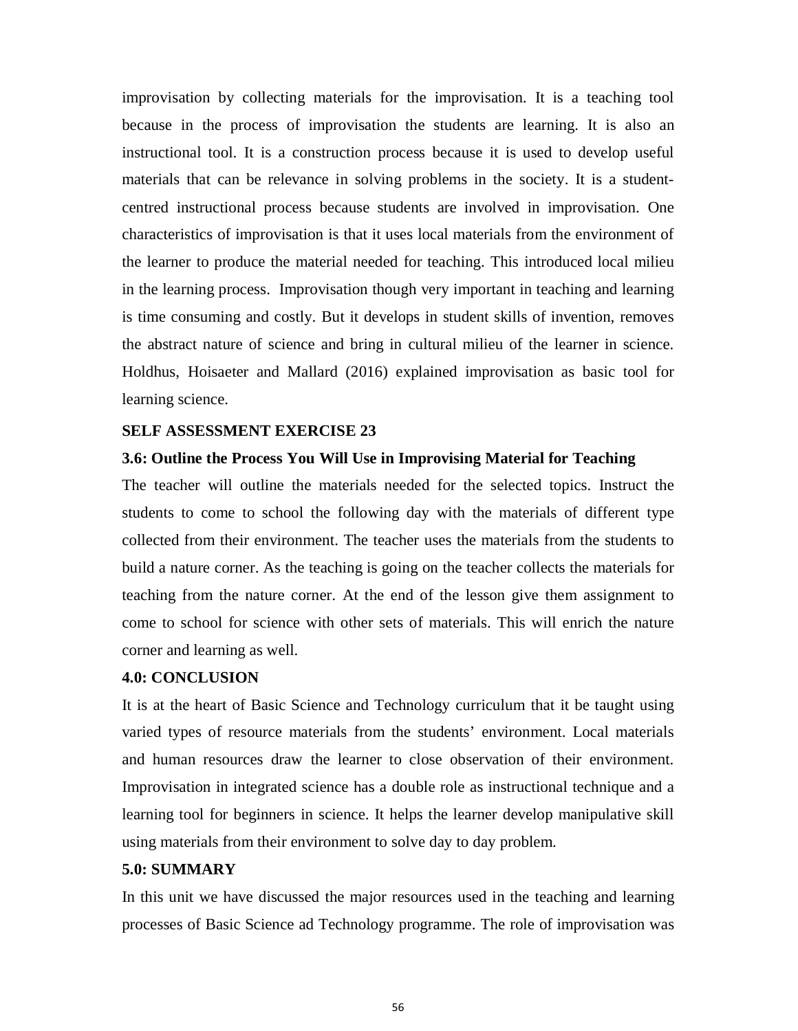improvisation by collecting materials for the improvisation. It is a teaching tool because in the process of improvisation the students are learning. It is also an instructional tool. It is a construction process because it is used to develop useful materials that can be relevance in solving problems in the society. It is a student-centred instructional process because students are involved in improvisation. One characteristics of improvisation is that it uses local materials from the environment of the learner to produce the material needed for teaching. This introduced local milieu in the learning process. Improvisation though very important in teaching and learning is time consuming and costly. But it develops in student skills of invention, removes the abstract nature of science and bring in cultural milieu of the learner in science. Holdhus, Hoisaeter and Mallard (2016) explained improvisation as basic tool for learning science.

**SELF ASSESSMENT EXERCISE 23**

**3.6: Outline the Process You Will Use in Improvising Material for Teaching**

The teacher will outline the materials needed for the selected topics. Instruct the students to come to school the following day with the materials of different type collected from their environment. The teacher uses the materials from the students to build a nature corner. As the teaching is going on the teacher collects the materials for teaching from the nature corner. At the end of the lesson give them assignment to come to school for science with other sets of materials. This will enrich the nature corner and learning as well.

## 4.0: CONCLUSION

It is at the heart of Basic Science and Technology curriculum that it be taught using varied types of resource materials from the students' environment. Local materials and human resources draw the learner to close observation of their environment. Improvisation in integrated science has a double role as instructional technique and a learning tool for beginners in science. It helps the learner develop manipulative skill using materials from their environment to solve day to day problem.

## 5.0: SUMMARY

In this unit we have discussed the major resources used in the teaching and learning processes of Basic Science ad Technology programme. The role of improvisation was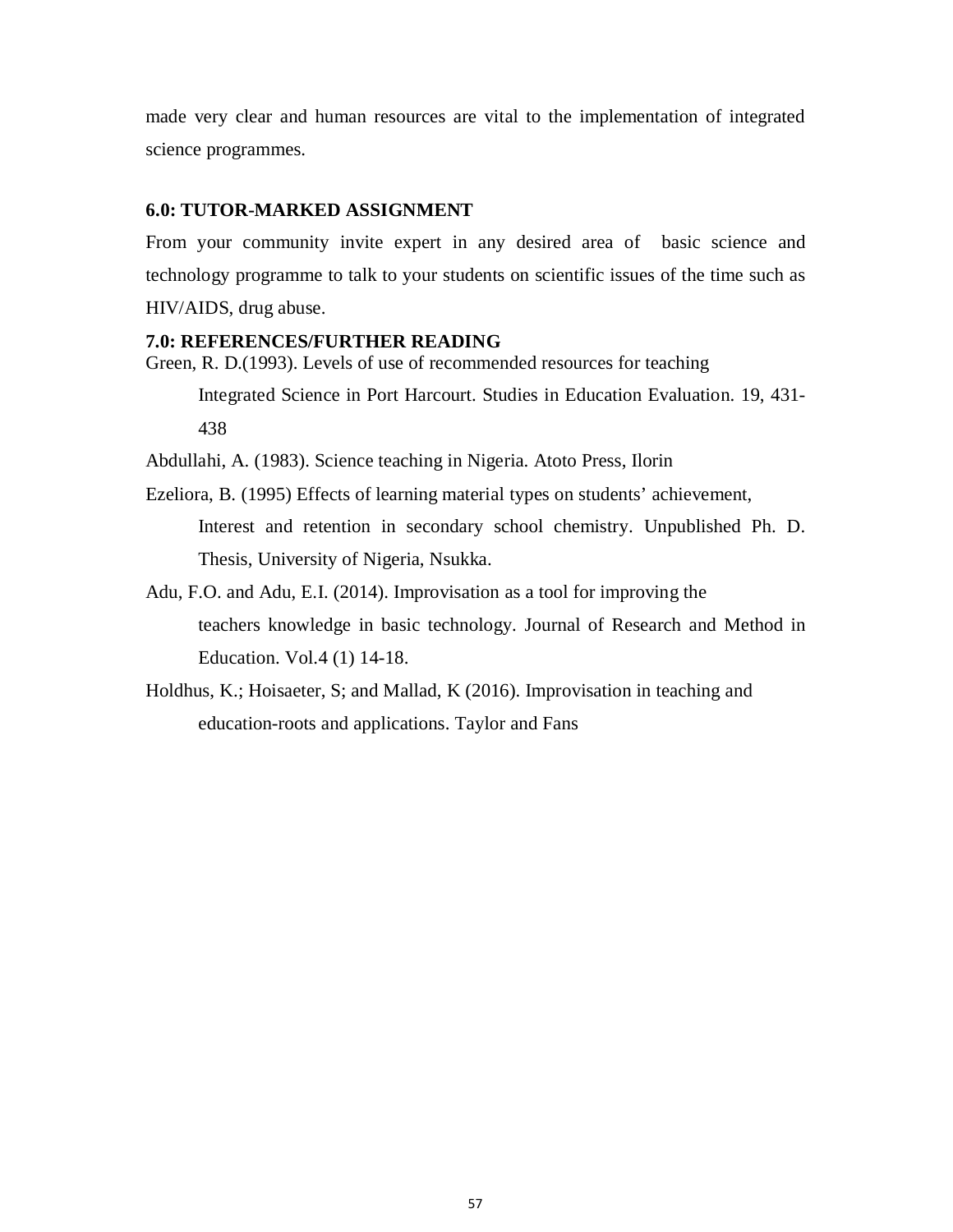made very clear and human resources are vital to the implementation of integrated science programmes.

## 6.0: TUTOR-MARKED ASSIGNMENT

From your community invite expert in any desired area of basic science and technology programme to talk to your students on scientific issues of the time such as HIV/AIDS, drug abuse.

## 7.0: REFERENCES/FURTHER READING

Green, R. D.(1993). Levels of use of recommended resources for teaching Integrated Science in Port Harcourt. Studies in Education Evaluation. 19, 431-438

Abdullahi, A. (1983). Science teaching in Nigeria. Atoto Press, Ilorin

Ezeliora, B. (1995) Effects of learning material types on students' achievement, Interest and retention in secondary school chemistry. Unpublished Ph. D. Thesis, University of Nigeria, Nsukka.

Adu, F.O. and Adu, E.I. (2014). Improvisation as a tool for improving the teachers knowledge in basic technology. Journal of Research and Method in Education. Vol.4 (1) 14-18.

Holdhus, K.; Hoisaeter, S; and Mallad, K (2016). Improvisation in teaching and education-roots and applications. Taylor and Fans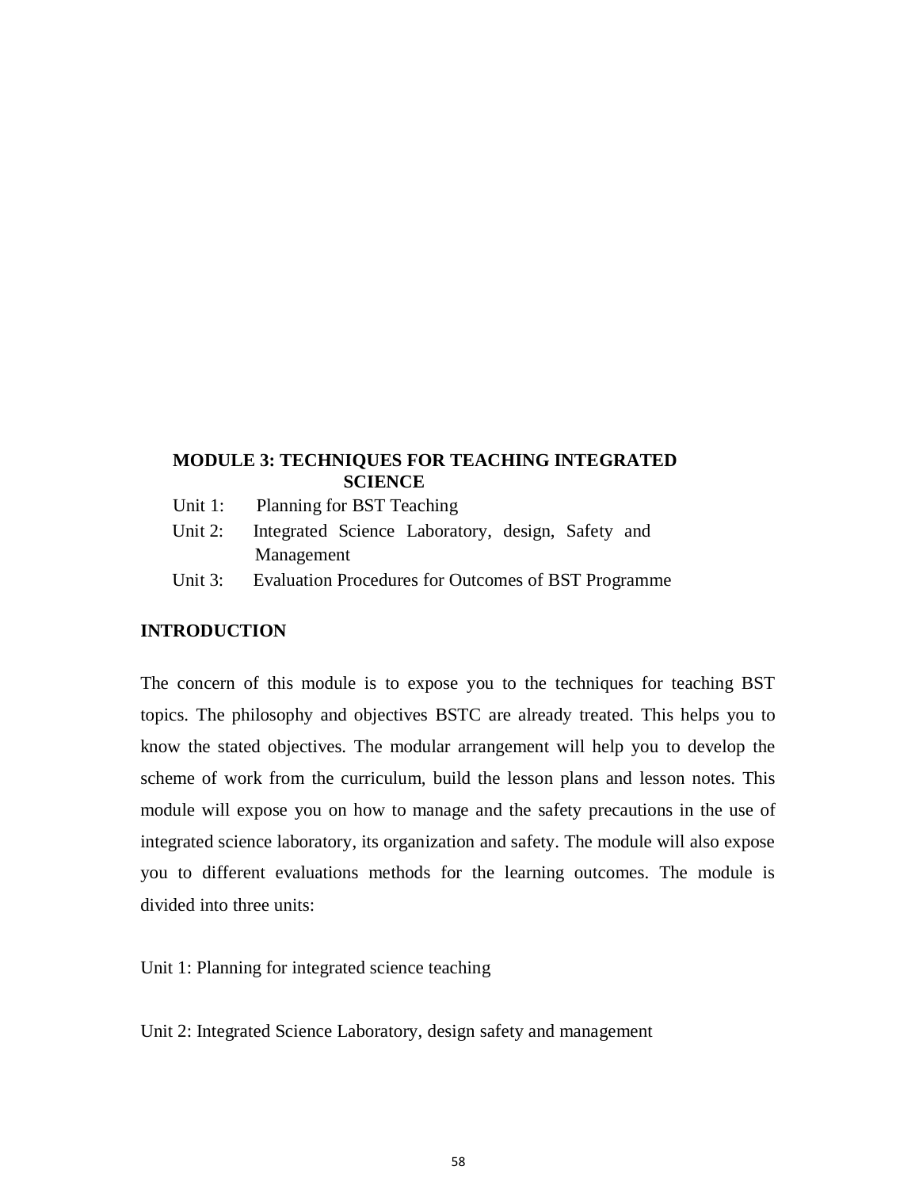# MODULE 3: TECHNIQUES FOR TEACHING INTEGRATED SCIENCE

Unit 1: Planning for BST Teaching

Unit 2: Integrated Science Laboratory, design, Safety and Management

Unit 3: Evaluation Procedures for Outcomes of BST Programme

## INTRODUCTION

The concern of this module is to expose you to the techniques for teaching BST topics. The philosophy and objectives BSTC are already treated. This helps you to know the stated objectives. The modular arrangement will help you to develop the scheme of work from the curriculum, build the lesson plans and lesson notes. This module will expose you on how to manage and the safety precautions in the use of integrated science laboratory, its organization and safety. The module will also expose you to different evaluations methods for the learning outcomes. The module is divided into three units:

Unit 1: Planning for integrated science teaching

Unit 2: Integrated Science Laboratory, design safety and management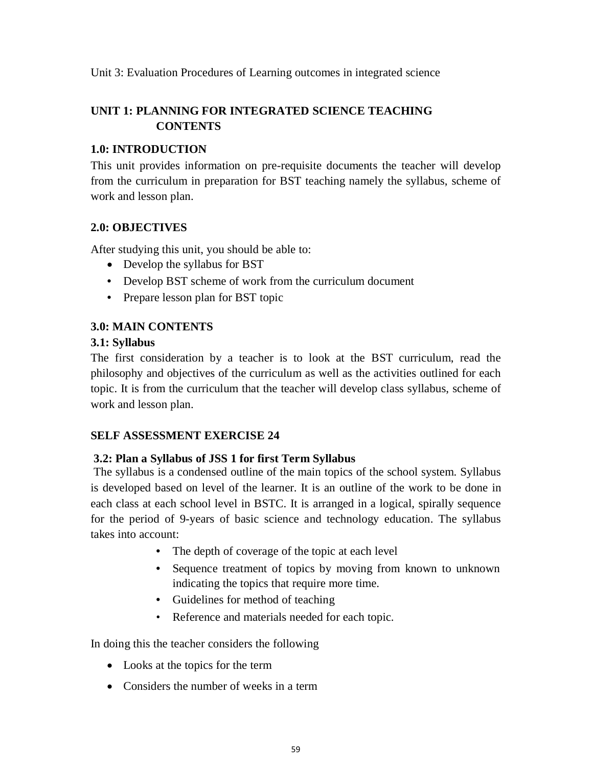Unit 3: Evaluation Procedures of Learning outcomes in integrated science

## UNIT 1: PLANNING FOR INTEGRATED SCIENCE TEACHING CONTENTS

### 1.0: INTRODUCTION

This unit provides information on pre-requisite documents the teacher will develop from the curriculum in preparation for BST teaching namely the syllabus, scheme of work and lesson plan.

### 2.0: OBJECTIVES

After studying this unit, you should be able to:

- Develop the syllabus for BST
- Develop BST scheme of work from the curriculum document
- Prepare lesson plan for BST topic

### 3.0: MAIN CONTENTS

#### 3.1: Syllabus

The first consideration by a teacher is to look at the BST curriculum, read the philosophy and objectives of the curriculum as well as the activities outlined for each topic. It is from the curriculum that the teacher will develop class syllabus, scheme of work and lesson plan.

**SELF ASSESSMENT EXERCISE 24**

#### 3.2: Plan a Syllabus of JSS 1 for first Term Syllabus

The syllabus is a condensed outline of the main topics of the school system. Syllabus is developed based on level of the learner. It is an outline of the work to be done in each class at each school level in BSTC. It is arranged in a logical, spirally sequence for the period of 9-years of basic science and technology education. The syllabus takes into account:

- The depth of coverage of the topic at each level
- Sequence treatment of topics by moving from known to unknown indicating the topics that require more time.
- Guidelines for method of teaching
- Reference and materials needed for each topic.

In doing this the teacher considers the following

- Looks at the topics for the term
- Considers the number of weeks in a term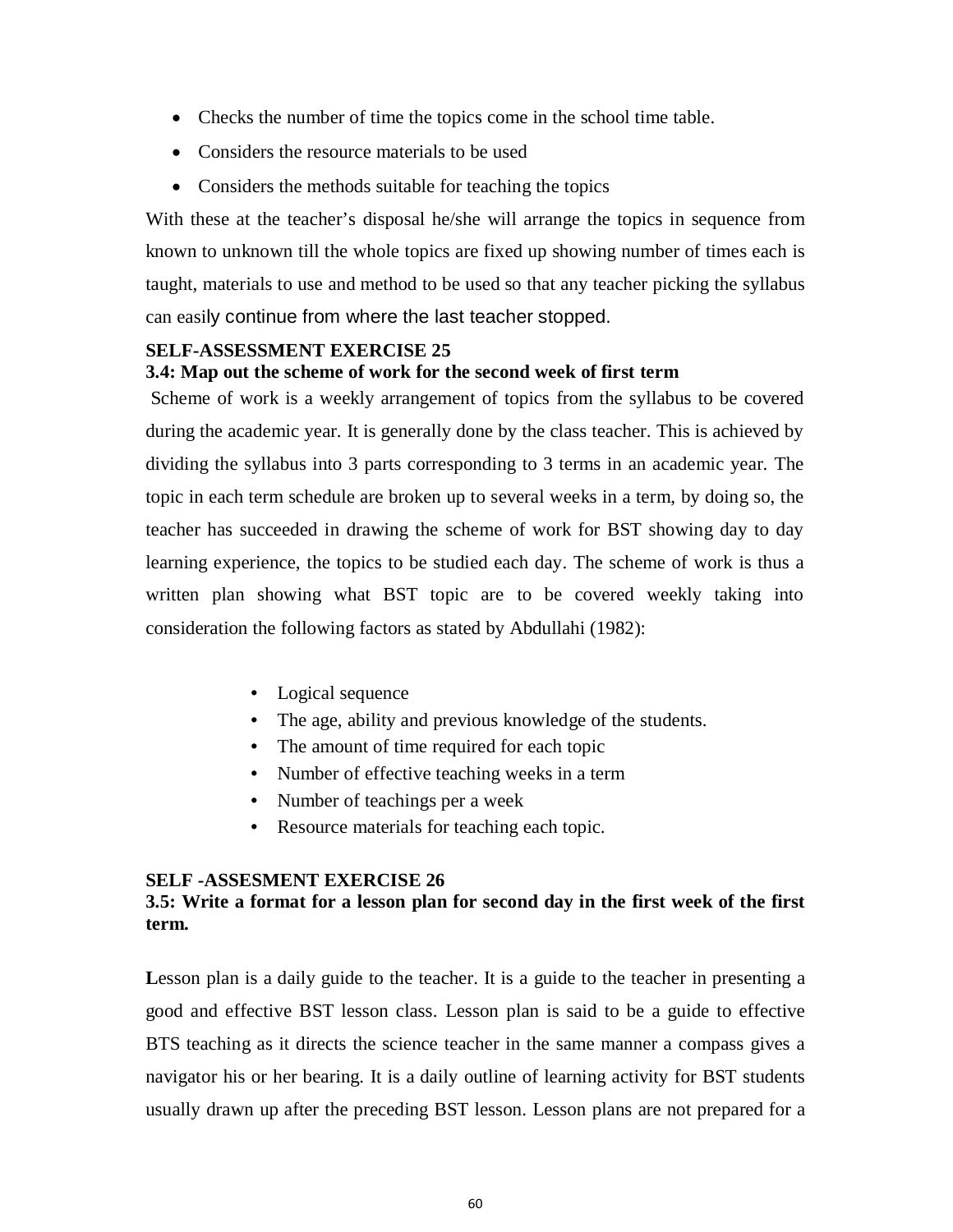- Checks the number of time the topics come in the school time table.
- Considers the resource materials to be used
- Considers the methods suitable for teaching the topics

With these at the teacher's disposal he/she will arrange the topics in sequence from known to unknown till the whole topics are fixed up showing number of times each is taught, materials to use and method to be used so that any teacher picking the syllabus can easily continue from where the last teacher stopped.

**SELF-ASSESSMENT EXERCISE 25**

**3.4: Map out the scheme of work for the second week of first term**

Scheme of work is a weekly arrangement of topics from the syllabus to be covered during the academic year. It is generally done by the class teacher. This is achieved by dividing the syllabus into 3 parts corresponding to 3 terms in an academic year. The topic in each term schedule are broken up to several weeks in a term, by doing so, the teacher has succeeded in drawing the scheme of work for BST showing day to day learning experience, the topics to be studied each day. The scheme of work is thus a written plan showing what BST topic are to be covered weekly taking into consideration the following factors as stated by Abdullahi (1982):

- Logical sequence
- The age, ability and previous knowledge of the students.
- The amount of time required for each topic
- Number of effective teaching weeks in a term
- Number of teachings per a week
- Resource materials for teaching each topic.

**SELF -ASSESMENT EXERCISE 26**

**3.5: Write a format for a lesson plan for second day in the first week of the first term.**

**L**esson plan is a daily guide to the teacher. It is a guide to the teacher in presenting a good and effective BST lesson class. Lesson plan is said to be a guide to effective BTS teaching as it directs the science teacher in the same manner a compass gives a navigator his or her bearing. It is a daily outline of learning activity for BST students usually drawn up after the preceding BST lesson. Lesson plans are not prepared for a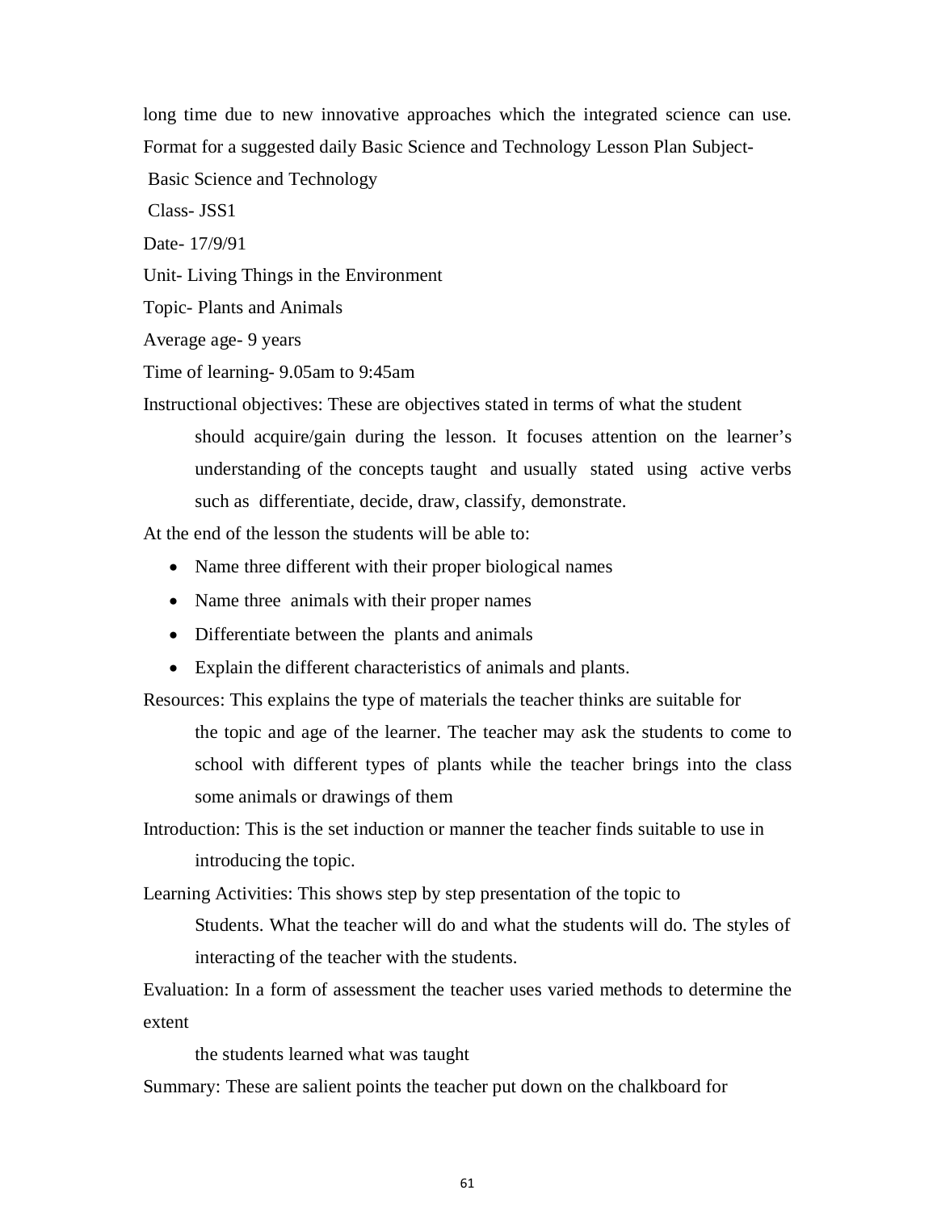long time due to new innovative approaches which the integrated science can use. Format for a suggested daily Basic Science and Technology Lesson Plan Subject-

Basic Science and Technology

Class- JSS1

Date- 17/9/91

Unit- Living Things in the Environment

Topic- Plants and Animals

Average age- 9 years

Time of learning- 9.05am to 9:45am

Instructional objectives: These are objectives stated in terms of what the student should acquire/gain during the lesson. It focuses attention on the learner's understanding of the concepts taught and usually stated using active verbs such as differentiate, decide, draw, classify, demonstrate.

At the end of the lesson the students will be able to:

- Name three different with their proper biological names
- Name three animals with their proper names
- Differentiate between the plants and animals
- Explain the different characteristics of animals and plants.

Resources: This explains the type of materials the teacher thinks are suitable for the topic and age of the learner. The teacher may ask the students to come to school with different types of plants while the teacher brings into the class some animals or drawings of them

Introduction: This is the set induction or manner the teacher finds suitable to use in introducing the topic.

Learning Activities: This shows step by step presentation of the topic to Students. What the teacher will do and what the students will do. The styles of interacting of the teacher with the students.

Evaluation: In a form of assessment the teacher uses varied methods to determine the extent

the students learned what was taught

Summary: These are salient points the teacher put down on the chalkboard for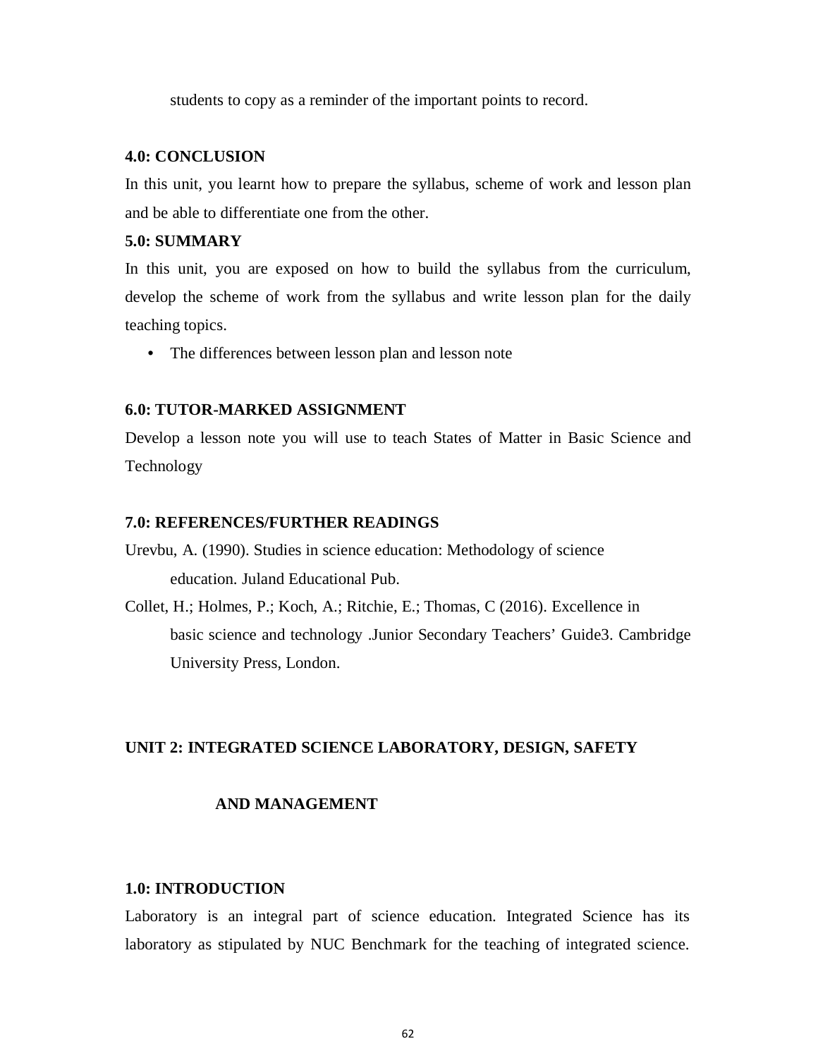students to copy as a reminder of the important points to record.

## 4.0: CONCLUSION

In this unit, you learnt how to prepare the syllabus, scheme of work and lesson plan and be able to differentiate one from the other.

## 5.0: SUMMARY

In this unit, you are exposed on how to build the syllabus from the curriculum, develop the scheme of work from the syllabus and write lesson plan for the daily teaching topics.

- The differences between lesson plan and lesson note

## 6.0: TUTOR-MARKED ASSIGNMENT

Develop a lesson note you will use to teach States of Matter in Basic Science and Technology

## 7.0: REFERENCES/FURTHER READINGS

Urevbu, A. (1990). Studies in science education: Methodology of science education. Juland Educational Pub.

Collet, H.; Holmes, P.; Koch, A.; Ritchie, E.; Thomas, C (2016). Excellence in basic science and technology .Junior Secondary Teachers' Guide3. Cambridge University Press, London.

# UNIT 2: INTEGRATED SCIENCE LABORATORY, DESIGN, SAFETY AND MANAGEMENT

## 1.0: INTRODUCTION

Laboratory is an integral part of science education. Integrated Science has its laboratory as stipulated by NUC Benchmark for the teaching of integrated science.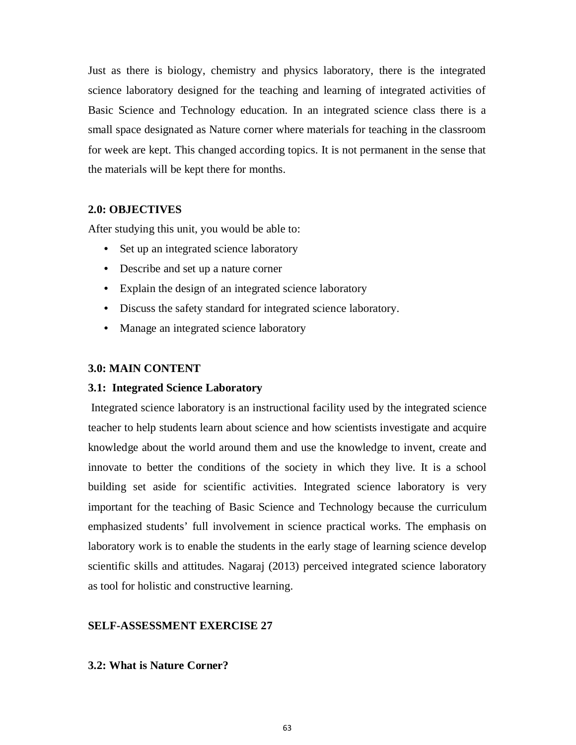Just as there is biology, chemistry and physics laboratory, there is the integrated science laboratory designed for the teaching and learning of integrated activities of Basic Science and Technology education. In an integrated science class there is a small space designated as Nature corner where materials for teaching in the classroom for week are kept. This changed according topics. It is not permanent in the sense that the materials will be kept there for months.

## 2.0: OBJECTIVES

After studying this unit, you would be able to:

- Set up an integrated science laboratory
- Describe and set up a nature corner
- Explain the design of an integrated science laboratory
- Discuss the safety standard for integrated science laboratory.
- Manage an integrated science laboratory

## 3.0: MAIN CONTENT

### 3.1: Integrated Science Laboratory

Integrated science laboratory is an instructional facility used by the integrated science teacher to help students learn about science and how scientists investigate and acquire knowledge about the world around them and use the knowledge to invent, create and innovate to better the conditions of the society in which they live. It is a school building set aside for scientific activities. Integrated science laboratory is very important for the teaching of Basic Science and Technology because the curriculum emphasized students' full involvement in science practical works. The emphasis on laboratory work is to enable the students in the early stage of learning science develop scientific skills and attitudes. Nagaraj (2013) perceived integrated science laboratory as tool for holistic and constructive learning.

**SELF-ASSESSMENT EXERCISE 27**

### 3.2: What is Nature Corner?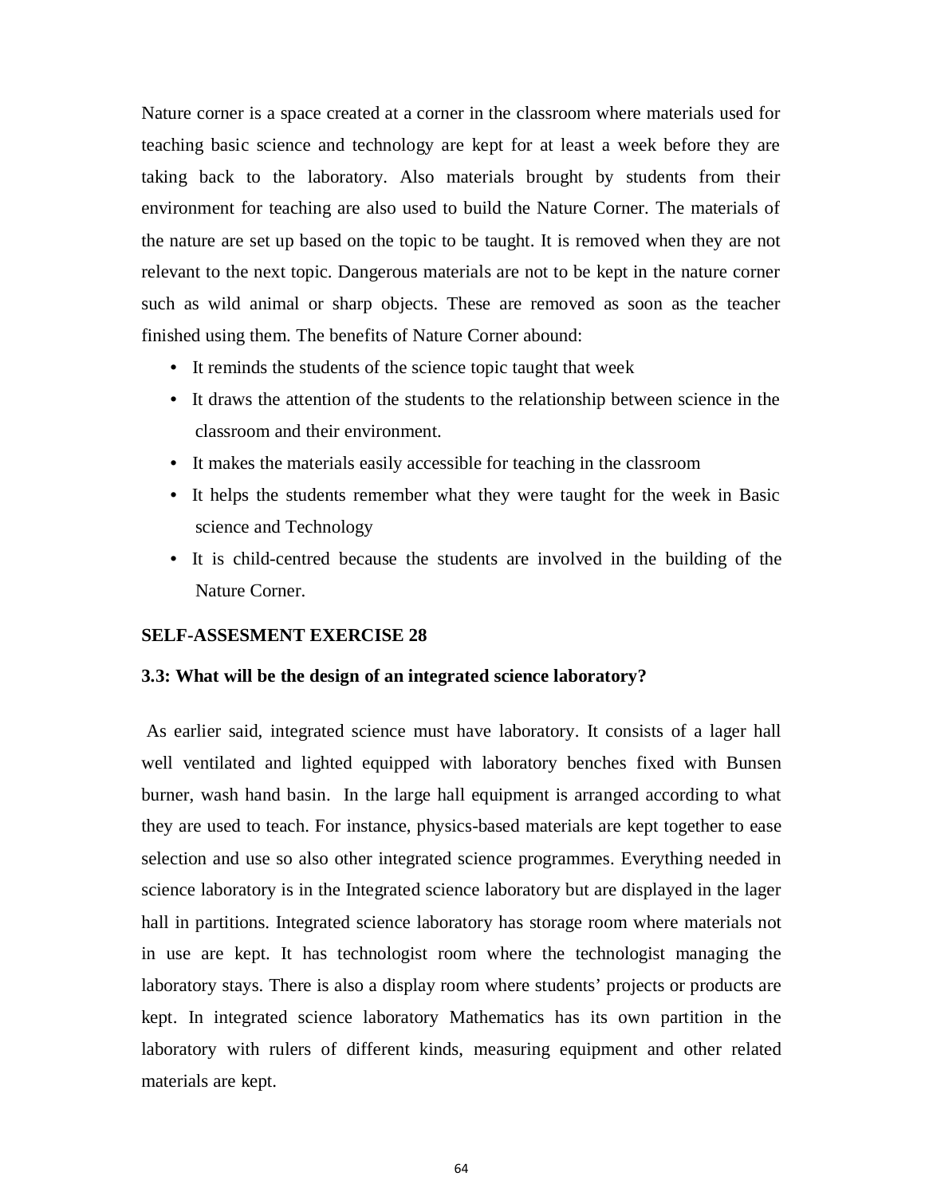Nature corner is a space created at a corner in the classroom where materials used for teaching basic science and technology are kept for at least a week before they are taking back to the laboratory. Also materials brought by students from their environment for teaching are also used to build the Nature Corner. The materials of the nature are set up based on the topic to be taught. It is removed when they are not relevant to the next topic. Dangerous materials are not to be kept in the nature corner such as wild animal or sharp objects. These are removed as soon as the teacher finished using them. The benefits of Nature Corner abound:

- It reminds the students of the science topic taught that week
- It draws the attention of the students to the relationship between science in the classroom and their environment.
- It makes the materials easily accessible for teaching in the classroom
- It helps the students remember what they were taught for the week in Basic science and Technology
- It is child-centred because the students are involved in the building of the Nature Corner.

**SELF-ASSESMENT EXERCISE 28**

**3.3: What will be the design of an integrated science laboratory?**

As earlier said, integrated science must have laboratory. It consists of a lager hall well ventilated and lighted equipped with laboratory benches fixed with Bunsen burner, wash hand basin. In the large hall equipment is arranged according to what they are used to teach. For instance, physics-based materials are kept together to ease selection and use so also other integrated science programmes. Everything needed in science laboratory is in the Integrated science laboratory but are displayed in the lager hall in partitions. Integrated science laboratory has storage room where materials not in use are kept. It has technologist room where the technologist managing the laboratory stays. There is also a display room where students' projects or products are kept. In integrated science laboratory Mathematics has its own partition in the laboratory with rulers of different kinds, measuring equipment and other related materials are kept.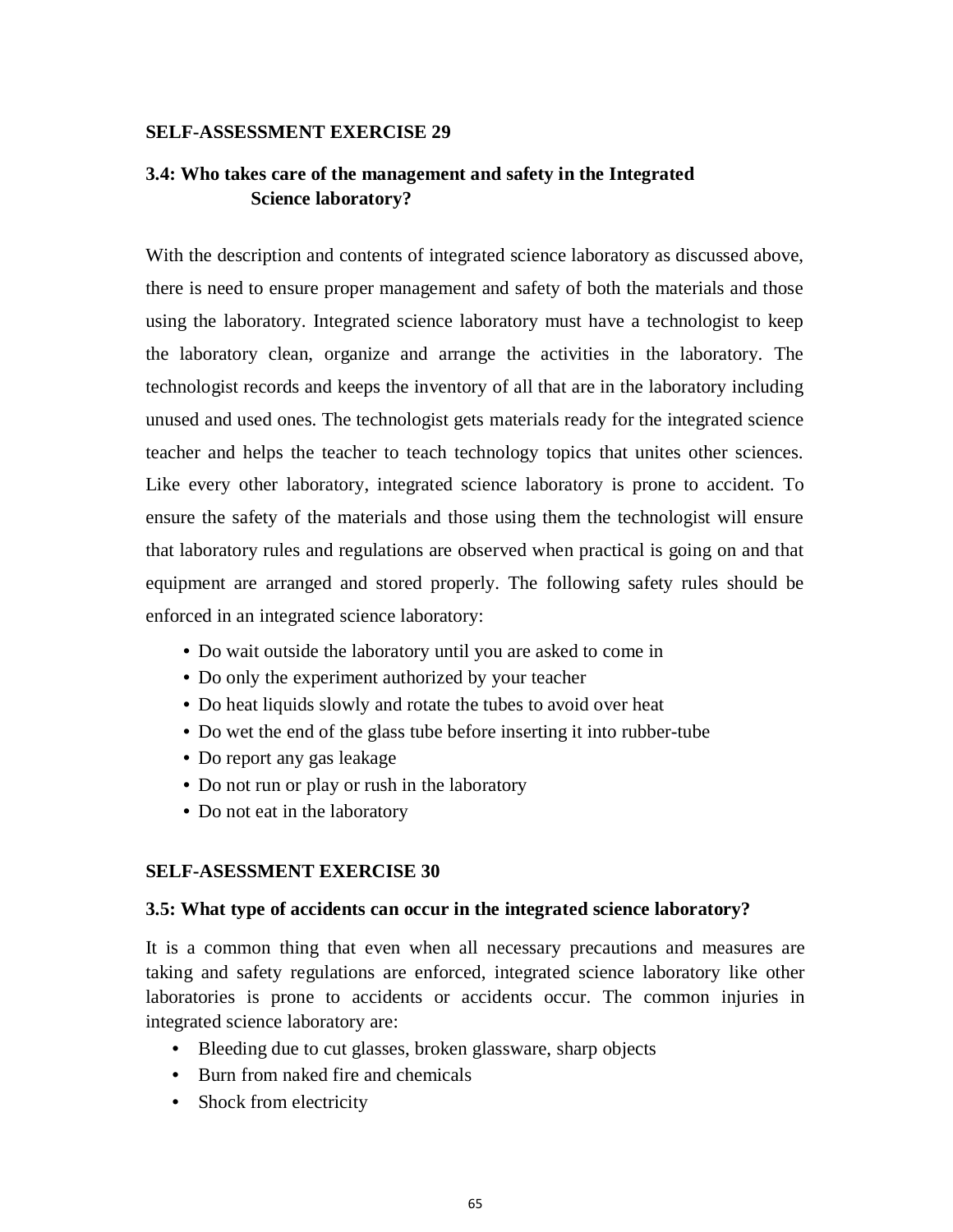**SELF-ASSESSMENT EXERCISE 29**

### 3.4: Who takes care of the management and safety in the Integrated Science laboratory?

With the description and contents of integrated science laboratory as discussed above, there is need to ensure proper management and safety of both the materials and those using the laboratory. Integrated science laboratory must have a technologist to keep the laboratory clean, organize and arrange the activities in the laboratory. The technologist records and keeps the inventory of all that are in the laboratory including unused and used ones. The technologist gets materials ready for the integrated science teacher and helps the teacher to teach technology topics that unites other sciences. Like every other laboratory, integrated science laboratory is prone to accident. To ensure the safety of the materials and those using them the technologist will ensure that laboratory rules and regulations are observed when practical is going on and that equipment are arranged and stored properly. The following safety rules should be enforced in an integrated science laboratory:

- Do wait outside the laboratory until you are asked to come in
- Do only the experiment authorized by your teacher
- Do heat liquids slowly and rotate the tubes to avoid over heat
- Do wet the end of the glass tube before inserting it into rubber-tube
- Do report any gas leakage
- Do not run or play or rush in the laboratory
- Do not eat in the laboratory

**SELF-ASESSMENT EXERCISE 30**

### 3.5: What type of accidents can occur in the integrated science laboratory?

It is a common thing that even when all necessary precautions and measures are taking and safety regulations are enforced, integrated science laboratory like other laboratories is prone to accidents or accidents occur. The common injuries in integrated science laboratory are:

- Bleeding due to cut glasses, broken glassware, sharp objects
- Burn from naked fire and chemicals
- Shock from electricity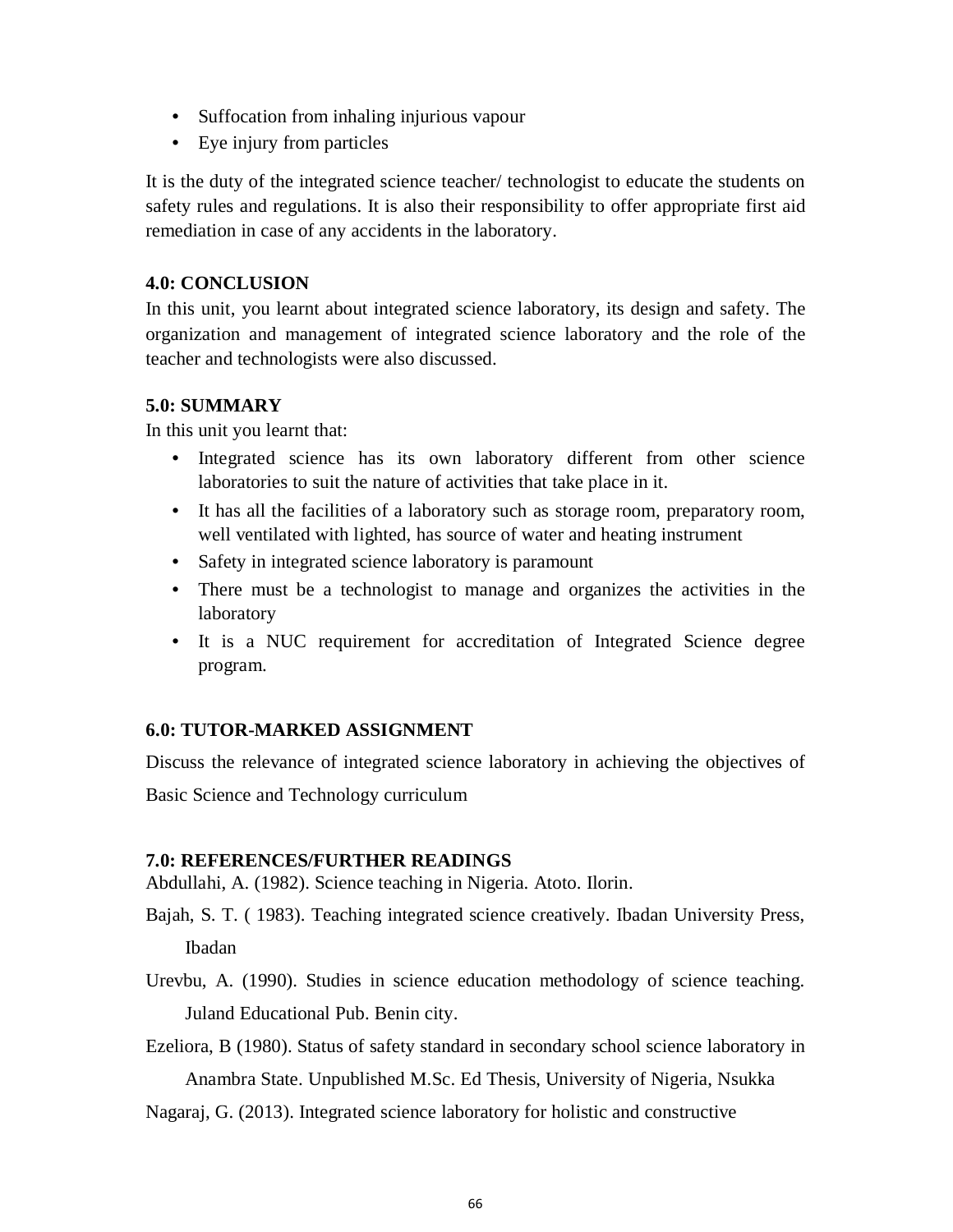- Suffocation from inhaling injurious vapour
- Eye injury from particles

It is the duty of the integrated science teacher/ technologist to educate the students on safety rules and regulations. It is also their responsibility to offer appropriate first aid remediation in case of any accidents in the laboratory.

**4.0: CONCLUSION**

In this unit, you learnt about integrated science laboratory, its design and safety. The organization and management of integrated science laboratory and the role of the teacher and technologists were also discussed.

**5.0: SUMMARY**

In this unit you learnt that:

- Integrated science has its own laboratory different from other science laboratories to suit the nature of activities that take place in it.
- It has all the facilities of a laboratory such as storage room, preparatory room, well ventilated with lighted, has source of water and heating instrument
- Safety in integrated science laboratory is paramount
- There must be a technologist to manage and organizes the activities in the laboratory
- It is a NUC requirement for accreditation of Integrated Science degree program.

**6.0: TUTOR-MARKED ASSIGNMENT**

Discuss the relevance of integrated science laboratory in achieving the objectives of Basic Science and Technology curriculum

**7.0: REFERENCES/FURTHER READINGS**

Abdullahi, A. (1982). Science teaching in Nigeria. Atoto. Ilorin.

Bajah, S. T. ( 1983). Teaching integrated science creatively. Ibadan University Press, Ibadan

Urevbu, A. (1990). Studies in science education methodology of science teaching. Juland Educational Pub. Benin city.

Ezeliora, B (1980). Status of safety standard in secondary school science laboratory in Anambra State. Unpublished M.Sc. Ed Thesis, University of Nigeria, Nsukka

Nagaraj, G. (2013). Integrated science laboratory for holistic and constructive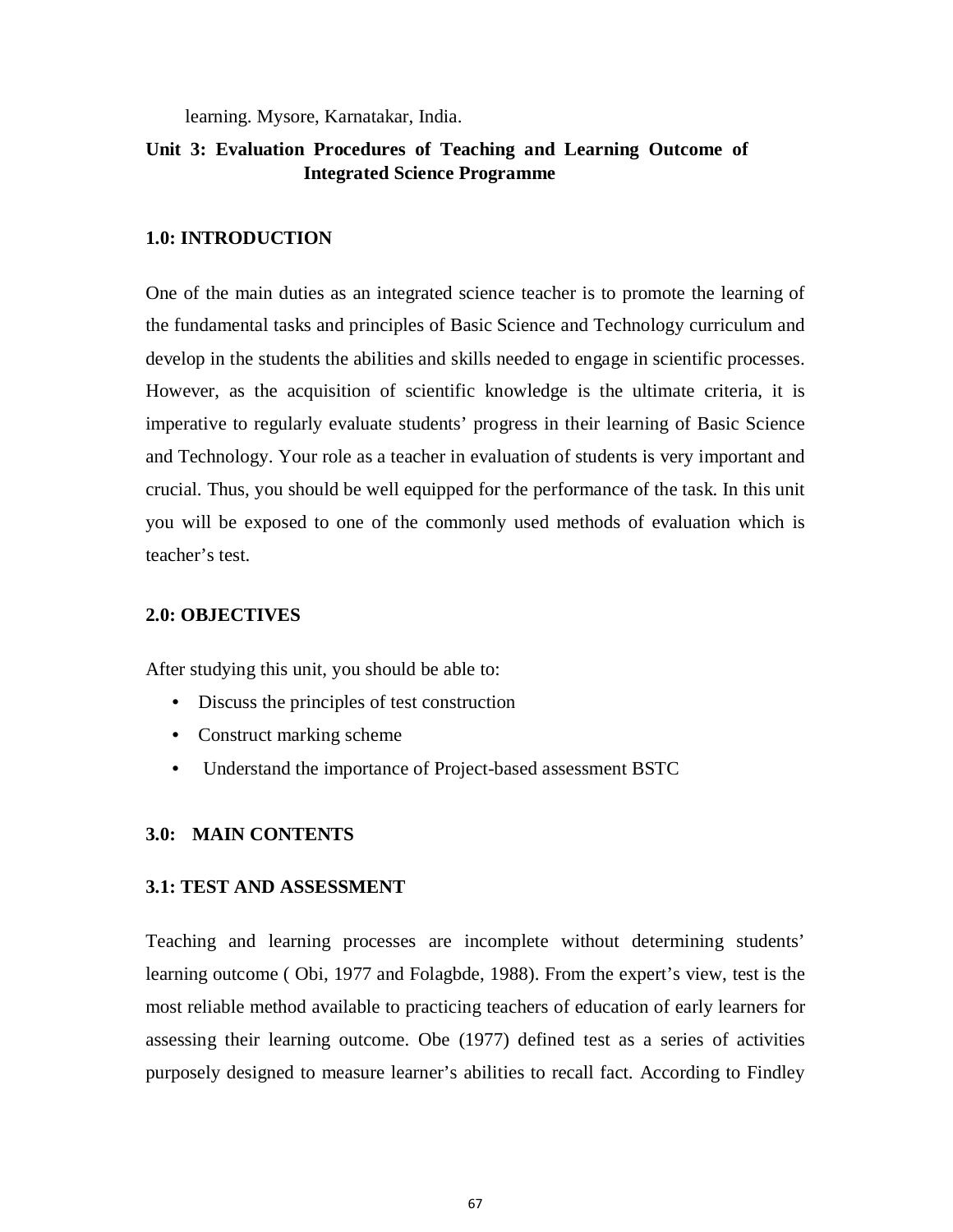learning. Mysore, Karnatakar, India.

## Unit 3: Evaluation Procedures of Teaching and Learning Outcome of Integrated Science Programme

### 1.0: INTRODUCTION

One of the main duties as an integrated science teacher is to promote the learning of the fundamental tasks and principles of Basic Science and Technology curriculum and develop in the students the abilities and skills needed to engage in scientific processes. However, as the acquisition of scientific knowledge is the ultimate criteria, it is imperative to regularly evaluate students' progress in their learning of Basic Science and Technology. Your role as a teacher in evaluation of students is very important and crucial. Thus, you should be well equipped for the performance of the task. In this unit you will be exposed to one of the commonly used methods of evaluation which is teacher's test.

### 2.0: OBJECTIVES

After studying this unit, you should be able to:

- Discuss the principles of test construction
- Construct marking scheme
- Understand the importance of Project-based assessment BSTC

### 3.0: MAIN CONTENTS

### 3.1: TEST AND ASSESSMENT

Teaching and learning processes are incomplete without determining students' learning outcome ( Obi, 1977 and Folagbde, 1988). From the expert's view, test is the most reliable method available to practicing teachers of education of early learners for assessing their learning outcome. Obe (1977) defined test as a series of activities purposely designed to measure learner's abilities to recall fact. According to Findley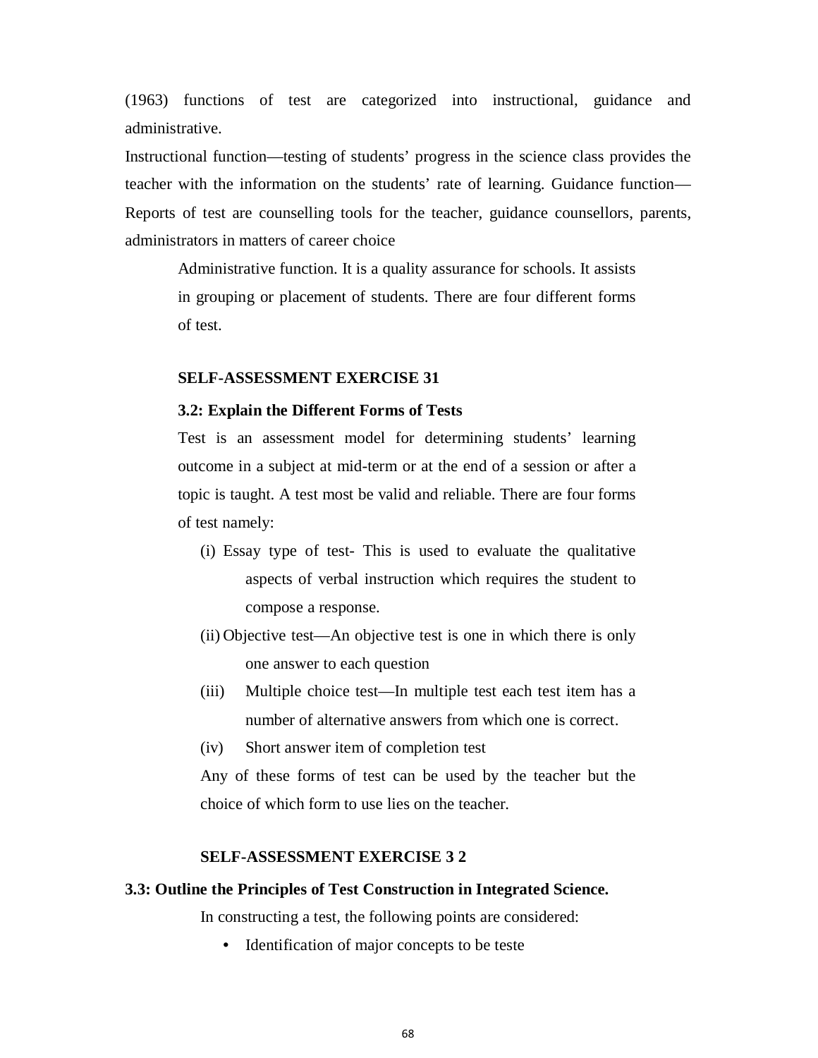(1963) functions of test are categorized into instructional, guidance and administrative.

Instructional function—testing of students' progress in the science class provides the teacher with the information on the students' rate of learning. Guidance function—Reports of test are counselling tools for the teacher, guidance counsellors, parents, administrators in matters of career choice

Administrative function. It is a quality assurance for schools. It assists in grouping or placement of students. There are four different forms of test.

**SELF-ASSESSMENT EXERCISE 31**

**3.2: Explain the Different Forms of Tests**

Test is an assessment model for determining students' learning outcome in a subject at mid-term or at the end of a session or after a topic is taught. A test most be valid and reliable. There are four forms of test namely:

(i) Essay type of test- This is used to evaluate the qualitative aspects of verbal instruction which requires the student to compose a response.

(ii) Objective test—An objective test is one in which there is only one answer to each question

(iii) Multiple choice test—In multiple test each test item has a number of alternative answers from which one is correct.

(iv) Short answer item of completion test

Any of these forms of test can be used by the teacher but the choice of which form to use lies on the teacher.

**SELF-ASSESSMENT EXERCISE 3 2**

**3.3: Outline the Principles of Test Construction in Integrated Science.**

In constructing a test, the following points are considered:

- Identification of major concepts to be teste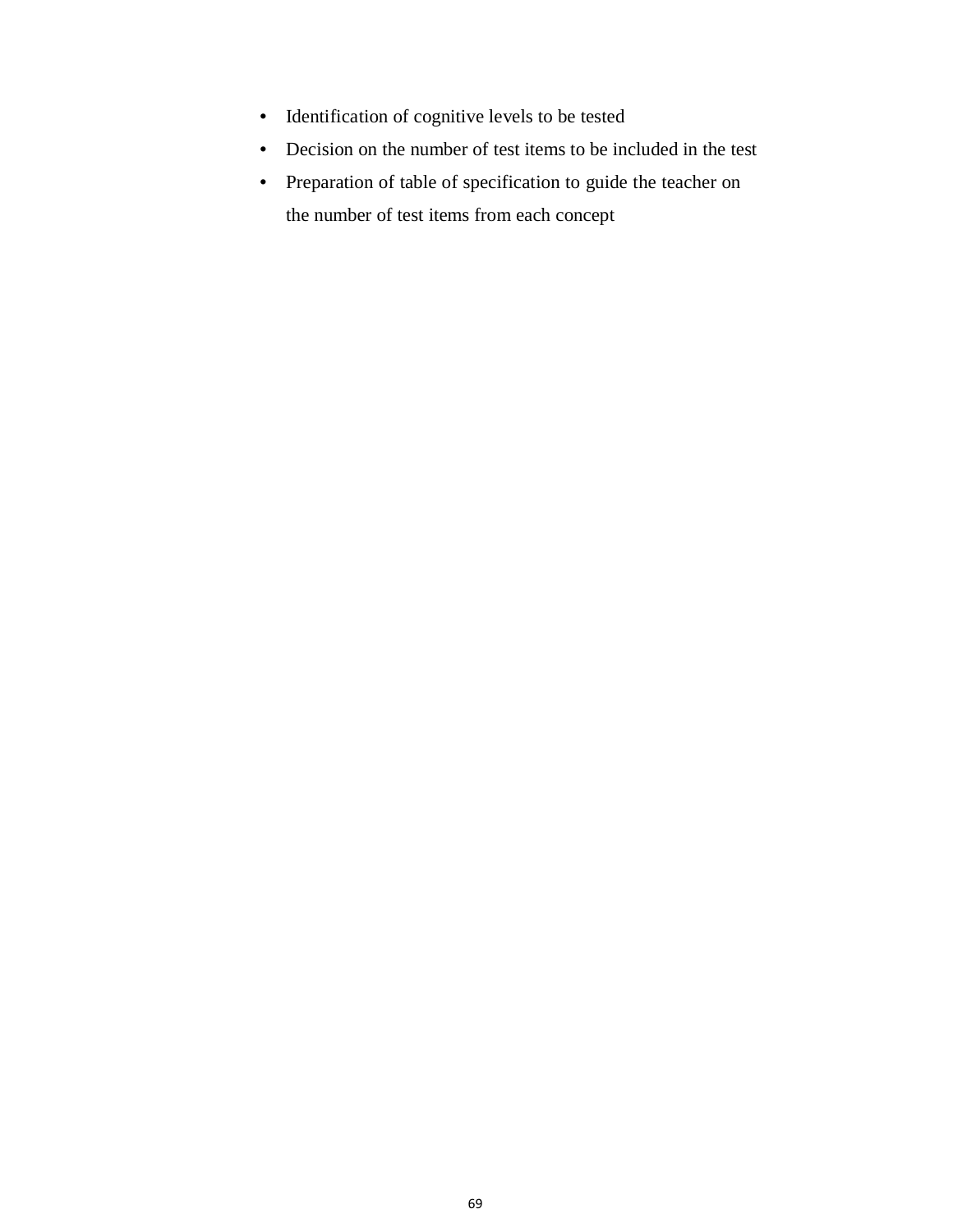- Identification of cognitive levels to be tested
- Decision on the number of test items to be included in the test
- Preparation of table of specification to guide the teacher on the number of test items from each concept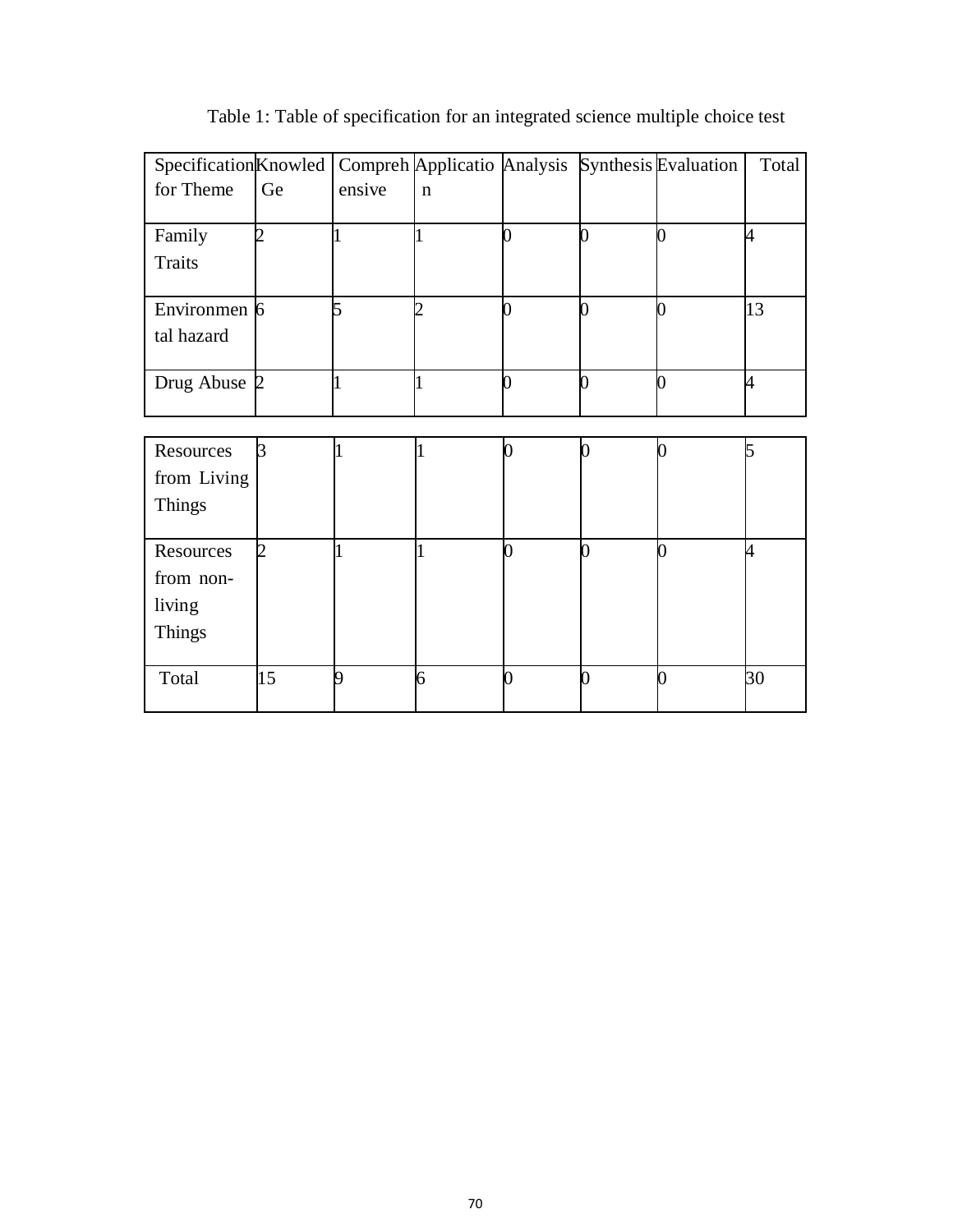Table 1: Table of specification for an integrated science multiple choice test

| Specification for Theme | Knowledge | Comprehensive | Application | Analysis | Synthesis | Evaluation | Total |
|---|---|---|---|---|---|---|---|
| Family Traits | 2 | 1 | 1 | 0 | 0 | 0 | 4 |
| Environmental hazard | 6 | 5 | 2 | 0 | 0 | 0 | 13 |
| Drug Abuse | 2 | 1 | 1 | 0 | 0 | 0 | 4 |
| Resources from Living Things | 3 | 1 | 1 | 0 | 0 | 0 | 5 |
| Resources from non-living Things | 2 | 1 | 1 | 0 | 0 | 0 | 4 |
| Total | 15 | 9 | 6 | 0 | 0 | 0 | 30 |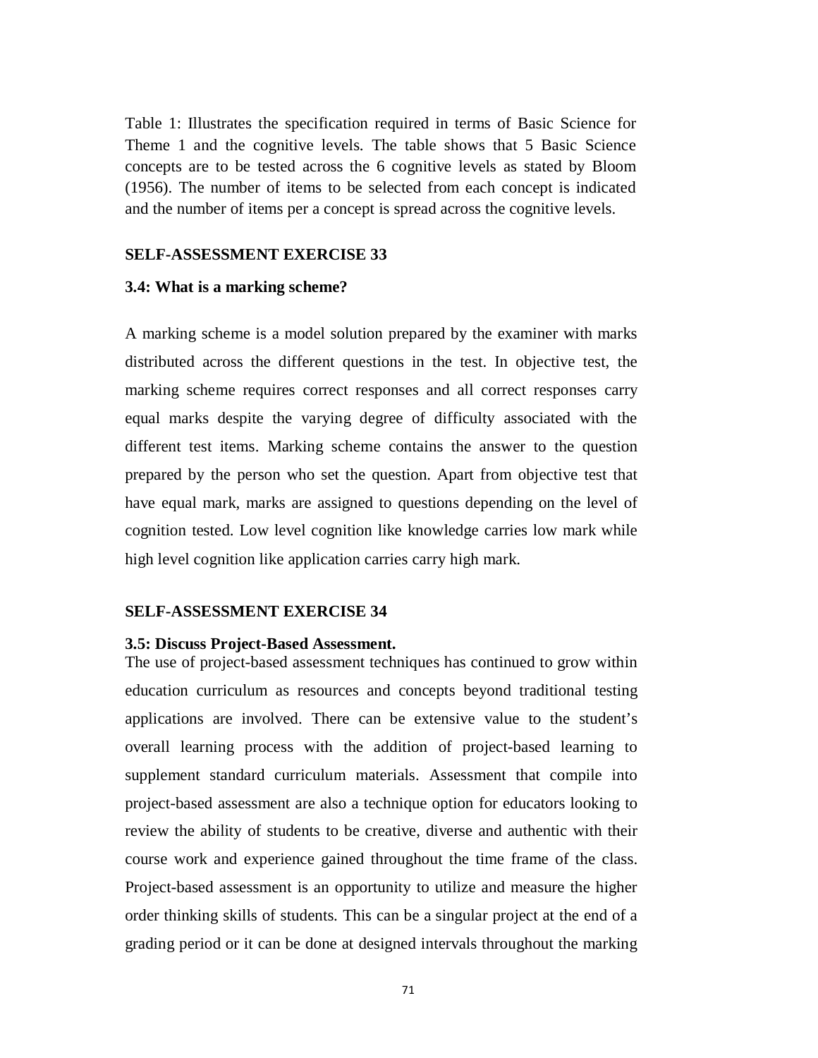Table 1: Illustrates the specification required in terms of Basic Science for Theme 1 and the cognitive levels. The table shows that 5 Basic Science concepts are to be tested across the 6 cognitive levels as stated by Bloom (1956). The number of items to be selected from each concept is indicated and the number of items per a concept is spread across the cognitive levels.

**SELF-ASSESSMENT EXERCISE 33**

**3.4: What is a marking scheme?**

A marking scheme is a model solution prepared by the examiner with marks distributed across the different questions in the test. In objective test, the marking scheme requires correct responses and all correct responses carry equal marks despite the varying degree of difficulty associated with the different test items. Marking scheme contains the answer to the question prepared by the person who set the question. Apart from objective test that have equal mark, marks are assigned to questions depending on the level of cognition tested. Low level cognition like knowledge carries low mark while high level cognition like application carries carry high mark.

**SELF-ASSESSMENT EXERCISE 34**

**3.5: Discuss Project-Based Assessment.**

The use of project-based assessment techniques has continued to grow within education curriculum as resources and concepts beyond traditional testing applications are involved. There can be extensive value to the student's overall learning process with the addition of project-based learning to supplement standard curriculum materials. Assessment that compile into project-based assessment are also a technique option for educators looking to review the ability of students to be creative, diverse and authentic with their course work and experience gained throughout the time frame of the class. Project-based assessment is an opportunity to utilize and measure the higher order thinking skills of students. This can be a singular project at the end of a grading period or it can be done at designed intervals throughout the marking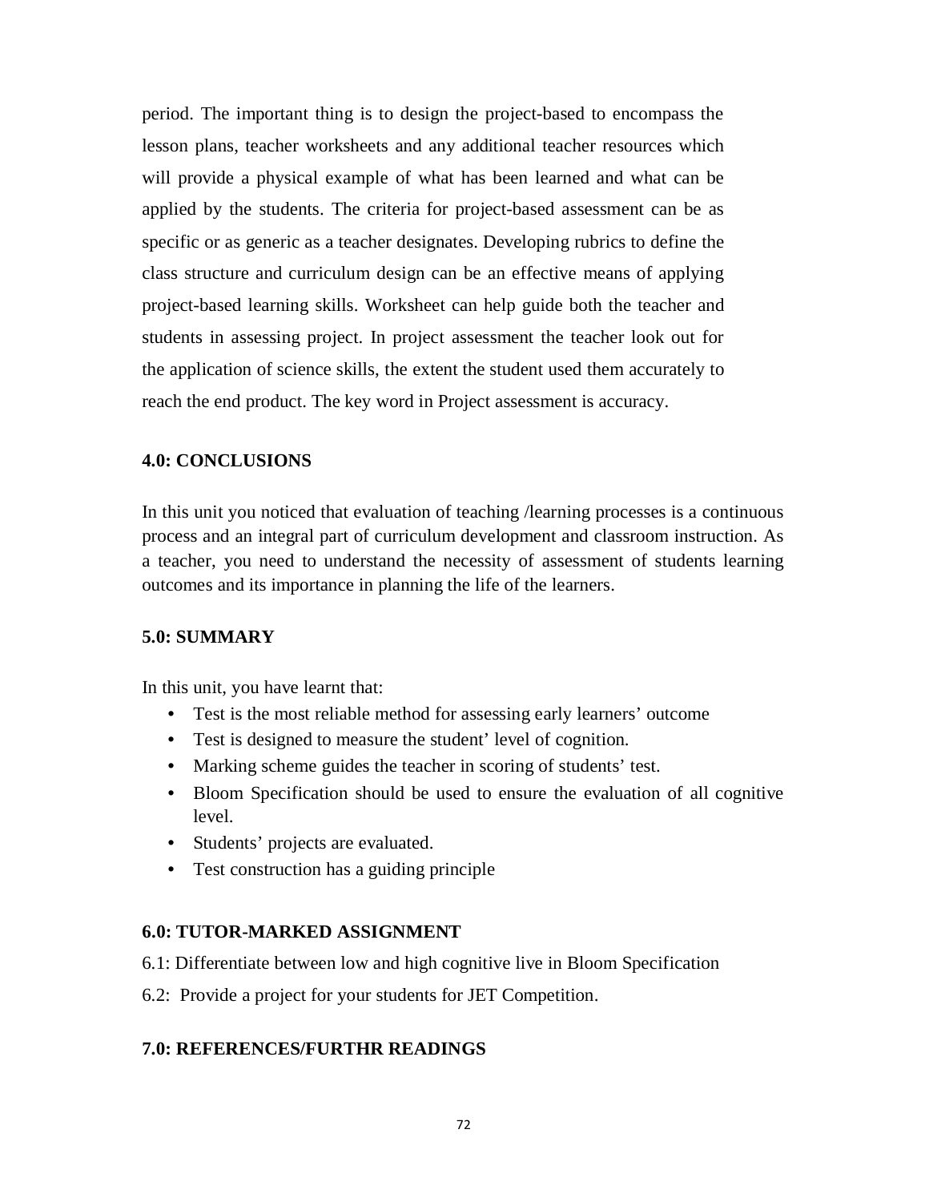period. The important thing is to design the project-based to encompass the lesson plans, teacher worksheets and any additional teacher resources which will provide a physical example of what has been learned and what can be applied by the students. The criteria for project-based assessment can be as specific or as generic as a teacher designates. Developing rubrics to define the class structure and curriculum design can be an effective means of applying project-based learning skills. Worksheet can help guide both the teacher and students in assessing project. In project assessment the teacher look out for the application of science skills, the extent the student used them accurately to reach the end product. The key word in Project assessment is accuracy.

## 4.0: CONCLUSIONS

In this unit you noticed that evaluation of teaching /learning processes is a continuous process and an integral part of curriculum development and classroom instruction. As a teacher, you need to understand the necessity of assessment of students learning outcomes and its importance in planning the life of the learners.

## 5.0: SUMMARY

In this unit, you have learnt that:

- Test is the most reliable method for assessing early learners' outcome
- Test is designed to measure the student' level of cognition.
- Marking scheme guides the teacher in scoring of students' test.
- Bloom Specification should be used to ensure the evaluation of all cognitive level.
- Students' projects are evaluated.
- Test construction has a guiding principle

## 6.0: TUTOR-MARKED ASSIGNMENT

6.1: Differentiate between low and high cognitive live in Bloom Specification

6.2: Provide a project for your students for JET Competition.

## 7.0: REFERENCES/FURTHR READINGS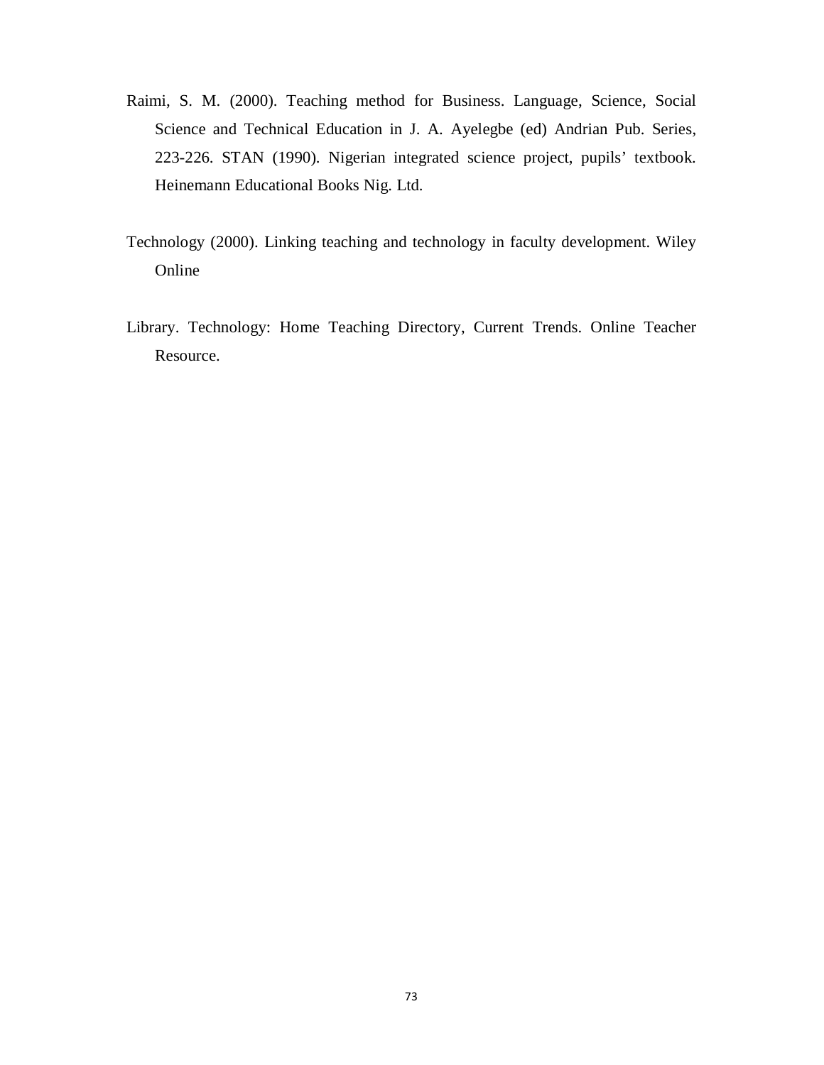Raimi, S. M. (2000). Teaching method for Business. Language, Science, Social Science and Technical Education in J. A. Ayelegbe (ed) Andrian Pub. Series, 223-226. STAN (1990). Nigerian integrated science project, pupils' textbook. Heinemann Educational Books Nig. Ltd.

Technology (2000). Linking teaching and technology in faculty development. Wiley Online

Library. Technology: Home Teaching Directory, Current Trends. Online Teacher Resource.